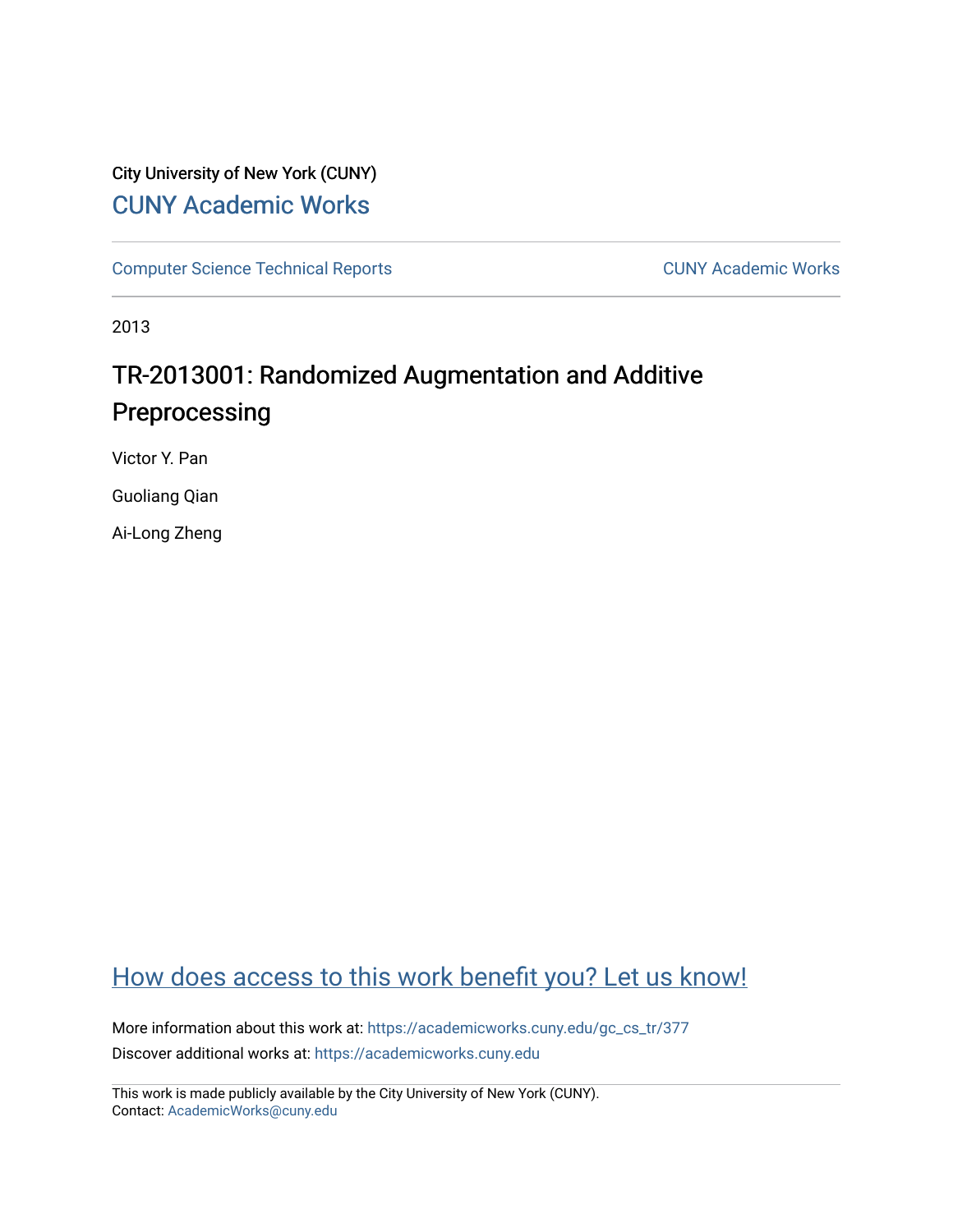City University of New York (CUNY)

CUNY Academic Works

Computer Science Technical Reports

CUNY Academic Works

2013

# TR-2013001: Randomized Augmentation and Additive Preprocessing

Victor Y. Pan

Guoliang Qian

Ai-Long Zheng

How does access to this work benefit you? Let us know!

More information about this work at: https://academicworks.cuny.edu/gc_cs_tr/377

Discover additional works at: https://academicworks.cuny.edu

This work is made publicly available by the City University of New York (CUNY).
Contact: AcademicWorks@cuny.edu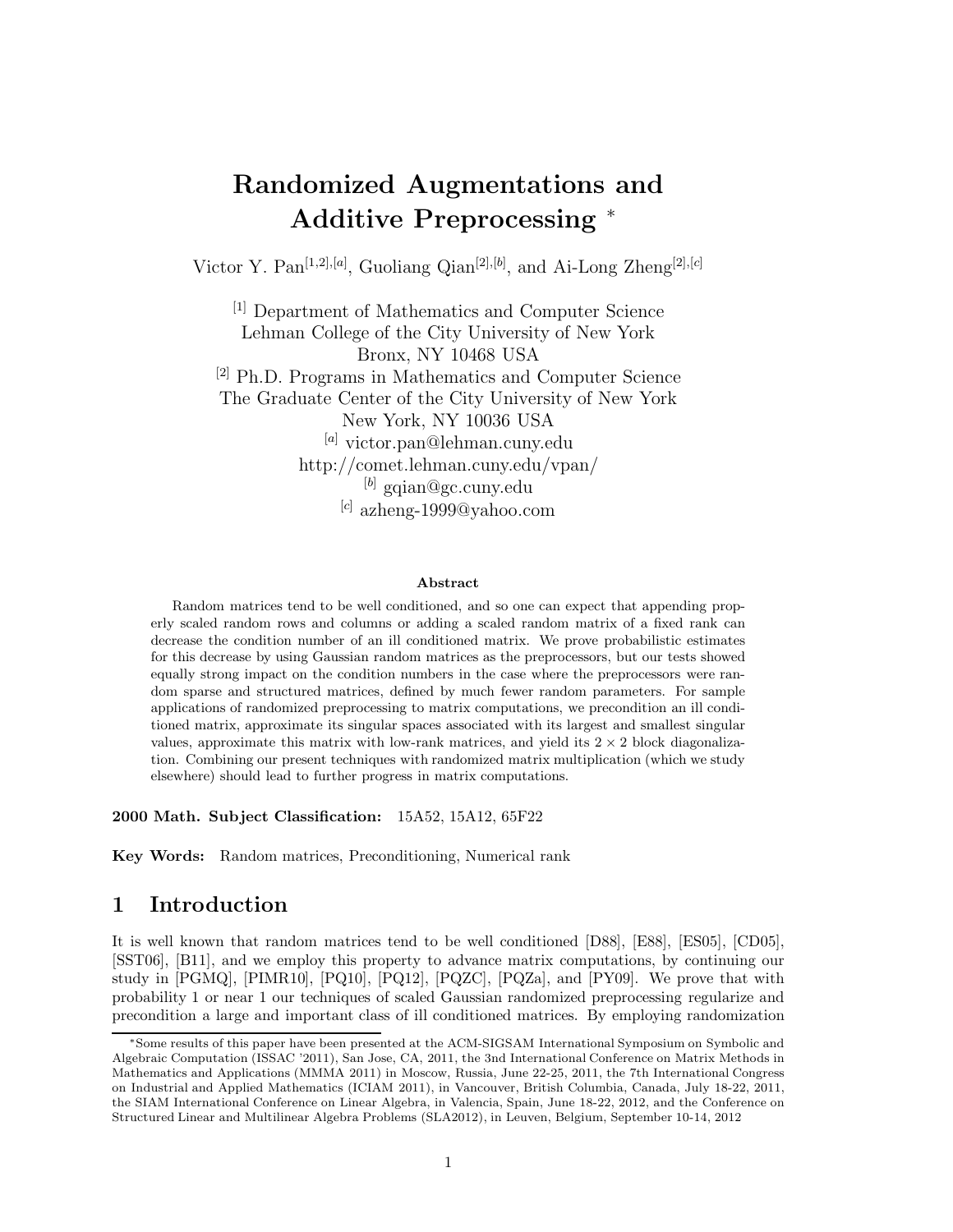# Randomized Augmentations and Additive Preprocessing *

Victor Y. Pan[1,2],[a], Guoliang Qian[2],[b], and Ai-Long Zheng[2],[c]

[1] Department of Mathematics and Computer Science
Lehman College of the City University of New York
Bronx, NY 10468 USA
[2] Ph.D. Programs in Mathematics and Computer Science
The Graduate Center of the City University of New York
New York, NY 10036 USA
[a] victor.pan@lehman.cuny.edu
http://comet.lehman.cuny.edu/vpan/
[b] gqian@gc.cuny.edu
[c] azheng-1999@yahoo.com

**Abstract**

Random matrices tend to be well conditioned, and so one can expect that appending properly scaled random rows and columns or adding a scaled random matrix of a fixed rank can decrease the condition number of an ill conditioned matrix. We prove probabilistic estimates for this decrease by using Gaussian random matrices as the preprocessors, but our tests showed equally strong impact on the condition numbers in the case where the preprocessors were random sparse and structured matrices, defined by much fewer random parameters. For sample applications of randomized preprocessing to matrix computations, we precondition an ill conditioned matrix, approximate its singular spaces associated with its largest and smallest singular values, approximate this matrix with low-rank matrices, and yield its $2 \times 2$ block diagonalization. Combining our present techniques with randomized matrix multiplication (which we study elsewhere) should lead to further progress in matrix computations.

**2000 Math. Subject Classification:** 15A52, 15A12, 65F22

**Key Words:** Random matrices, Preconditioning, Numerical rank

## 1 Introduction

It is well known that random matrices tend to be well conditioned [D88], [E88], [ES05], [CD05], [SST06], [B11], and we employ this property to advance matrix computations, by continuing our study in [PGMQ], [PIMR10], [PQ10], [PQ12], [PQZC], [PQZa], and [PY09]. We prove that with probability 1 or near 1 our techniques of scaled Gaussian randomized preprocessing regularize and precondition a large and important class of ill conditioned matrices. By employing randomization

*Some results of this paper have been presented at the ACM-SIGSAM International Symposium on Symbolic and Algebraic Computation (ISSAC '2011), San Jose, CA, 2011, the 3nd International Conference on Matrix Methods in Mathematics and Applications (MMMA 2011) in Moscow, Russia, June 22-25, 2011, the 7th International Congress on Industrial and Applied Mathematics (ICIAM 2011), in Vancouver, British Columbia, Canada, July 18-22, 2011, the SIAM International Conference on Linear Algebra, in Valencia, Spain, June 18-22, 2012, and the Conference on Structured Linear and Multilinear Algebra Problems (SLA2012), in Leuven, Belgium, September 10-14, 2012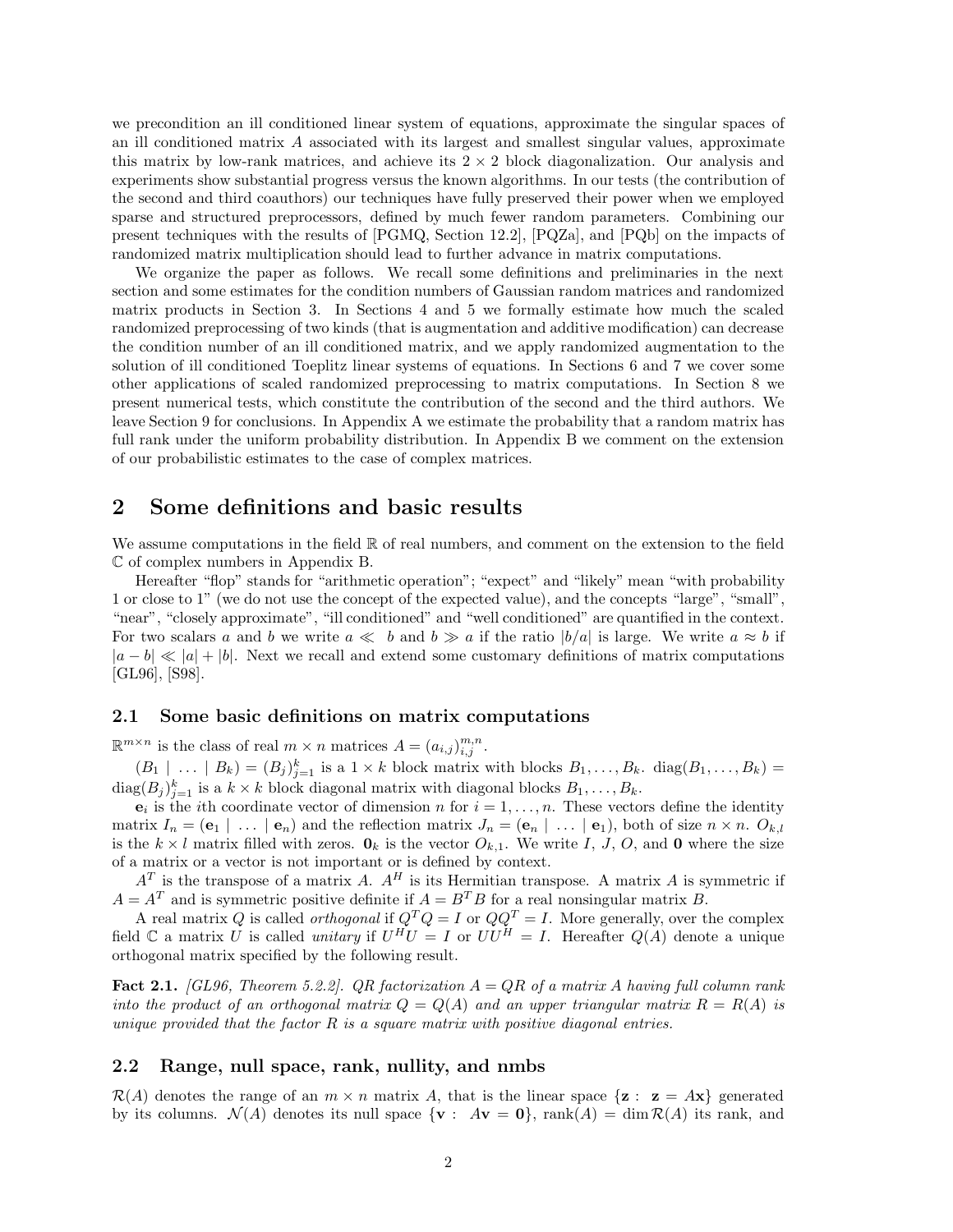we precondition an ill conditioned linear system of equations, approximate the singular spaces of an ill conditioned matrix $A$ associated with its largest and smallest singular values, approximate this matrix by low-rank matrices, and achieve its $2 \times 2$ block diagonalization. Our analysis and experiments show substantial progress versus the known algorithms. In our tests (the contribution of the second and third coauthors) our techniques have fully preserved their power when we employed sparse and structured preprocessors, defined by much fewer random parameters. Combining our present techniques with the results of [PGMQ, Section 12.2], [PQZa], and [PQb] on the impacts of randomized matrix multiplication should lead to further advance in matrix computations.

We organize the paper as follows. We recall some definitions and preliminaries in the next section and some estimates for the condition numbers of Gaussian random matrices and randomized matrix products in Section 3. In Sections 4 and 5 we formally estimate how much the scaled randomized preprocessing of two kinds (that is augmentation and additive modification) can decrease the condition number of an ill conditioned matrix, and we apply randomized augmentation to the solution of ill conditioned Toeplitz linear systems of equations. In Sections 6 and 7 we cover some other applications of scaled randomized preprocessing to matrix computations. In Section 8 we present numerical tests, which constitute the contribution of the second and the third authors. We leave Section 9 for conclusions. In Appendix A we estimate the probability that a random matrix has full rank under the uniform probability distribution. In Appendix B we comment on the extension of our probabilistic estimates to the case of complex matrices.

## 2 Some definitions and basic results

We assume computations in the field $\mathbb{R}$ of real numbers, and comment on the extension to the field $\mathbb{C}$ of complex numbers in Appendix B.

Hereafter "flop" stands for "arithmetic operation"; "expect" and "likely" mean "with probability 1 or close to 1" (we do not use the concept of the expected value), and the concepts "large", "small", "near", "closely approximate", "ill conditioned" and "well conditioned" are quantified in the context. For two scalars $a$ and $b$ we write $a \ll b$ and $b \gg a$ if the ratio $|b/a|$ is large. We write $a \approx b$ if $|a - b| \ll |a| + |b|$. Next we recall and extend some customary definitions of matrix computations [GL96], [S98].

### 2.1 Some basic definitions on matrix computations

$\mathbb{R}^{m \times n}$ is the class of real $m \times n$ matrices $A = (a_{i,j})_{i,j}^{m,n}$.

$(B_1 \mid \dots \mid B_k) = (B_j)_{j=1}^k$ is a $1 \times k$ block matrix with blocks $B_1, \dots, B_k$. $\operatorname{diag}(B_1, \dots, B_k) = \operatorname{diag}(B_j)_{j=1}^k$ is a $k \times k$ block diagonal matrix with diagonal blocks $B_1, \dots, B_k$.

$\mathbf{e}_i$ is the $i$th coordinate vector of dimension $n$ for $i = 1, \dots, n$. These vectors define the identity matrix $I_n = (\mathbf{e}_1 \mid \dots \mid \mathbf{e}_n)$ and the reflection matrix $J_n = (\mathbf{e}_n \mid \dots \mid \mathbf{e}_1)$, both of size $n \times n$. $O_{k,l}$ is the $k \times l$ matrix filled with zeros. $\mathbf{0}_k$ is the vector $O_{k,1}$. We write $I$, $J$, $O$, and $\mathbf{0}$ where the size of a matrix or a vector is not important or is defined by context.

$A^T$ is the transpose of a matrix $A$. $A^H$ is its Hermitian transpose. A matrix $A$ is symmetric if $A = A^T$ and is symmetric positive definite if $A = B^T B$ for a real nonsingular matrix $B$.

A real matrix $Q$ is called *orthogonal* if $Q^T Q = I$ or $QQ^T = I$. More generally, over the complex field $\mathbb{C}$ a matrix $U$ is called *unitary* if $U^H U = I$ or $UU^H = I$. Hereafter $Q(A)$ denote a unique orthogonal matrix specified by the following result.

**Fact 2.1.** *[GL96, Theorem 5.2.2]. QR factorization $A = QR$ of a matrix $A$ having full column rank into the product of an orthogonal matrix $Q = Q(A)$ and an upper triangular matrix $R = R(A)$ is unique provided that the factor $R$ is a square matrix with positive diagonal entries.*

### 2.2 Range, null space, rank, nullity, and nmbs

$\mathcal{R}(A)$ denotes the range of an $m \times n$ matrix $A$, that is the linear space $\{\mathbf{z} : \ \mathbf{z} = A\mathbf{x}\}$ generated by its columns. $\mathcal{N}(A)$ denotes its null space $\{\mathbf{v} : \ A\mathbf{v} = \mathbf{0}\}$, $\operatorname{rank}(A) = \dim \mathcal{R}(A)$ its rank, and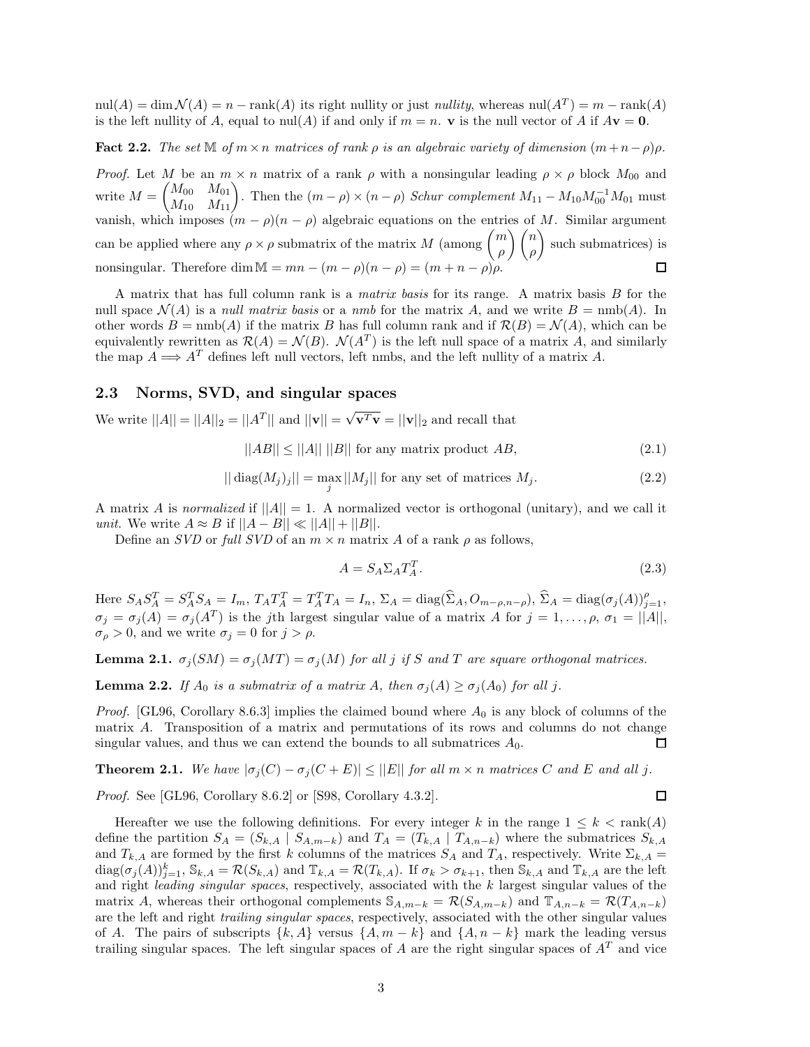$\text{nul}(A) = \dim \mathcal{N}(A) = n - \text{rank}(A)$ its right nullity or just *nullity*, whereas $\text{nul}(A^T) = m - \text{rank}(A)$ is the left nullity of $A$, equal to $\text{nul}(A)$ if and only if $m = n$. $\mathbf{v}$ is the null vector of $A$ if $A\mathbf{v} = \mathbf{0}$.

**Fact 2.2.** *The set* $\mathbb{M}$ *of* $m \times n$ *matrices of rank* $\rho$ *is an algebraic variety of dimension* $(m+n-\rho)\rho$.

*Proof.* Let $M$ be an $m \times n$ matrix of a rank $\rho$ with a nonsingular leading $\rho \times \rho$ block $M_{00}$ and write $M = \begin{pmatrix} M_{00} & M_{01} \\ M_{10} & M_{11} \end{pmatrix}$. Then the $(m-\rho) \times (n-\rho)$ *Schur complement* $M_{11} - M_{10}M_{00}^{-1}M_{01}$ must vanish, which imposes $(m-\rho)(n-\rho)$ algebraic equations on the entries of $M$. Similar argument can be applied where any $\rho \times \rho$ submatrix of the matrix $M$ (among $\binom{m}{\rho}\binom{n}{\rho}$ such submatrices) is nonsingular. Therefore $\dim \mathbb{M} = mn - (m-\rho)(n-\rho) = (m+n-\rho)\rho$. $\square$

A matrix that has full column rank is a *matrix basis* for its range. A matrix basis $B$ for the null space $\mathcal{N}(A)$ is a *null matrix basis* or a *nmb* for the matrix $A$, and we write $B = \text{nmb}(A)$. In other words $B = \text{nmb}(A)$ if the matrix $B$ has full column rank and if $\mathcal{R}(B) = \mathcal{N}(A)$, which can be equivalently rewritten as $\mathcal{R}(A) = \mathcal{N}(B)$. $\mathcal{N}(A^T)$ is the left null space of a matrix $A$, and similarly the map $A \Longrightarrow A^T$ defines left null vectors, left nmbs, and the left nullity of a matrix $A$.

## 2.3 Norms, SVD, and singular spaces

We write $||A|| = ||A||_2 = ||A^T||$ and $||\mathbf{v}|| = \sqrt{\mathbf{v}^T\mathbf{v}} = ||\mathbf{v}||_2$ and recall that

$$||AB|| \le ||A||\ ||B|| \text{ for any matrix product } AB, \tag{2.1}$$

$$||\operatorname{diag}(M_j)_j|| = \max_j ||M_j|| \text{ for any set of matrices } M_j. \tag{2.2}$$

A matrix $A$ is *normalized* if $||A|| = 1$. A normalized vector is orthogonal (unitary), and we call it *unit*. We write $A \approx B$ if $||A - B|| \ll ||A|| + ||B||$.

Define an *SVD* or *full SVD* of an $m \times n$ matrix $A$ of a rank $\rho$ as follows,

$$A = S_A \Sigma_A T_A^T. \tag{2.3}$$

Here $S_A S_A^T = S_A^T S_A = I_m$, $T_A T_A^T = T_A^T T_A = I_n$, $\Sigma_A = \operatorname{diag}(\widehat{\Sigma}_A, O_{m-\rho,n-\rho})$, $\widehat{\Sigma}_A = \operatorname{diag}(\sigma_j(A))_{j=1}^{\rho}$, $\sigma_j = \sigma_j(A) = \sigma_j(A^T)$ is the $j$th largest singular value of a matrix $A$ for $j = 1, \dots, \rho$, $\sigma_1 = ||A||$, $\sigma_\rho > 0$, and we write $\sigma_j = 0$ for $j > \rho$.

**Lemma 2.1.** $\sigma_j(SM) = \sigma_j(MT) = \sigma_j(M)$ *for all* $j$ *if* $S$ *and* $T$ *are square orthogonal matrices.*

**Lemma 2.2.** *If* $A_0$ *is a submatrix of a matrix* $A$*, then* $\sigma_j(A) \ge \sigma_j(A_0)$ *for all* $j$.

*Proof.* [GL96, Corollary 8.6.3] implies the claimed bound where $A_0$ is any block of columns of the matrix $A$. Transposition of a matrix and permutations of its rows and columns do not change singular values, and thus we can extend the bounds to all submatrices $A_0$. $\square$

**Theorem 2.1.** *We have* $|\sigma_j(C) - \sigma_j(C + E)| \le ||E||$ *for all* $m \times n$ *matrices* $C$ *and* $E$ *and all* $j$.

*Proof.* See [GL96, Corollary 8.6.2] or [S98, Corollary 4.3.2]. $\square$

Hereafter we use the following definitions. For every integer $k$ in the range $1 \le k < \text{rank}(A)$ define the partition $S_A = (S_{k,A} \mid S_{A,m-k})$ and $T_A = (T_{k,A} \mid T_{A,n-k})$ where the submatrices $S_{k,A}$ and $T_{k,A}$ are formed by the first $k$ columns of the matrices $S_A$ and $T_A$, respectively. Write $\Sigma_{k,A} = \operatorname{diag}(\sigma_j(A))_{j=1}^k$, $\mathbb{S}_{k,A} = \mathcal{R}(S_{k,A})$ and $\mathbb{T}_{k,A} = \mathcal{R}(T_{k,A})$. If $\sigma_k > \sigma_{k+1}$, then $\mathbb{S}_{k,A}$ and $\mathbb{T}_{k,A}$ are the left and right *leading singular spaces*, respectively, associated with the $k$ largest singular values of the matrix $A$, whereas their orthogonal complements $\mathbb{S}_{A,m-k} = \mathcal{R}(S_{A,m-k})$ and $\mathbb{T}_{A,n-k} = \mathcal{R}(T_{A,n-k})$ are the left and right *trailing singular spaces*, respectively, associated with the other singular values of $A$. The pairs of subscripts $\{k, A\}$ versus $\{A, m-k\}$ and $\{A, n-k\}$ mark the leading versus trailing singular spaces. The left singular spaces of $A$ are the right singular spaces of $A^T$ and vice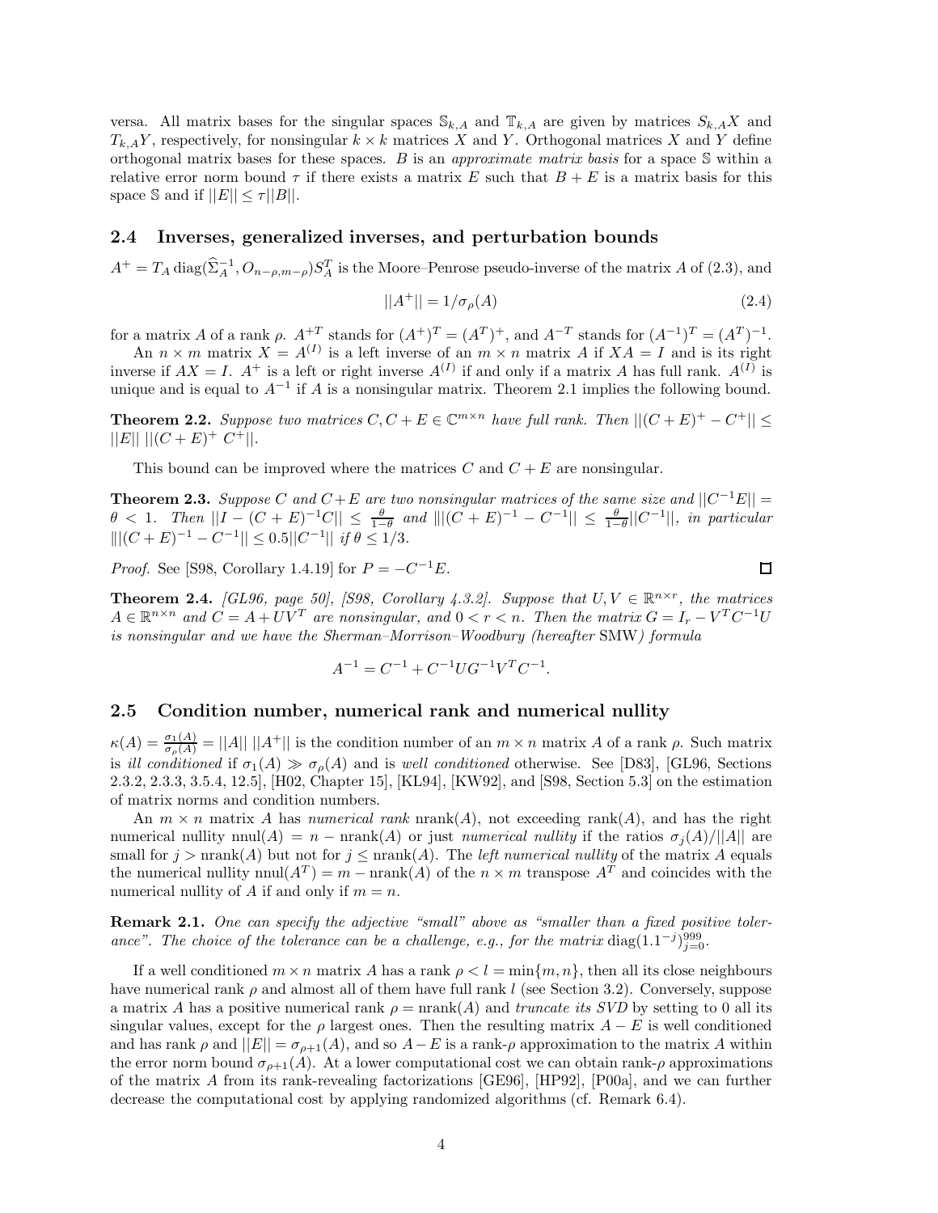versa. All matrix bases for the singular spaces $\mathbb{S}_{k,A}$ and $\mathbb{T}_{k,A}$ are given by matrices $S_{k,A}X$ and $T_{k,A}Y$, respectively, for nonsingular $k \times k$ matrices $X$ and $Y$. Orthogonal matrices $X$ and $Y$ define orthogonal matrix bases for these spaces. $B$ is an *approximate matrix basis* for a space $\mathbb{S}$ within a relative error norm bound $\tau$ if there exists a matrix $E$ such that $B + E$ is a matrix basis for this space $\mathbb{S}$ and if $||E|| \leq \tau ||B||$.

## 2.4 Inverses, generalized inverses, and perturbation bounds

$A^+ = T_A \operatorname{diag}(\widehat{\Sigma}_A^{-1}, O_{n-\rho,m-\rho}) S_A^T$ is the Moore–Penrose pseudo-inverse of the matrix $A$ of (2.3), and

$$||A^+|| = 1/\sigma_\rho(A) \tag{2.4}$$

for a matrix $A$ of a rank $\rho$. $A^{+T}$ stands for $(A^+)^T = (A^T)^+$, and $A^{-T}$ stands for $(A^{-1})^T = (A^T)^{-1}$.

An $n \times m$ matrix $X = A^{(I)}$ is a left inverse of an $m \times n$ matrix $A$ if $XA = I$ and is its right inverse if $AX = I$. $A^+$ is a left or right inverse $A^{(I)}$ if and only if a matrix $A$ has full rank. $A^{(I)}$ is unique and is equal to $A^{-1}$ if $A$ is a nonsingular matrix. Theorem 2.1 implies the following bound.

**Theorem 2.2.** *Suppose two matrices $C, C + E \in \mathbb{C}^{m\times n}$ have full rank. Then $||(C + E)^+ - C^+|| \leq ||E||\ ||(C + E)^+\ C^+||$.*

This bound can be improved where the matrices $C$ and $C + E$ are nonsingular.

**Theorem 2.3.** *Suppose $C$ and $C+E$ are two nonsingular matrices of the same size and $||C^{-1}E|| = \theta < 1$. Then $||I - (C + E)^{-1}C|| \leq \frac{\theta}{1-\theta}$ and $|||(C + E)^{-1} - C^{-1}|| \leq \frac{\theta}{1-\theta}||C^{-1}||$, in particular $|||(C + E)^{-1} - C^{-1}|| \leq 0.5||C^{-1}||$ if $\theta \leq 1/3$.*

*Proof.* See [S98, Corollary 1.4.19] for $P = -C^{-1}E$. □

**Theorem 2.4.** *[GL96, page 50], [S98, Corollary 4.3.2]. Suppose that $U, V \in \mathbb{R}^{n\times r}$, the matrices $A \in \mathbb{R}^{n\times n}$ and $C = A + UV^T$ are nonsingular, and $0 < r < n$. Then the matrix $G = I_r - V^T C^{-1} U$ is nonsingular and we have the Sherman–Morrison–Woodbury (hereafter* SMW*) formula*

$$A^{-1} = C^{-1} + C^{-1}UG^{-1}V^T C^{-1}.$$

## 2.5 Condition number, numerical rank and numerical nullity

$\kappa(A) = \frac{\sigma_1(A)}{\sigma_\rho(A)} = ||A||\ ||A^+||$ is the condition number of an $m \times n$ matrix $A$ of a rank $\rho$. Such matrix is *ill conditioned* if $\sigma_1(A) \gg \sigma_\rho(A)$ and is *well conditioned* otherwise. See [D83], [GL96, Sections 2.3.2, 2.3.3, 3.5.4, 12.5], [H02, Chapter 15], [KL94], [KW92], and [S98, Section 5.3] on the estimation of matrix norms and condition numbers.

An $m \times n$ matrix $A$ has *numerical rank* $\operatorname{nrank}(A)$, not exceeding $\operatorname{rank}(A)$, and has the right numerical nullity $\operatorname{nnul}(A) = n - \operatorname{nrank}(A)$ or just *numerical nullity* if the ratios $\sigma_j(A)/||A||$ are small for $j > \operatorname{nrank}(A)$ but not for $j \leq \operatorname{nrank}(A)$. The *left numerical nullity* of the matrix $A$ equals the numerical nullity $\operatorname{nnul}(A^T) = m - \operatorname{nrank}(A)$ of the $n \times m$ transpose $A^T$ and coincides with the numerical nullity of $A$ if and only if $m = n$.

**Remark 2.1.** *One can specify the adjective "small" above as "smaller than a fixed positive tolerance". The choice of the tolerance can be a challenge, e.g., for the matrix $\operatorname{diag}(1.1^{-j})_{j=0}^{999}$.*

If a well conditioned $m \times n$ matrix $A$ has a rank $\rho < l = \min\{m, n\}$, then all its close neighbours have numerical rank $\rho$ and almost all of them have full rank $l$ (see Section 3.2). Conversely, suppose a matrix $A$ has a positive numerical rank $\rho = \operatorname{nrank}(A)$ and *truncate its SVD* by setting to 0 all its singular values, except for the $\rho$ largest ones. Then the resulting matrix $A - E$ is well conditioned and has rank $\rho$ and $||E|| = \sigma_{\rho+1}(A)$, and so $A - E$ is a rank-$\rho$ approximation to the matrix $A$ within the error norm bound $\sigma_{\rho+1}(A)$. At a lower computational cost we can obtain rank-$\rho$ approximations of the matrix $A$ from its rank-revealing factorizations [GE96], [HP92], [P00a], and we can further decrease the computational cost by applying randomized algorithms (cf. Remark 6.4).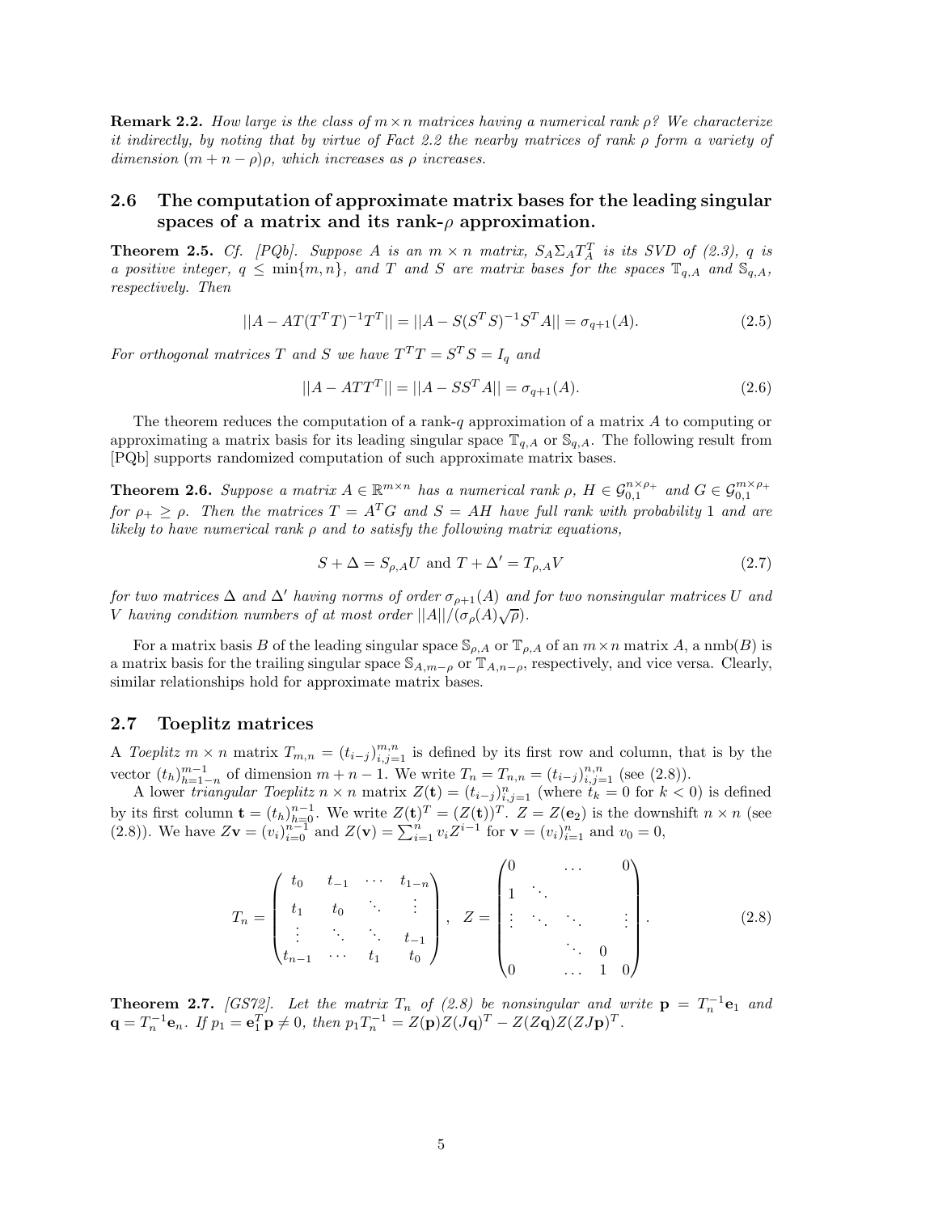**Remark 2.2.** *How large is the class of $m \times n$ matrices having a numerical rank $\rho$? We characterize it indirectly, by noting that by virtue of Fact 2.2 the nearby matrices of rank $\rho$ form a variety of dimension $(m + n - \rho)\rho$, which increases as $\rho$ increases.*

## 2.6 The computation of approximate matrix bases for the leading singular spaces of a matrix and its rank-$\rho$ approximation.

**Theorem 2.5.** *Cf. [PQb]. Suppose $A$ is an $m \times n$ matrix, $S_A \Sigma_A T_A^T$ is its SVD of (2.3), $q$ is a positive integer, $q \le \min\{m, n\}$, and $T$ and $S$ are matrix bases for the spaces $\mathbb{T}_{q,A}$ and $\mathbb{S}_{q,A}$, respectively. Then*

$$||A - AT(T^T T)^{-1} T^T|| = ||A - S(S^T S)^{-1} S^T A|| = \sigma_{q+1}(A). \tag{2.5}$$

*For orthogonal matrices $T$ and $S$ we have $T^T T = S^T S = I_q$ and*

$$||A - ATT^T|| = ||A - SS^T A|| = \sigma_{q+1}(A). \tag{2.6}$$

The theorem reduces the computation of a rank-$q$ approximation of a matrix $A$ to computing or approximating a matrix basis for its leading singular space $\mathbb{T}_{q,A}$ or $\mathbb{S}_{q,A}$. The following result from [PQb] supports randomized computation of such approximate matrix bases.

**Theorem 2.6.** *Suppose a matrix $A \in \mathbb{R}^{m \times n}$ has a numerical rank $\rho$, $H \in \mathcal{G}_{0,1}^{n \times \rho_+}$ and $G \in \mathcal{G}_{0,1}^{m \times \rho_+}$ for $\rho_+ \ge \rho$. Then the matrices $T = A^T G$ and $S = AH$ have full rank with probability 1 and are likely to have numerical rank $\rho$ and to satisfy the following matrix equations,*

$$S + \Delta = S_{\rho,A} U \text{ and } T + \Delta' = T_{\rho,A} V \tag{2.7}$$

*for two matrices $\Delta$ and $\Delta'$ having norms of order $\sigma_{\rho+1}(A)$ and for two nonsingular matrices $U$ and $V$ having condition numbers of at most order $||A||/(\sigma_\rho(A)\sqrt{\rho})$.*

For a matrix basis $B$ of the leading singular space $\mathbb{S}_{\rho,A}$ or $\mathbb{T}_{\rho,A}$ of an $m \times n$ matrix $A$, a nmb$(B)$ is a matrix basis for the trailing singular space $\mathbb{S}_{A,m-\rho}$ or $\mathbb{T}_{A,n-\rho}$, respectively, and vice versa. Clearly, similar relationships hold for approximate matrix bases.

## 2.7 Toeplitz matrices

A *Toeplitz* $m \times n$ matrix $T_{m,n} = (t_{i-j})_{i,j=1}^{m,n}$ is defined by its first row and column, that is by the vector $(t_h)_{h=1-n}^{m-1}$ of dimension $m + n - 1$. We write $T_n = T_{n,n} = (t_{i-j})_{i,j=1}^{n,n}$ (see (2.8)).

A lower *triangular Toeplitz* $n \times n$ matrix $Z(\mathbf{t}) = (t_{i-j})_{i,j=1}^{n}$ (where $t_k = 0$ for $k < 0$) is defined by its first column $\mathbf{t} = (t_h)_{h=0}^{n-1}$. We write $Z(\mathbf{t})^T = (Z(\mathbf{t}))^T$. $Z = Z(\mathbf{e}_2)$ is the downshift $n \times n$ (see (2.8)). We have $Z\mathbf{v} = (v_i)_{i=0}^{n-1}$ and $Z(\mathbf{v}) = \sum_{i=1}^{n} v_i Z^{i-1}$ for $\mathbf{v} = (v_i)_{i=1}^{n}$ and $v_0 = 0$,

$$T_n = \begin{pmatrix} t_0 & t_{-1} & \cdots & t_{1-n} \\ t_1 & t_0 & \ddots & \vdots \\ \vdots & \ddots & \ddots & t_{-1} \\ t_{n-1} & \cdots & t_1 & t_0 \end{pmatrix}, \quad Z = \begin{pmatrix} 0 & & \cdots & & 0 \\ 1 & \ddots & & & \\ \vdots & \ddots & \ddots & & \vdots \\ & & \ddots & 0 & \\ 0 & & \cdots & 1 & 0 \end{pmatrix}. \tag{2.8}$$

**Theorem 2.7.** *[GS72]. Let the matrix $T_n$ of (2.8) be nonsingular and write $\mathbf{p} = T_n^{-1}\mathbf{e}_1$ and $\mathbf{q} = T_n^{-1}\mathbf{e}_n$. If $p_1 = \mathbf{e}_1^T \mathbf{p} \neq 0$, then $p_1 T_n^{-1} = Z(\mathbf{p})Z(J\mathbf{q})^T - Z(Z\mathbf{q})Z(ZJ\mathbf{p})^T$.*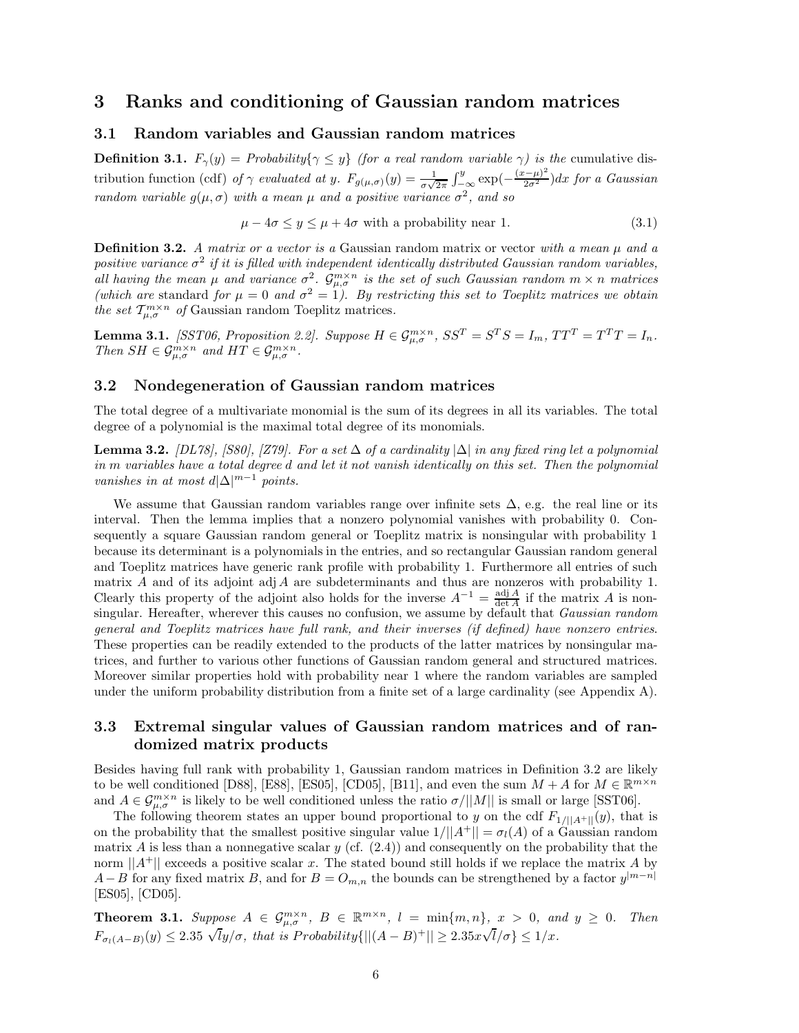# 3 Ranks and conditioning of Gaussian random matrices

## 3.1 Random variables and Gaussian random matrices

**Definition 3.1.** *$F_\gamma(y) = Probability\{\gamma \leq y\}$ (for a real random variable $\gamma$) is the* cumulative distribution function (cdf) *of $\gamma$ evaluated at $y$. $F_{g(\mu,\sigma)}(y) = \frac{1}{\sigma\sqrt{2\pi}}\int_{-\infty}^{y}\exp(-\frac{(x-\mu)^2}{2\sigma^2})dx$ for a Gaussian random variable $g(\mu,\sigma)$ with a mean $\mu$ and a positive variance $\sigma^2$, and so*

$$\mu - 4\sigma \leq y \leq \mu + 4\sigma \text{ with a probability near 1.} \tag{3.1}$$

**Definition 3.2.** *A matrix or a vector is a* Gaussian random matrix or vector *with a mean $\mu$ and a positive variance $\sigma^2$ if it is filled with independent identically distributed Gaussian random variables, all having the mean $\mu$ and variance $\sigma^2$. $\mathcal{G}_{\mu,\sigma}^{m\times n}$ is the set of such Gaussian random $m \times n$ matrices (which are* standard *for $\mu = 0$ and $\sigma^2 = 1$). By restricting this set to Toeplitz matrices we obtain the set $\mathcal{T}_{\mu,\sigma}^{m\times n}$ of* Gaussian random Toeplitz matrices.

**Lemma 3.1.** *[SST06, Proposition 2.2]. Suppose $H \in \mathcal{G}_{\mu,\sigma}^{m\times n}$, $SS^T = S^TS = I_m$, $TT^T = T^TT = I_n$. Then $SH \in \mathcal{G}_{\mu,\sigma}^{m\times n}$ and $HT \in \mathcal{G}_{\mu,\sigma}^{m\times n}$.*

## 3.2 Nondegeneration of Gaussian random matrices

The total degree of a multivariate monomial is the sum of its degrees in all its variables. The total degree of a polynomial is the maximal total degree of its monomials.

**Lemma 3.2.** *[DL78], [S80], [Z79]. For a set $\Delta$ of a cardinality $|\Delta|$ in any fixed ring let a polynomial in $m$ variables have a total degree $d$ and let it not vanish identically on this set. Then the polynomial vanishes in at most $d|\Delta|^{m-1}$ points.*

We assume that Gaussian random variables range over infinite sets $\Delta$, e.g. the real line or its interval. Then the lemma implies that a nonzero polynomial vanishes with probability 0. Consequently a square Gaussian random general or Toeplitz matrix is nonsingular with probability 1 because its determinant is a polynomials in the entries, and so rectangular Gaussian random general and Toeplitz matrices have generic rank profile with probability 1. Furthermore all entries of such matrix $A$ and of its adjoint $\operatorname{adj} A$ are subdeterminants and thus are nonzeros with probability 1. Clearly this property of the adjoint also holds for the inverse $A^{-1} = \frac{\operatorname{adj} A}{\det A}$ if the matrix $A$ is nonsingular. Hereafter, wherever this causes no confusion, we assume by default that *Gaussian random general and Toeplitz matrices have full rank, and their inverses (if defined) have nonzero entries*. These properties can be readily extended to the products of the latter matrices by nonsingular matrices, and further to various other functions of Gaussian random general and structured matrices. Moreover similar properties hold with probability near 1 where the random variables are sampled under the uniform probability distribution from a finite set of a large cardinality (see Appendix A).

## 3.3 Extremal singular values of Gaussian random matrices and of randomized matrix products

Besides having full rank with probability 1, Gaussian random matrices in Definition 3.2 are likely to be well conditioned [D88], [E88], [ES05], [CD05], [B11], and even the sum $M + A$ for $M \in \mathbb{R}^{m\times n}$ and $A \in \mathcal{G}_{\mu,\sigma}^{m\times n}$ is likely to be well conditioned unless the ratio $\sigma/||M||$ is small or large [SST06].

The following theorem states an upper bound proportional to $y$ on the cdf $F_{1/||A^+||}(y)$, that is on the probability that the smallest positive singular value $1/||A^+|| = \sigma_l(A)$ of a Gaussian random matrix $A$ is less than a nonnegative scalar $y$ (cf. (2.4)) and consequently on the probability that the norm $||A^+||$ exceeds a positive scalar $x$. The stated bound still holds if we replace the matrix $A$ by $A - B$ for any fixed matrix $B$, and for $B = O_{m,n}$ the bounds can be strengthened by a factor $y^{|m-n|}$ [ES05], [CD05].

**Theorem 3.1.** *Suppose $A \in \mathcal{G}_{\mu,\sigma}^{m\times n}$, $B \in \mathbb{R}^{m\times n}$, $l = \min\{m, n\}$, $x > 0$, and $y \geq 0$. Then $F_{\sigma_l(A-B)}(y) \leq 2.35\sqrt{l}y/\sigma$, that is $Probability\{||(A - B)^+|| \geq 2.35x\sqrt{l}/\sigma\} \leq 1/x$.*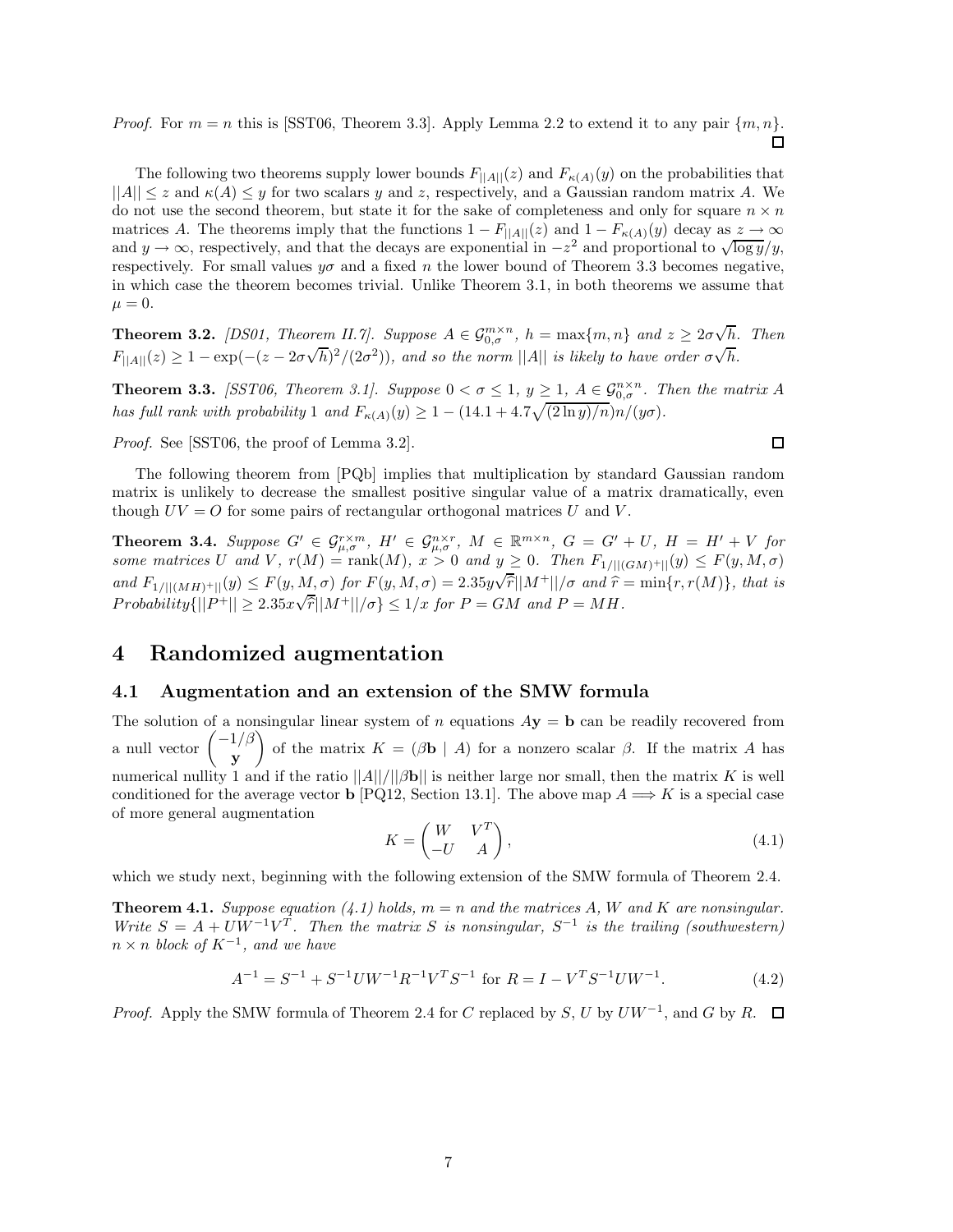*Proof.* For $m = n$ this is [SST06, Theorem 3.3]. Apply Lemma 2.2 to extend it to any pair $\{m, n\}$. □

The following two theorems supply lower bounds $F_{||A||}(z)$ and $F_{\kappa(A)}(y)$ on the probabilities that $||A|| \le z$ and $\kappa(A) \le y$ for two scalars $y$ and $z$, respectively, and a Gaussian random matrix $A$. We do not use the second theorem, but state it for the sake of completeness and only for square $n \times n$ matrices $A$. The theorems imply that the functions $1 - F_{||A||}(z)$ and $1 - F_{\kappa(A)}(y)$ decay as $z \to \infty$ and $y \to \infty$, respectively, and that the decays are exponential in $-z^2$ and proportional to $\sqrt{\log y}/y$, respectively. For small values $y\sigma$ and a fixed $n$ the lower bound of Theorem 3.3 becomes negative, in which case the theorem becomes trivial. Unlike Theorem 3.1, in both theorems we assume that $\mu = 0$.

**Theorem 3.2.** *[DS01, Theorem II.7]. Suppose $A \in \mathcal{G}_{0,\sigma}^{m\times n}$, $h = \max\{m, n\}$ and $z \ge 2\sigma\sqrt{h}$. Then $F_{||A||}(z) \ge 1 - \exp(-(z - 2\sigma\sqrt{h})^2/(2\sigma^2))$, and so the norm $||A||$ is likely to have order $\sigma\sqrt{h}$.*

**Theorem 3.3.** *[SST06, Theorem 3.1]. Suppose $0 < \sigma \le 1$, $y \ge 1$, $A \in \mathcal{G}_{0,\sigma}^{n\times n}$. Then the matrix $A$ has full rank with probability 1 and $F_{\kappa(A)}(y) \ge 1 - (14.1 + 4.7\sqrt{(2\ln y)/n})n/(y\sigma)$.*

*Proof.* See [SST06, the proof of Lemma 3.2]. □

The following theorem from [PQb] implies that multiplication by standard Gaussian random matrix is unlikely to decrease the smallest positive singular value of a matrix dramatically, even though $UV = O$ for some pairs of rectangular orthogonal matrices $U$ and $V$.

**Theorem 3.4.** *Suppose $G' \in \mathcal{G}_{\mu,\sigma}^{r\times m}$, $H' \in \mathcal{G}_{\mu,\sigma}^{n\times r}$, $M \in \mathbb{R}^{m\times n}$, $G = G' + U$, $H = H' + V$ for some matrices $U$ and $V$, $r(M) = \operatorname{rank}(M)$, $x > 0$ and $y \ge 0$. Then $F_{1/||(GM)^+||}(y) \le F(y, M, \sigma)$ and $F_{1/||(MH)^+||}(y) \le F(y, M, \sigma)$ for $F(y, M, \sigma) = 2.35y\sqrt{\widehat{r}}||M^+||/\sigma$ and $\widehat{r} = \min\{r, r(M)\}$, that is $Probability\{||P^+|| \ge 2.35x\sqrt{\widehat{r}}||M^+||/\sigma\} \le 1/x$ for $P = GM$ and $P = MH$.*

# 4 Randomized augmentation

## 4.1 Augmentation and an extension of the SMW formula

The solution of a nonsingular linear system of $n$ equations $A\mathbf{y} = \mathbf{b}$ can be readily recovered from a null vector $\begin{pmatrix} -1/\beta \\ \mathbf{y} \end{pmatrix}$ of the matrix $K = (\beta\mathbf{b} \mid A)$ for a nonzero scalar $\beta$. If the matrix $A$ has numerical nullity 1 and if the ratio $||A||/||\beta\mathbf{b}||$ is neither large nor small, then the matrix $K$ is well conditioned for the average vector $\mathbf{b}$ [PQ12, Section 13.1]. The above map $A \Longrightarrow K$ is a special case of more general augmentation

$$K = \begin{pmatrix} W & V^T \\ -U & A \end{pmatrix}, \tag{4.1}$$

which we study next, beginning with the following extension of the SMW formula of Theorem 2.4.

**Theorem 4.1.** *Suppose equation (4.1) holds, $m = n$ and the matrices $A$, $W$ and $K$ are nonsingular. Write $S = A + UW^{-1}V^T$. Then the matrix $S$ is nonsingular, $S^{-1}$ is the trailing (southwestern) $n \times n$ block of $K^{-1}$, and we have*

$$A^{-1} = S^{-1} + S^{-1}UW^{-1}R^{-1}V^TS^{-1} \text{ for } R = I - V^TS^{-1}UW^{-1}. \tag{4.2}$$

*Proof.* Apply the SMW formula of Theorem 2.4 for $C$ replaced by $S$, $U$ by $UW^{-1}$, and $G$ by $R$. □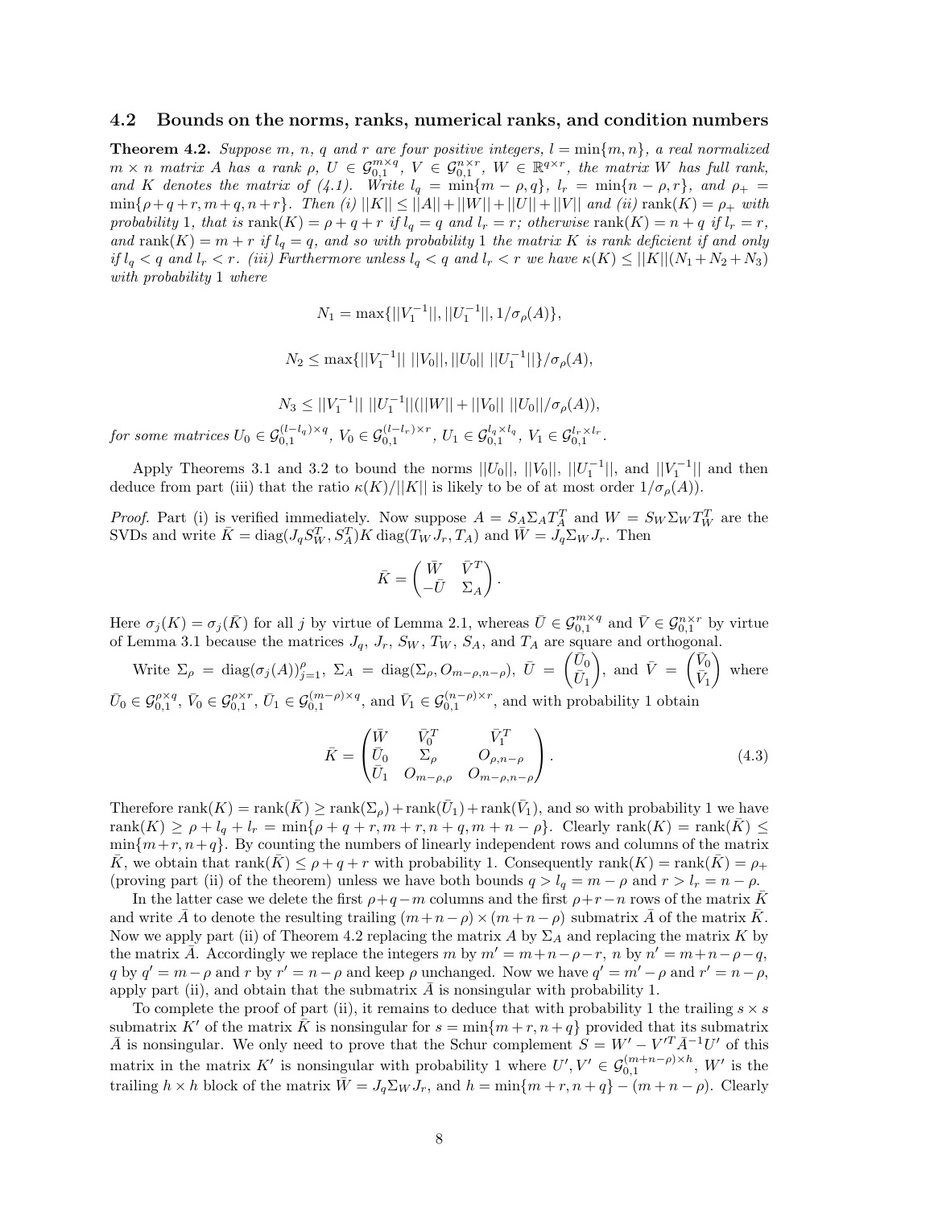### 4.2 Bounds on the norms, ranks, numerical ranks, and condition numbers

**Theorem 4.2.** *Suppose $m$, $n$, $q$ and $r$ are four positive integers, $l = \min\{m, n\}$, a real normalized $m \times n$ matrix $A$ has a rank $\rho$, $U \in \mathcal{G}_{0,1}^{m\times q}$, $V \in \mathcal{G}_{0,1}^{n\times r}$, $W \in \mathbb{R}^{q\times r}$, the matrix $W$ has full rank, and $K$ denotes the matrix of (4.1). Write $l_q = \min\{m-\rho, q\}$, $l_r = \min\{n-\rho, r\}$, and $\rho_+ = \min\{\rho+q+r, m+q, n+r\}$. Then (i) $||K|| \le ||A||+||W||+||U||+||V||$ and (ii) $\operatorname{rank}(K) = \rho_+$ with probability 1, that is $\operatorname{rank}(K) = \rho+q+r$ if $l_q = q$ and $l_r = r$; otherwise $\operatorname{rank}(K) = n+q$ if $l_r = r$, and $\operatorname{rank}(K) = m+r$ if $l_q = q$, and so with probability 1 the matrix $K$ is rank deficient if and only if $l_q < q$ and $l_r < r$. (iii) Furthermore unless $l_q < q$ and $l_r < r$ we have $\kappa(K) \le ||K||(N_1+N_2+N_3)$ with probability 1 where*

$$N_1 = \max\{||V_1^{-1}||, ||U_1^{-1}||, 1/\sigma_\rho(A)\},$$

$$N_2 \le \max\{||V_1^{-1}||\ ||V_0||, ||U_0||\ ||U_1^{-1}||\}/\sigma_\rho(A),$$

$$N_3 \le ||V_1^{-1}||\ ||U_1^{-1}||(||W|| + ||V_0||\ ||U_0||/\sigma_\rho(A)),$$

*for some matrices $U_0 \in \mathcal{G}_{0,1}^{(l-l_q)\times q}$, $V_0 \in \mathcal{G}_{0,1}^{(l-l_r)\times r}$, $U_1 \in \mathcal{G}_{0,1}^{l_q\times l_q}$, $V_1 \in \mathcal{G}_{0,1}^{l_r\times l_r}$.*

Apply Theorems 3.1 and 3.2 to bound the norms $||U_0||$, $||V_0||$, $||U_1^{-1}||$, and $||V_1^{-1}||$ and then deduce from part (iii) that the ratio $\kappa(K)/||K||$ is likely to be of at most order $1/\sigma_\rho(A)$).

*Proof.* Part (i) is verified immediately. Now suppose $A = S_A\Sigma_A T_A^T$ and $W = S_W\Sigma_W T_W^T$ are the SVDs and write $\bar{K} = \operatorname{diag}(J_q S_W^T, S_A^T)K\operatorname{diag}(T_W J_r, T_A)$ and $\bar{W} = J_q\Sigma_W J_r$. Then

$$\bar{K} = \begin{pmatrix} \bar{W} & \bar{V}^T \\ -\bar{U} & \Sigma_A \end{pmatrix}.$$

Here $\sigma_j(K) = \sigma_j(\bar{K})$ for all $j$ by virtue of Lemma 2.1, whereas $\bar{U} \in \mathcal{G}_{0,1}^{m\times q}$ and $\bar{V} \in \mathcal{G}_{0,1}^{n\times r}$ by virtue of Lemma 3.1 because the matrices $J_q$, $J_r$, $S_W$, $T_W$, $S_A$, and $T_A$ are square and orthogonal.

Write $\Sigma_\rho = \operatorname{diag}(\sigma_j(A))_{j=1}^{\rho}$, $\Sigma_A = \operatorname{diag}(\Sigma_\rho, O_{m-\rho,n-\rho})$, $\bar{U} = \begin{pmatrix} \bar{U}_0 \\ \bar{U}_1 \end{pmatrix}$, and $\bar{V} = \begin{pmatrix} \bar{V}_0 \\ \bar{V}_1 \end{pmatrix}$ where $\bar{U}_0 \in \mathcal{G}_{0,1}^{\rho\times q}$, $\bar{V}_0 \in \mathcal{G}_{0,1}^{\rho\times r}$, $\bar{U}_1 \in \mathcal{G}_{0,1}^{(m-\rho)\times q}$, and $\bar{V}_1 \in \mathcal{G}_{0,1}^{(n-\rho)\times r}$, and with probability 1 obtain

$$\bar{K} = \begin{pmatrix} \bar{W} & \bar{V}_0^T & \bar{V}_1^T \\ \bar{U}_0 & \Sigma_\rho & O_{\rho,n-\rho} \\ \bar{U}_1 & O_{m-\rho,\rho} & O_{m-\rho,n-\rho} \end{pmatrix}. \tag{4.3}$$

Therefore $\operatorname{rank}(K) = \operatorname{rank}(\bar{K}) \ge \operatorname{rank}(\Sigma_\rho) + \operatorname{rank}(\bar{U}_1) + \operatorname{rank}(\bar{V}_1)$, and so with probability 1 we have $\operatorname{rank}(K) \ge \rho + l_q + l_r = \min\{\rho+q+r, m+r, n+q, m+n-\rho\}$. Clearly $\operatorname{rank}(K) = \operatorname{rank}(\bar{K}) \le \min\{m+r, n+q\}$. By counting the numbers of linearly independent rows and columns of the matrix $\bar{K}$, we obtain that $\operatorname{rank}(\bar{K}) \le \rho+q+r$ with probability 1. Consequently $\operatorname{rank}(K) = \operatorname{rank}(\bar{K}) = \rho_+$ (proving part (ii) of the theorem) unless we have both bounds $q > l_q = m-\rho$ and $r > l_r = n-\rho$.

In the latter case we delete the first $\rho+q-m$ columns and the first $\rho+r-n$ rows of the matrix $\bar{K}$ and write $\bar{A}$ to denote the resulting trailing $(m+n-\rho)\times(m+n-\rho)$ submatrix $\bar{A}$ of the matrix $\bar{K}$. Now we apply part (ii) of Theorem 4.2 replacing the matrix $A$ by $\Sigma_A$ and replacing the matrix $K$ by the matrix $\bar{A}$. Accordingly we replace the integers $m$ by $m' = m+n-\rho-r$, $n$ by $n' = m+n-\rho-q$, $q$ by $q' = m-\rho$ and $r$ by $r' = n-\rho$ and keep $\rho$ unchanged. Now we have $q' = m'-\rho$ and $r' = n-\rho$, apply part (ii), and obtain that the submatrix $\bar{A}$ is nonsingular with probability 1.

To complete the proof of part (ii), it remains to deduce that with probability 1 the trailing $s \times s$ submatrix $K'$ of the matrix $\bar{K}$ is nonsingular for $s = \min\{m+r, n+q\}$ provided that its submatrix $\bar{A}$ is nonsingular. We only need to prove that the Schur complement $S = W' - V'^T\bar{A}^{-1}U'$ of this matrix in the matrix $K'$ is nonsingular with probability 1 where $U', V' \in \mathcal{G}_{0,1}^{(m+n-\rho)\times h}$, $W'$ is the trailing $h \times h$ block of the matrix $\bar{W} = J_q\Sigma_W J_r$, and $h = \min\{m+r, n+q\} - (m+n-\rho)$. Clearly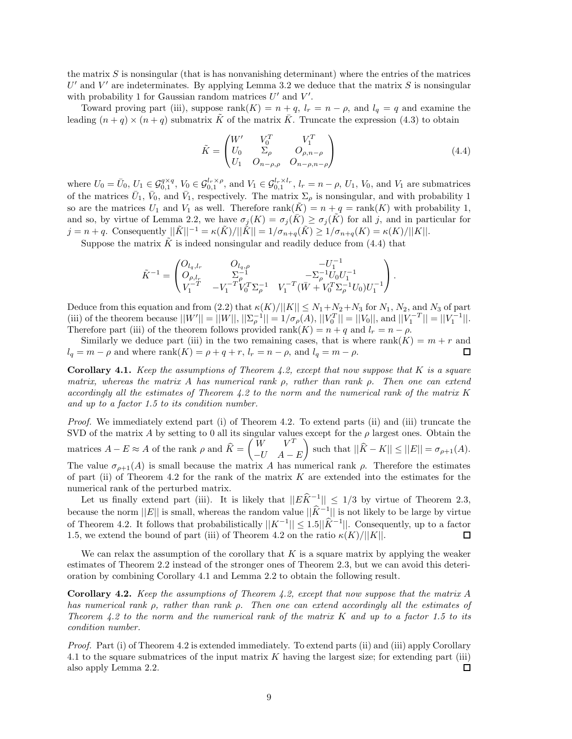the matrix $S$ is nonsingular (that is has nonvanishing determinant) where the entries of the matrices $U'$ and $V'$ are indeterminates. By applying Lemma 3.2 we deduce that the matrix $S$ is nonsingular with probability 1 for Gaussian random matrices $U'$ and $V'$.

Toward proving part (iii), suppose $\text{rank}(K) = n + q$, $l_r = n - \rho$, and $l_q = q$ and examine the leading $(n + q) \times (n + q)$ submatrix $\tilde{K}$ of the matrix $\bar{K}$. Truncate the expression (4.3) to obtain

$$\tilde{K} = \begin{pmatrix} W' & V_0^T & V_1^T \\ U_0 & \Sigma_\rho & O_{\rho,n-\rho} \\ U_1 & O_{n-\rho,\rho} & O_{n-\rho,n-\rho} \end{pmatrix} \tag{4.4}$$

where $U_0 = \bar{U}_0$, $U_1 \in \mathcal{G}_{0,1}^{q \times q}$, $V_0 \in \mathcal{G}_{0,1}^{l_r \times \rho}$, and $V_1 \in \mathcal{G}_{0,1}^{l_r \times l_r}$, $l_r = n - \rho$, $U_1$, $V_0$, and $V_1$ are submatrices of the matrices $\bar{U}_1$, $\bar{V}_0$, and $\bar{V}_1$, respectively. The matrix $\Sigma_\rho$ is nonsingular, and with probability 1 so are the matrices $U_1$ and $V_1$ as well. Therefore $\text{rank}(\tilde{K}) = n + q = \text{rank}(K)$ with probability 1, and so, by virtue of Lemma 2.2, we have $\sigma_j(K) = \sigma_j(\bar{K}) \geq \sigma_j(\tilde{K})$ for all $j$, and in particular for $j = n + q$. Consequently $||\tilde{K}||^{-1} = \kappa(\tilde{K})/||\tilde{K}|| = 1/\sigma_{n+q}(\tilde{K}) \geq 1/\sigma_{n+q}(K) = \kappa(K)/||K||$.

Suppose the matrix $\tilde{K}$ is indeed nonsingular and readily deduce from (4.4) that

$$\tilde{K}^{-1} = \begin{pmatrix} O_{l_q,l_r} & O_{l_q,\rho} & -U_1^{-1} \\ O_{\rho,l_r} & \Sigma_\rho^{-1} & -\Sigma_\rho^{-1} U_0 U_1^{-1} \\ V_1^{-T} & -V_1^{-T} V_0^T \Sigma_\rho^{-1} & V_1^{-T}(\bar{W} + V_0^T \Sigma_\rho^{-1} U_0) U_1^{-1} \end{pmatrix}.$$

Deduce from this equation and from (2.2) that $\kappa(K)/||K|| \leq N_1 + N_2 + N_3$ for $N_1$, $N_2$, and $N_3$ of part (iii) of the theorem because $||W'|| = ||W||$, $||\Sigma_\rho^{-1}|| = 1/\sigma_\rho(A)$, $||V_0^T|| = ||V_0||$, and $||V_1^{-T}|| = ||V_1^{-1}||$. Therefore part (iii) of the theorem follows provided $\text{rank}(K) = n + q$ and $l_r = n - \rho$.

Similarly we deduce part (iii) in the two remaining cases, that is where $\text{rank}(K) = m + r$ and $l_q = m - \rho$ and where $\text{rank}(K) = \rho + q + r$, $l_r = n - \rho$, and $l_q = m - \rho$. ☐

**Corollary 4.1.** *Keep the assumptions of Theorem 4.2, except that now suppose that $K$ is a square matrix, whereas the matrix $A$ has numerical rank $\rho$, rather than rank $\rho$. Then one can extend accordingly all the estimates of Theorem 4.2 to the norm and the numerical rank of the matrix $K$ and up to a factor 1.5 to its condition number.*

*Proof.* We immediately extend part (i) of Theorem 4.2. To extend parts (ii) and (iii) truncate the SVD of the matrix $A$ by setting to 0 all its singular values except for the $\rho$ largest ones. Obtain the matrices $A - E \approx A$ of the rank $\rho$ and $\widehat{K} = \begin{pmatrix} W & V^T \\ -U & A - E \end{pmatrix}$ such that $||\widehat{K} - K|| \leq ||E|| = \sigma_{\rho+1}(A)$. The value $\sigma_{\rho+1}(A)$ is small because the matrix $A$ has numerical rank $\rho$. Therefore the estimates of part (ii) of Theorem 4.2 for the rank of the matrix $K$ are extended into the estimates for the numerical rank of the perturbed matrix.

Let us finally extend part (iii). It is likely that $||E\widehat{K}^{-1}|| \leq 1/3$ by virtue of Theorem 2.3, because the norm $||E||$ is small, whereas the random value $||\widehat{K}^{-1}||$ is not likely to be large by virtue of Theorem 4.2. It follows that probabilistically $||K^{-1}|| \leq 1.5||\widehat{K}^{-1}||$. Consequently, up to a factor 1.5, we extend the bound of part (iii) of Theorem 4.2 on the ratio $\kappa(K)/||K||$. ☐

We can relax the assumption of the corollary that $K$ is a square matrix by applying the weaker estimates of Theorem 2.2 instead of the stronger ones of Theorem 2.3, but we can avoid this deterioration by combining Corollary 4.1 and Lemma 2.2 to obtain the following result.

**Corollary 4.2.** *Keep the assumptions of Theorem 4.2, except that now suppose that the matrix $A$ has numerical rank $\rho$, rather than rank $\rho$. Then one can extend accordingly all the estimates of Theorem 4.2 to the norm and the numerical rank of the matrix $K$ and up to a factor 1.5 to its condition number.*

*Proof.* Part (i) of Theorem 4.2 is extended immediately. To extend parts (ii) and (iii) apply Corollary 4.1 to the square submatrices of the input matrix $K$ having the largest size; for extending part (iii) also apply Lemma 2.2. ☐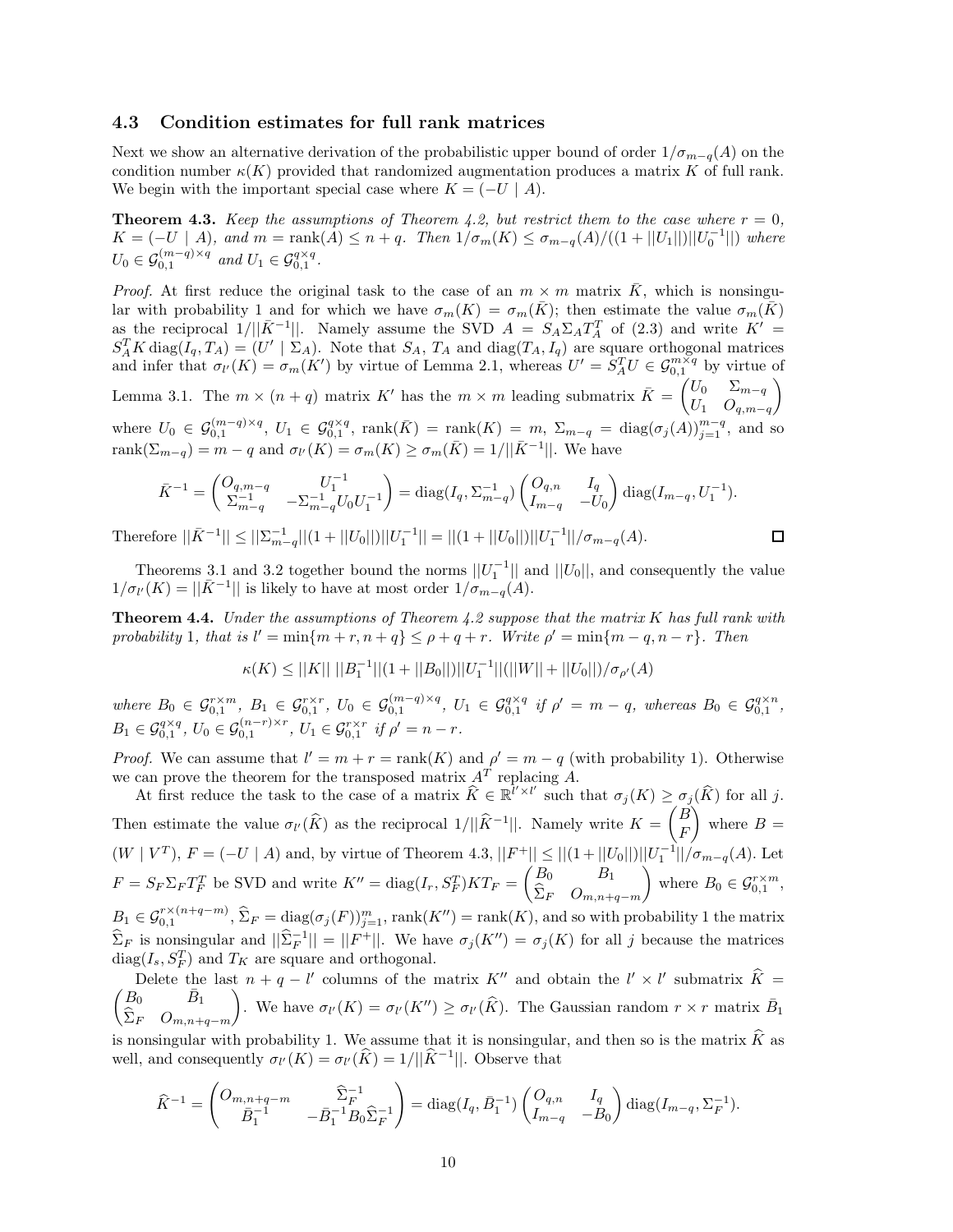### 4.3 Condition estimates for full rank matrices

Next we show an alternative derivation of the probabilistic upper bound of order $1/\sigma_{m-q}(A)$ on the condition number $\kappa(K)$ provided that randomized augmentation produces a matrix $K$ of full rank. We begin with the important special case where $K = (-U \mid A)$.

**Theorem 4.3.** *Keep the assumptions of Theorem 4.2, but restrict them to the case where $r = 0$, $K = (-U \mid A)$, and $m = \text{rank}(A) \le n + q$. Then $1/\sigma_m(K) \le \sigma_{m-q}(A)/((1 + ||U_1||)||U_0^{-1}||)$ where $U_0 \in \mathcal{G}_{0,1}^{(m-q)\times q}$ and $U_1 \in \mathcal{G}_{0,1}^{q\times q}$.*

*Proof.* At first reduce the original task to the case of an $m \times m$ matrix $\bar{K}$, which is nonsingular with probability 1 and for which we have $\sigma_m(K) = \sigma_m(\bar{K})$; then estimate the value $\sigma_m(\bar{K})$ as the reciprocal $1/||\bar{K}^{-1}||$. Namely assume the SVD $A = S_A\Sigma_A T_A^T$ of (2.3) and write $K' = S_A^T K \,\text{diag}(I_q, T_A) = (U' \mid \Sigma_A)$. Note that $S_A$, $T_A$ and $\text{diag}(T_A, I_q)$ are square orthogonal matrices and infer that $\sigma_{l'}(K) = \sigma_m(K')$ by virtue of Lemma 2.1, whereas $U' = S_A^T U \in \mathcal{G}_{0,1}^{m\times q}$ by virtue of Lemma 3.1. The $m \times (n+q)$ matrix $K'$ has the $m \times m$ leading submatrix $\bar{K} = \begin{pmatrix} U_0 & \Sigma_{m-q} \\ U_1 & O_{q,m-q}\end{pmatrix}$ where $U_0 \in \mathcal{G}_{0,1}^{(m-q)\times q}$, $U_1 \in \mathcal{G}_{0,1}^{q\times q}$, $\text{rank}(\bar{K}) = \text{rank}(K) = m$, $\Sigma_{m-q} = \text{diag}(\sigma_j(A))_{j=1}^{m-q}$, and so $\text{rank}(\Sigma_{m-q}) = m - q$ and $\sigma_{l'}(K) = \sigma_m(K) \ge \sigma_m(\bar{K}) = 1/||\bar{K}^{-1}||$. We have

$$\bar{K}^{-1} = \begin{pmatrix} O_{q,m-q} & U_1^{-1} \\ \Sigma_{m-q}^{-1} & -\Sigma_{m-q}^{-1}U_0U_1^{-1}\end{pmatrix} = \text{diag}(I_q, \Sigma_{m-q}^{-1})\begin{pmatrix} O_{q,n} & I_q \\ I_{m-q} & -U_0\end{pmatrix}\text{diag}(I_{m-q}, U_1^{-1}).$$

Therefore $||\bar{K}^{-1}|| \le ||\Sigma_{m-q}^{-1}||(1 + ||U_0||)||U_1^{-1}|| = ||(1 + ||U_0||)||U_1^{-1}||/\sigma_{m-q}(A)$. $\square$

Theorems 3.1 and 3.2 together bound the norms $||U_1^{-1}||$ and $||U_0||$, and consequently the value $1/\sigma_{l'}(K) = ||\bar{K}^{-1}||$ is likely to have at most order $1/\sigma_{m-q}(A)$.

**Theorem 4.4.** *Under the assumptions of Theorem 4.2 suppose that the matrix $K$ has full rank with probability 1, that is $l' = \min\{m + r, n + q\} \le \rho + q + r$. Write $\rho' = \min\{m - q, n - r\}$. Then*

$$\kappa(K) \le ||K||\; ||B_1^{-1}||(1 + ||B_0||)||U_1^{-1}||(||W|| + ||U_0||)/\sigma_{\rho'}(A)$$

*where $B_0 \in \mathcal{G}_{0,1}^{r\times m}$, $B_1 \in \mathcal{G}_{0,1}^{r\times r}$, $U_0 \in \mathcal{G}_{0,1}^{(m-q)\times q}$, $U_1 \in \mathcal{G}_{0,1}^{q\times q}$ if $\rho' = m - q$, whereas $B_0 \in \mathcal{G}_{0,1}^{q\times n}$, $B_1 \in \mathcal{G}_{0,1}^{q\times q}$, $U_0 \in \mathcal{G}_{0,1}^{(n-r)\times r}$, $U_1 \in \mathcal{G}_{0,1}^{r\times r}$ if $\rho' = n - r$.*

*Proof.* We can assume that $l' = m + r = \text{rank}(K)$ and $\rho' = m - q$ (with probability 1). Otherwise we can prove the theorem for the transposed matrix $A^T$ replacing $A$.

At first reduce the task to the case of a matrix $\widehat{K} \in \mathbb{R}^{l'\times l'}$ such that $\sigma_j(K) \ge \sigma_j(\widehat{K})$ for all $j$. Then estimate the value $\sigma_{l'}(\widehat{K})$ as the reciprocal $1/||\widehat{K}^{-1}||$. Namely write $K = \begin{pmatrix} B \\ F\end{pmatrix}$ where $B = (W \mid V^T)$, $F = (-U \mid A)$ and, by virtue of Theorem 4.3, $||F^+|| \le ||(1 + ||U_0||)||U_1^{-1}||/\sigma_{m-q}(A)$. Let $F = S_F\Sigma_F T_F^T$ be SVD and write $K'' = \text{diag}(I_r, S_F^T)KT_F = \begin{pmatrix} B_0 & B_1 \\ \widehat{\Sigma}_F & O_{m,n+q-m}\end{pmatrix}$ where $B_0 \in \mathcal{G}_{0,1}^{r\times m}$, $B_1 \in \mathcal{G}_{0,1}^{r\times(n+q-m)}$, $\widehat{\Sigma}_F = \text{diag}(\sigma_j(F))_{j=1}^m$, $\text{rank}(K'') = \text{rank}(K)$, and so with probability 1 the matrix $\widehat{\Sigma}_F$ is nonsingular and $||\widehat{\Sigma}_F^{-1}|| = ||F^+||$. We have $\sigma_j(K'') = \sigma_j(K)$ for all $j$ because the matrices $\text{diag}(I_s, S_F^T)$ and $T_K$ are square and orthogonal.

Delete the last $n + q - l'$ columns of the matrix $K''$ and obtain the $l' \times l'$ submatrix $\widehat{K} = \begin{pmatrix} B_0 & \bar{B}_1 \\ \widehat{\Sigma}_F & O_{m,n+q-m}\end{pmatrix}$. We have $\sigma_{l'}(K) = \sigma_{l'}(K'') \ge \sigma_{l'}(\widehat{K})$. The Gaussian random $r \times r$ matrix $\bar{B}_1$ is nonsingular with probability 1. We assume that it is nonsingular, and then so is the matrix $\widehat{K}$ as well, and consequently $\sigma_{l'}(K) = \sigma_{l'}(\widehat{K}) = 1/||\widehat{K}^{-1}||$. Observe that

$$\widehat{K}^{-1} = \begin{pmatrix} O_{m,n+q-m} & \widehat{\Sigma}_F^{-1} \\ \bar{B}_1^{-1} & -\bar{B}_1^{-1}B_0\widehat{\Sigma}_F^{-1}\end{pmatrix} = \text{diag}(I_q, \bar{B}_1^{-1})\begin{pmatrix} O_{q,n} & I_q \\ I_{m-q} & -B_0\end{pmatrix}\text{diag}(I_{m-q}, \Sigma_F^{-1}).$$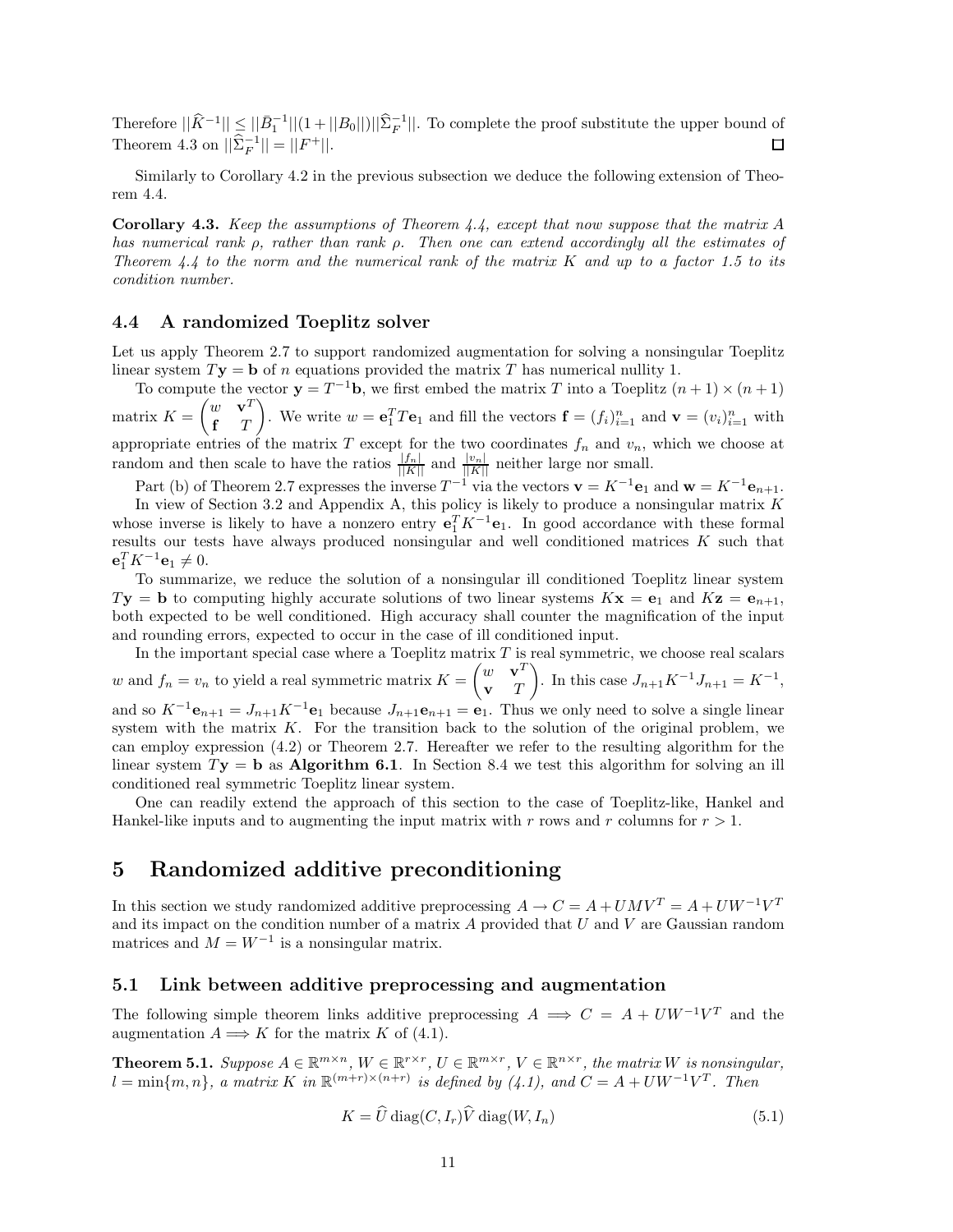Therefore $||\widehat{K}^{-1}|| \le ||\bar{B}_1^{-1}||(1 + ||B_0||)||\widehat{\Sigma}_F^{-1}||$. To complete the proof substitute the upper bound of Theorem 4.3 on $||\widehat{\Sigma}_F^{-1}|| = ||F^+||$. □

Similarly to Corollary 4.2 in the previous subsection we deduce the following extension of Theorem 4.4.

**Corollary 4.3.** *Keep the assumptions of Theorem 4.4, except that now suppose that the matrix $A$ has numerical rank $\rho$, rather than rank $\rho$. Then one can extend accordingly all the estimates of Theorem 4.4 to the norm and the numerical rank of the matrix $K$ and up to a factor 1.5 to its condition number.*

### 4.4 A randomized Toeplitz solver

Let us apply Theorem 2.7 to support randomized augmentation for solving a nonsingular Toeplitz linear system $T\mathbf{y} = \mathbf{b}$ of $n$ equations provided the matrix $T$ has numerical nullity 1.

To compute the vector $\mathbf{y} = T^{-1}\mathbf{b}$, we first embed the matrix $T$ into a Toeplitz $(n+1) \times (n+1)$ matrix $K = \begin{pmatrix} w & \mathbf{v}^T \\ \mathbf{f} & T \end{pmatrix}$. We write $w = \mathbf{e}_1^T T \mathbf{e}_1$ and fill the vectors $\mathbf{f} = (f_i)_{i=1}^n$ and $\mathbf{v} = (v_i)_{i=1}^n$ with appropriate entries of the matrix $T$ except for the two coordinates $f_n$ and $v_n$, which we choose at random and then scale to have the ratios $\frac{|f_n|}{||K||}$ and $\frac{|v_n|}{||K||}$ neither large nor small.

Part (b) of Theorem 2.7 expresses the inverse $T^{-1}$ via the vectors $\mathbf{v} = K^{-1}\mathbf{e}_1$ and $\mathbf{w} = K^{-1}\mathbf{e}_{n+1}$.

In view of Section 3.2 and Appendix A, this policy is likely to produce a nonsingular matrix $K$ whose inverse is likely to have a nonzero entry $\mathbf{e}_1^T K^{-1}\mathbf{e}_1$. In good accordance with these formal results our tests have always produced nonsingular and well conditioned matrices $K$ such that $\mathbf{e}_1^T K^{-1}\mathbf{e}_1 \neq 0$.

To summarize, we reduce the solution of a nonsingular ill conditioned Toeplitz linear system $T\mathbf{y} = \mathbf{b}$ to computing highly accurate solutions of two linear systems $K\mathbf{x} = \mathbf{e}_1$ and $K\mathbf{z} = \mathbf{e}_{n+1}$, both expected to be well conditioned. High accuracy shall counter the magnification of the input and rounding errors, expected to occur in the case of ill conditioned input.

In the important special case where a Toeplitz matrix $T$ is real symmetric, we choose real scalars $w$ and $f_n = v_n$ to yield a real symmetric matrix $K = \begin{pmatrix} w & \mathbf{v}^T \\ \mathbf{v} & T \end{pmatrix}$. In this case $J_{n+1}K^{-1}J_{n+1} = K^{-1}$, and so $K^{-1}\mathbf{e}_{n+1} = J_{n+1}K^{-1}\mathbf{e}_1$ because $J_{n+1}\mathbf{e}_{n+1} = \mathbf{e}_1$. Thus we only need to solve a single linear system with the matrix $K$. For the transition back to the solution of the original problem, we can employ expression (4.2) or Theorem 2.7. Hereafter we refer to the resulting algorithm for the linear system $T\mathbf{y} = \mathbf{b}$ as **Algorithm 6.1**. In Section 8.4 we test this algorithm for solving an ill conditioned real symmetric Toeplitz linear system.

One can readily extend the approach of this section to the case of Toeplitz-like, Hankel and Hankel-like inputs and to augmenting the input matrix with $r$ rows and $r$ columns for $r > 1$.

## 5 Randomized additive preconditioning

In this section we study randomized additive preprocessing $A \to C = A + UMV^T = A + UW^{-1}V^T$ and its impact on the condition number of a matrix $A$ provided that $U$ and $V$ are Gaussian random matrices and $M = W^{-1}$ is a nonsingular matrix.

### 5.1 Link between additive preprocessing and augmentation

The following simple theorem links additive preprocessing $A \implies C = A + UW^{-1}V^T$ and the augmentation $A \Longrightarrow K$ for the matrix $K$ of (4.1).

**Theorem 5.1.** *Suppose $A \in \mathbb{R}^{m\times n}$, $W \in \mathbb{R}^{r\times r}$, $U \in \mathbb{R}^{m\times r}$, $V \in \mathbb{R}^{n\times r}$, the matrix $W$ is nonsingular, $l = \min\{m, n\}$, a matrix $K$ in $\mathbb{R}^{(m+r)\times(n+r)}$ is defined by (4.1), and $C = A + UW^{-1}V^T$. Then*

$$K = \widehat{U}\,\mathrm{diag}(C, I_r)\widehat{V}\,\mathrm{diag}(W, I_n) \tag{5.1}$$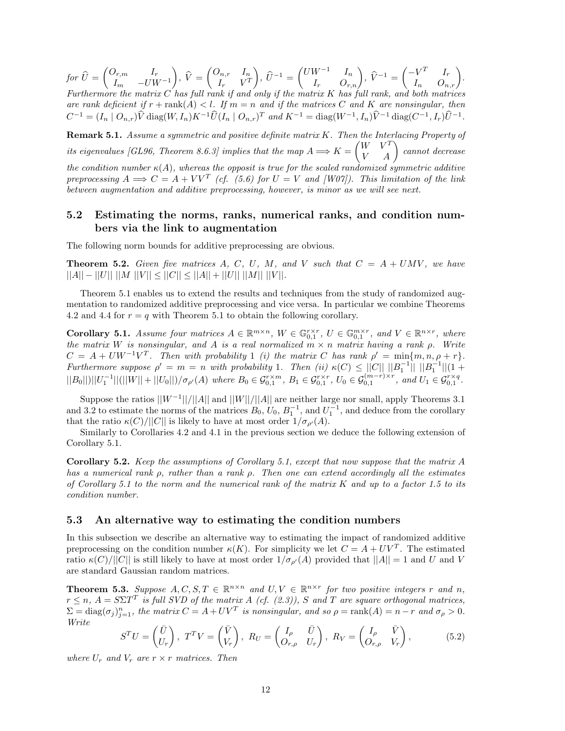*for* $\widehat{U} = \begin{pmatrix} O_{r,m} & I_r \\ I_m & -UW^{-1} \end{pmatrix}$, $\widehat{V} = \begin{pmatrix} O_{n,r} & I_n \\ I_r & V^T \end{pmatrix}$, $\widehat{U}^{-1} = \begin{pmatrix} UW^{-1} & I_n \\ I_r & O_{r,n} \end{pmatrix}$, $\widehat{V}^{-1} = \begin{pmatrix} -V^T & I_r \\ I_n & O_{n,r} \end{pmatrix}$. *Furthermore the matrix $C$ has full rank if and only if the matrix $K$ has full rank, and both matrices are rank deficient if $r + \operatorname{rank}(A) < l$. If $m = n$ and if the matrices $C$ and $K$ are nonsingular, then $C^{-1} = (I_n \mid O_{n,r})\widehat{V} \operatorname{diag}(W, I_n)K^{-1}\widehat{U}(I_n \mid O_{n,r})^T$ and $K^{-1} = \operatorname{diag}(W^{-1}, I_n)\widehat{V}^{-1} \operatorname{diag}(C^{-1}, I_r)\widehat{U}^{-1}$.*

**Remark 5.1.** *Assume a symmetric and positive definite matrix $K$. Then the Interlacing Property of its eigenvalues [GL96, Theorem 8.6.3] implies that the map $A \Longrightarrow K = \begin{pmatrix} W & V^T \\ V & A \end{pmatrix}$ cannot decrease the condition number $\kappa(A)$, whereas the opposit is true for the scaled randomized symmetric additive preprocessing $A \Longrightarrow C = A + VV^T$ (cf. (5.6) for $U = V$ and [W07]). This limitation of the link between augmentation and additive preprocessing, however, is minor as we will see next.*

## 5.2 Estimating the norms, ranks, numerical ranks, and condition numbers via the link to augmentation

The following norm bounds for additive preprocessing are obvious.

**Theorem 5.2.** *Given five matrices $A$, $C$, $U$, $M$, and $V$ such that $C = A + UMV$, we have $||A|| - ||U||\ ||M\ ||V|| \le ||C|| \le ||A|| + ||U||\ ||M||\ ||V||$.*

Theorem 5.1 enables us to extend the results and techniques from the study of randomized augmentation to randomized additive preprocessing and vice versa. In particular we combine Theorems 4.2 and 4.4 for $r = q$ with Theorem 5.1 to obtain the following corollary.

**Corollary 5.1.** *Assume four matrices $A \in \mathbb{R}^{m\times n}$, $W \in \mathbb{G}_{0,1}^{r\times r}$, $U \in \mathbb{G}_{0,1}^{m\times r}$, and $V \in \mathbb{R}^{n\times r}$, where the matrix $W$ is nonsingular, and $A$ is a real normalized $m \times n$ matrix having a rank $\rho$. Write $C = A + UW^{-1}V^T$. Then with probability 1 (i) the matrix $C$ has rank $\rho' = \min\{m, n, \rho + r\}$. Furthermore suppose $\rho' = m = n$ with probability 1. Then (ii) $\kappa(C) \le ||C||\ ||B_1^{-1}||\ ||B_1^{-1}||(1 + ||B_0||)||U_1^{-1}||(||W|| + ||U_0||)/\sigma_{\rho'}(A)$ where $B_0 \in \mathcal{G}_{0,1}^{r\times m}$, $B_1 \in \mathcal{G}_{0,1}^{r\times r}$, $U_0 \in \mathcal{G}_{0,1}^{(m-r)\times r}$, and $U_1 \in \mathcal{G}_{0,1}^{r\times q}$.*

Suppose the ratios $||W^{-1}||/||A||$ and $||W||/||A||$ are neither large nor small, apply Theorems 3.1 and 3.2 to estimate the norms of the matrices $B_0$, $U_0$, $B_1^{-1}$, and $U_1^{-1}$, and deduce from the corollary that the ratio $\kappa(C)/||C||$ is likely to have at most order $1/\sigma_{\rho'}(A)$.

Similarly to Corollaries 4.2 and 4.1 in the previous section we deduce the following extension of Corollary 5.1.

**Corollary 5.2.** *Keep the assumptions of Corollary 5.1, except that now suppose that the matrix $A$ has a numerical rank $\rho$, rather than a rank $\rho$. Then one can extend accordingly all the estimates of Corollary 5.1 to the norm and the numerical rank of the matrix $K$ and up to a factor 1.5 to its condition number.*

## 5.3 An alternative way to estimating the condition numbers

In this subsection we describe an alternative way to estimating the impact of randomized additive preprocessing on the condition number $\kappa(K)$. For simplicity we let $C = A + UV^T$. The estimated ratio $\kappa(C)/||C||$ is still likely to have at most order $1/\sigma_{\rho'}(A)$ provided that $||A|| = 1$ and $U$ and $V$ are standard Gaussian random matrices.

**Theorem 5.3.** *Suppose $A, C, S, T \in \mathbb{R}^{n\times n}$ and $U, V \in \mathbb{R}^{n\times r}$ for two positive integers $r$ and $n$, $r \le n$, $A = S\Sigma T^T$ is full SVD of the matrix $A$ (cf. (2.3)), $S$ and $T$ are square orthogonal matrices, $\Sigma = \operatorname{diag}(\sigma_j)_{j=1}^n$, the matrix $C = A + UV^T$ is nonsingular, and so $\rho = \operatorname{rank}(A) = n - r$ and $\sigma_\rho > 0$. Write*

$$S^T U = \begin{pmatrix} \bar{U} \\ U_r \end{pmatrix},\ T^T V = \begin{pmatrix} \bar{V} \\ V_r \end{pmatrix},\ R_U = \begin{pmatrix} I_\rho & \bar{U} \\ O_{r,\rho} & U_r \end{pmatrix},\ R_V = \begin{pmatrix} I_\rho & \bar{V} \\ O_{r,\rho} & V_r \end{pmatrix}, \tag{5.2}$$

*where $U_r$ and $V_r$ are $r \times r$ matrices. Then*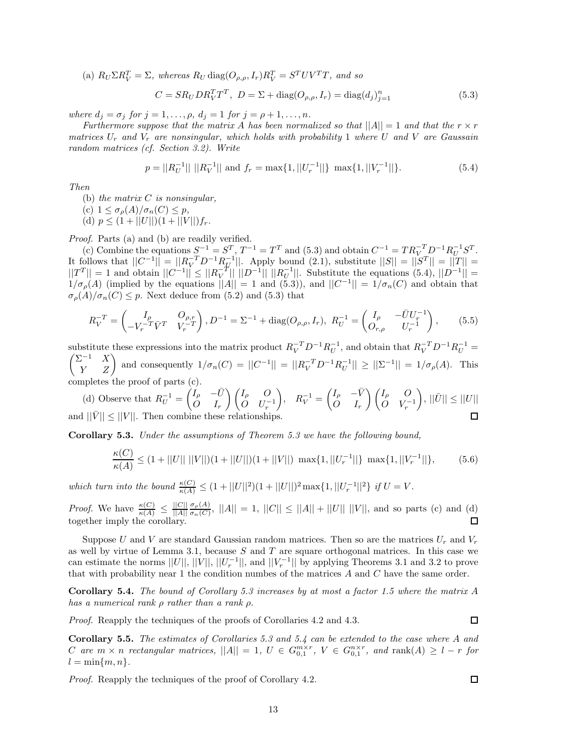(a) $R_U \Sigma R_V^T = \Sigma$, *whereas* $R_U \operatorname{diag}(O_{\rho,\rho}, I_r) R_V^T = S^T U V^T T$, *and so*

$$C = S R_U D R_V^T T^T,\ D = \Sigma + \operatorname{diag}(O_{\rho,\rho}, I_r) = \operatorname{diag}(d_j)_{j=1}^n \tag{5.3}$$

*where* $d_j = \sigma_j$ *for* $j = 1, \ldots, \rho$, $d_j = 1$ *for* $j = \rho + 1, \ldots, n$.

*Furthermore suppose that the matrix* $A$ *has been normalized so that* $||A|| = 1$ *and that the* $r \times r$ *matrices* $U_r$ *and* $V_r$ *are nonsingular, which holds with probability* 1 *where* $U$ *and* $V$ *are Gaussain random matrices (cf. Section 3.2). Write*

$$p = ||R_U^{-1}||\ ||R_V^{-1}|| \text{ and } f_r = \max\{1, ||U_r^{-1}||\}\ \max\{1, ||V_r^{-1}||\}. \tag{5.4}$$

*Then*

(b) *the matrix* $C$ *is nonsingular,*

(c) $1 \leq \sigma_\rho(A)/\sigma_n(C) \leq p$,

(d) $p \leq (1 + ||U||)(1 + ||V||) f_r$.

*Proof.* Parts (a) and (b) are readily verified.

(c) Combine the equations $S^{-1} = S^T$, $T^{-1} = T^T$ and (5.3) and obtain $C^{-1} = T R_V^{-T} D^{-1} R_U^{-1} S^T$. It follows that $||C^{-1}|| = ||R_V^{-T} D^{-1} R_U^{-1}||$. Apply bound (2.1), substitute $||S|| = ||S^T|| = ||T|| = ||T^T|| = 1$ and obtain $||C^{-1}|| \leq ||R_V^{-T}||\ ||D^{-1}||\ ||R_U^{-1}||$. Substitute the equations (5.4), $||D^{-1}|| = 1/\sigma_\rho(A)$ (implied by the equations $||A|| = 1$ and (5.3)), and $||C^{-1}|| = 1/\sigma_n(C)$ and obtain that $\sigma_\rho(A)/\sigma_n(C) \leq p$. Next deduce from (5.2) and (5.3) that

$$R_V^{-T} = \begin{pmatrix} I_\rho & O_{\rho,r} \\ -V_r^{-T} \bar{V}^T & V_r^{-T} \end{pmatrix}, D^{-1} = \Sigma^{-1} + \operatorname{diag}(O_{\rho,\rho}, I_r),\ R_U^{-1} = \begin{pmatrix} I_\rho & -\bar{U} U_r^{-1} \\ O_{r,\rho} & U_r^{-1} \end{pmatrix}, \tag{5.5}$$

substitute these expressions into the matrix product $R_V^{-T} D^{-1} R_U^{-1}$, and obtain that $R_V^{-T} D^{-1} R_U^{-1} = \begin{pmatrix} \Sigma^{-1} & X \\ Y & Z \end{pmatrix}$ and consequently $1/\sigma_n(C) = ||C^{-1}|| = ||R_V^{-T} D^{-1} R_U^{-1}|| \geq ||\Sigma^{-1}|| = 1/\sigma_\rho(A)$. This completes the proof of parts (c).

(d) Observe that $R_U^{-1} = \begin{pmatrix} I_\rho & -\bar{U} \\ O & I_r \end{pmatrix} \begin{pmatrix} I_\rho & O \\ O & U_r^{-1} \end{pmatrix}$, $R_V^{-1} = \begin{pmatrix} I_\rho & -\bar{V} \\ O & I_r \end{pmatrix} \begin{pmatrix} I_\rho & O \\ O & V_r^{-1} \end{pmatrix}$, $||\bar{U}|| \leq ||U||$ and $||\bar{V}|| \leq ||V||$. Then combine these relationships. □

**Corollary 5.3.** *Under the assumptions of Theorem 5.3 we have the following bound,*

$$\frac{\kappa(C)}{\kappa(A)} \leq (1 + ||U||\ ||V||)(1 + ||U||)(1 + ||V||)\ \max\{1, ||U_r^{-1}||\}\ \max\{1, ||V_r^{-1}||\}, \tag{5.6}$$

*which turn into the bound* $\frac{\kappa(C)}{\kappa(A)} \leq (1 + ||U||^2)(1 + ||U||)^2 \max\{1, ||U_r^{-1}||^2\}$ *if* $U = V$.

*Proof.* We have $\frac{\kappa(C)}{\kappa(A)} \leq \frac{||C||}{||A||} \frac{\sigma_\rho(A)}{\sigma_n(C)}$, $||A|| = 1$, $||C|| \leq ||A|| + ||U||\ ||V||$, and so parts (c) and (d) together imply the corollary. □

Suppose $U$ and $V$ are standard Gaussian random matrices. Then so are the matrices $U_r$ and $V_r$ as well by virtue of Lemma 3.1, because $S$ and $T$ are square orthogonal matrices. In this case we can estimate the norms $||U||$, $||V||$, $||U_r^{-1}||$, and $||V_r^{-1}||$ by applying Theorems 3.1 and 3.2 to prove that with probability near 1 the condition numbes of the matrices $A$ and $C$ have the same order.

**Corollary 5.4.** *The bound of Corollary 5.3 increases by at most a factor 1.5 where the matrix* $A$ *has a numerical rank* $\rho$ *rather than a rank* $\rho$.

*Proof.* Reapply the techniques of the proofs of Corollaries 4.2 and 4.3. □

**Corollary 5.5.** *The estimates of Corollaries 5.3 and 5.4 can be extended to the case where* $A$ *and* $C$ *are* $m \times n$ *rectangular matrices,* $||A|| = 1$, $U \in G_{0,1}^{m \times r}$, $V \in G_{0,1}^{n \times r}$, *and* $\operatorname{rank}(A) \geq l - r$ *for* $l = \min\{m, n\}$.

*Proof.* Reapply the techniques of the proof of Corollary 4.2. □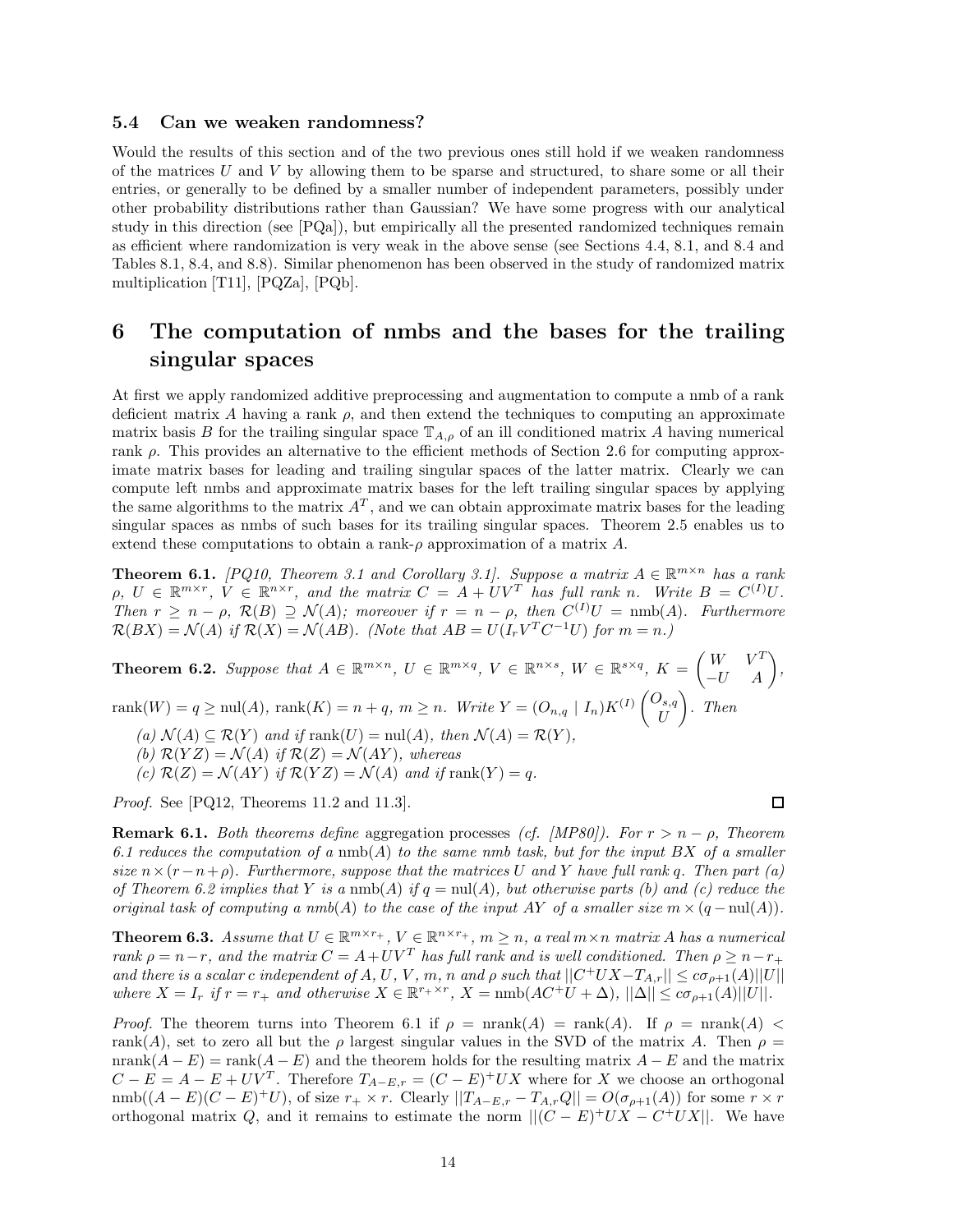### 5.4 Can we weaken randomness?

Would the results of this section and of the two previous ones still hold if we weaken randomness of the matrices $U$ and $V$ by allowing them to be sparse and structured, to share some or all their entries, or generally to be defined by a smaller number of independent parameters, possibly under other probability distributions rather than Gaussian? We have some progress with our analytical study in this direction (see [PQa]), but empirically all the presented randomized techniques remain as efficient where randomization is very weak in the above sense (see Sections 4.4, 8.1, and 8.4 and Tables 8.1, 8.4, and 8.8). Similar phenomenon has been observed in the study of randomized matrix multiplication [T11], [PQZa], [PQb].

## 6 The computation of nmbs and the bases for the trailing singular spaces

At first we apply randomized additive preprocessing and augmentation to compute a nmb of a rank deficient matrix $A$ having a rank $\rho$, and then extend the techniques to computing an approximate matrix basis $B$ for the trailing singular space $\mathbb{T}_{A,\rho}$ of an ill conditioned matrix $A$ having numerical rank $\rho$. This provides an alternative to the efficient methods of Section 2.6 for computing approximate matrix bases for leading and trailing singular spaces of the latter matrix. Clearly we can compute left nmbs and approximate matrix bases for the left trailing singular spaces by applying the same algorithms to the matrix $A^T$, and we can obtain approximate matrix bases for the leading singular spaces as nmbs of such bases for its trailing singular spaces. Theorem 2.5 enables us to extend these computations to obtain a rank-$\rho$ approximation of a matrix $A$.

**Theorem 6.1.** *[PQ10, Theorem 3.1 and Corollary 3.1]. Suppose a matrix $A \in \mathbb{R}^{m\times n}$ has a rank $\rho$, $U \in \mathbb{R}^{m\times r}$, $V \in \mathbb{R}^{n\times r}$, and the matrix $C = A + UV^T$ has full rank $n$. Write $B = C^{(I)}U$. Then $r \geq n - \rho$, $\mathcal{R}(B) \supseteq \mathcal{N}(A)$; moreover if $r = n - \rho$, then $C^{(I)}U = \operatorname{nmb}(A)$. Furthermore $\mathcal{R}(BX) = \mathcal{N}(A)$ if $\mathcal{R}(X) = \mathcal{N}(AB)$. (Note that $AB = U(I_rV^TC^{-1}U)$ for $m = n$.)*

**Theorem 6.2.** *Suppose that $A \in \mathbb{R}^{m\times n}$, $U \in \mathbb{R}^{m\times q}$, $V \in \mathbb{R}^{n\times s}$, $W \in \mathbb{R}^{s\times q}$, $K = \begin{pmatrix} W & V^T \\ -U & A \end{pmatrix}$, $\operatorname{rank}(W) = q \geq \operatorname{nul}(A)$, $\operatorname{rank}(K) = n + q$, $m \geq n$. Write $Y = (O_{n,q} \mid I_n)K^{(I)}\begin{pmatrix} O_{s,q} \\ U \end{pmatrix}$. Then*

*(a) $\mathcal{N}(A) \subseteq \mathcal{R}(Y)$ and if $\operatorname{rank}(U) = \operatorname{nul}(A)$, then $\mathcal{N}(A) = \mathcal{R}(Y)$,*
*(b) $\mathcal{R}(YZ) = \mathcal{N}(A)$ if $\mathcal{R}(Z) = \mathcal{N}(AY)$, whereas*
*(c) $\mathcal{R}(Z) = \mathcal{N}(AY)$ if $\mathcal{R}(YZ) = \mathcal{N}(A)$ and if $\operatorname{rank}(Y) = q$.*

*Proof.* See [PQ12, Theorems 11.2 and 11.3]. □

**Remark 6.1.** *Both theorems define* aggregation processes *(cf. [MP80]). For $r > n - \rho$, Theorem 6.1 reduces the computation of a $\operatorname{nmb}(A)$ to the same nmb task, but for the input $BX$ of a smaller size $n \times (r - n + \rho)$. Furthermore, suppose that the matrices $U$ and $Y$ have full rank $q$. Then part (a) of Theorem 6.2 implies that $Y$ is a $\operatorname{nmb}(A)$ if $q = \operatorname{nul}(A)$, but otherwise parts (b) and (c) reduce the original task of computing a nmb(A) to the case of the input $AY$ of a smaller size $m \times (q - \operatorname{nul}(A))$.*

**Theorem 6.3.** *Assume that $U \in \mathbb{R}^{m\times r_+}$, $V \in \mathbb{R}^{n\times r_+}$, $m \geq n$, a real $m\times n$ matrix $A$ has a numerical rank $\rho = n - r$, and the matrix $C = A + UV^T$ has full rank and is well conditioned. Then $\rho \geq n - r_+$ and there is a scalar $c$ independent of $A$, $U$, $V$, $m$, $n$ and $\rho$ such that $||C^+UX - T_{A,r}|| \leq c\sigma_{\rho+1}(A)||U||$ where $X = I_r$ if $r = r_+$ and otherwise $X \in \mathbb{R}^{r_+\times r}$, $X = \operatorname{nmb}(AC^+U + \Delta)$, $||\Delta|| \leq c\sigma_{\rho+1}(A)||U||$.*

*Proof.* The theorem turns into Theorem 6.1 if $\rho = \operatorname{nrank}(A) = \operatorname{rank}(A)$. If $\rho = \operatorname{nrank}(A) < \operatorname{rank}(A)$, set to zero all but the $\rho$ largest singular values in the SVD of the matrix $A$. Then $\rho = \operatorname{nrank}(A - E) = \operatorname{rank}(A - E)$ and the theorem holds for the resulting matrix $A - E$ and the matrix $C - E = A - E + UV^T$. Therefore $T_{A-E,r} = (C - E)^+UX$ where for $X$ we choose an orthogonal $\operatorname{nmb}((A - E)(C - E)^+U)$, of size $r_+ \times r$. Clearly $||T_{A-E,r} - T_{A,r}Q|| = O(\sigma_{\rho+1}(A))$ for some $r \times r$ orthogonal matrix $Q$, and it remains to estimate the norm $||(C - E)^+UX - C^+UX||$. We have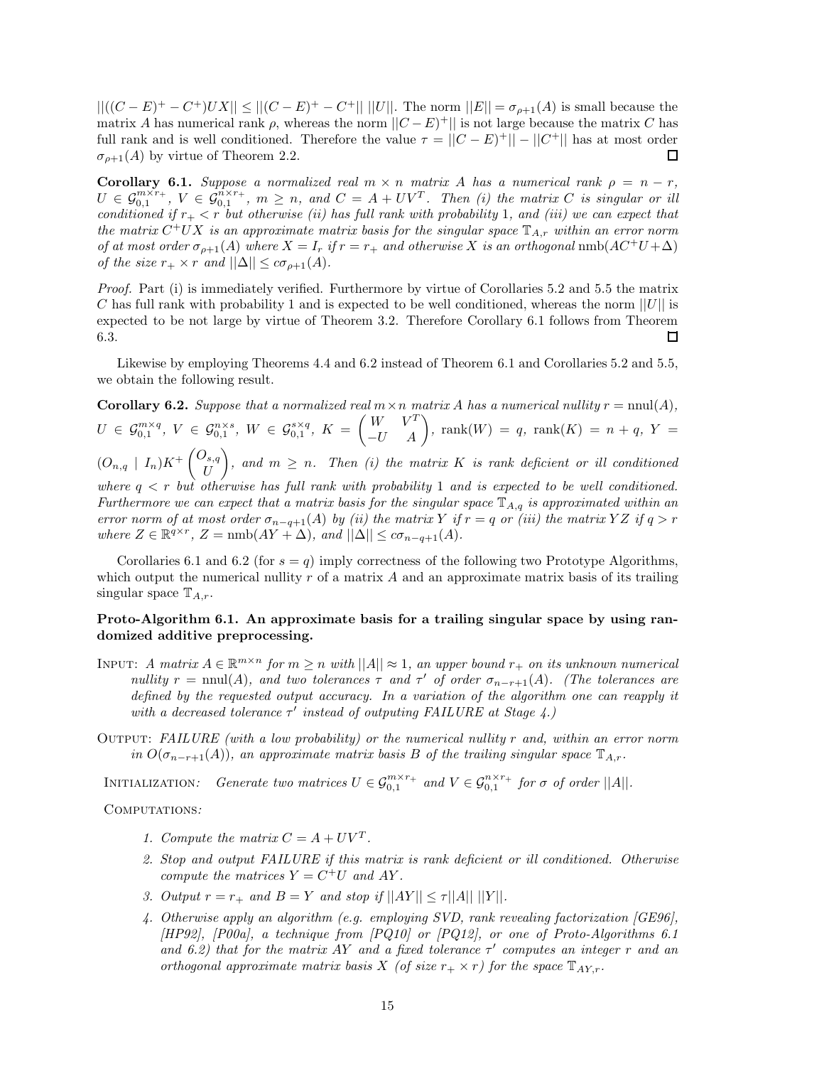$||((C-E)^+ - C^+)UX|| \le ||(C-E)^+ - C^+||\ ||U||$. The norm $||E|| = \sigma_{\rho+1}(A)$ is small because the matrix $A$ has numerical rank $\rho$, whereas the norm $||C-E)^+||$ is not large because the matrix $C$ has full rank and is well conditioned. Therefore the value $\tau = ||C-E)^+|| - ||C^+||$ has at most order $\sigma_{\rho+1}(A)$ by virtue of Theorem 2.2. $\square$

**Corollary 6.1.** *Suppose a normalized real $m \times n$ matrix $A$ has a numerical rank $\rho = n - r$, $U \in \mathcal{G}_{0,1}^{m \times r_+}$, $V \in \mathcal{G}_{0,1}^{n \times r_+}$, $m \ge n$, and $C = A + UV^T$. Then (i) the matrix $C$ is singular or ill conditioned if $r_+ < r$ but otherwise (ii) has full rank with probability 1, and (iii) we can expect that the matrix $C^+UX$ is an approximate matrix basis for the singular space $\mathbb{T}_{A,r}$ within an error norm of at most order $\sigma_{\rho+1}(A)$ where $X = I_r$ if $r = r_+$ and otherwise $X$ is an orthogonal $\operatorname{nmb}(AC^+U + \Delta)$ of the size $r_+ \times r$ and $||\Delta|| \le c\sigma_{\rho+1}(A)$.*

*Proof.* Part (i) is immediately verified. Furthermore by virtue of Corollaries 5.2 and 5.5 the matrix $C$ has full rank with probability 1 and is expected to be well conditioned, whereas the norm $||U||$ is expected to be not large by virtue of Theorem 3.2. Therefore Corollary 6.1 follows from Theorem 6.3. $\square$

Likewise by employing Theorems 4.4 and 6.2 instead of Theorem 6.1 and Corollaries 5.2 and 5.5, we obtain the following result.

**Corollary 6.2.** *Suppose that a normalized real $m \times n$ matrix $A$ has a numerical nullity $r = \operatorname{nnul}(A)$, $U \in \mathcal{G}_{0,1}^{m \times q}$, $V \in \mathcal{G}_{0,1}^{n \times s}$, $W \in \mathcal{G}_{0,1}^{s \times q}$, $K = \begin{pmatrix} W & V^T \\ -U & A \end{pmatrix}$, $\operatorname{rank}(W) = q$, $\operatorname{rank}(K) = n + q$, $Y = (O_{n,q} \mid I_n)K^+ \begin{pmatrix} O_{s,q} \\ U \end{pmatrix}$, and $m \ge n$. Then (i) the matrix $K$ is rank deficient or ill conditioned where $q < r$ but otherwise has full rank with probability 1 and is expected to be well conditioned. Furthermore we can expect that a matrix basis for the singular space $\mathbb{T}_{A,q}$ is approximated within an error norm of at most order $\sigma_{n-q+1}(A)$ by (ii) the matrix $Y$ if $r = q$ or (iii) the matrix $YZ$ if $q > r$ where $Z \in \mathbb{R}^{q \times r}$, $Z = \operatorname{nmb}(AY + \Delta)$, and $||\Delta|| \le c\sigma_{n-q+1}(A)$.*

Corollaries 6.1 and 6.2 (for $s = q$) imply correctness of the following two Prototype Algorithms, which output the numerical nullity $r$ of a matrix $A$ and an approximate matrix basis of its trailing singular space $\mathbb{T}_{A,r}$.

**Proto-Algorithm 6.1. An approximate basis for a trailing singular space by using randomized additive preprocessing.**

INPUT: *A matrix $A \in \mathbb{R}^{m \times n}$ for $m \ge n$ with $||A|| \approx 1$, an upper bound $r_+$ on its unknown numerical nullity $r = \operatorname{nnul}(A)$, and two tolerances $\tau$ and $\tau'$ of order $\sigma_{n-r+1}(A)$. (The tolerances are defined by the requested output accuracy. In a variation of the algorithm one can reapply it with a decreased tolerance $\tau'$ instead of outputing FAILURE at Stage 4.)*

OUTPUT: *FAILURE (with a low probability) or the numerical nullity $r$ and, within an error norm in $O(\sigma_{n-r+1}(A))$, an approximate matrix basis $B$ of the trailing singular space $\mathbb{T}_{A,r}$.*

INITIALIZATION*: Generate two matrices $U \in \mathcal{G}_{0,1}^{m \times r_+}$ and $V \in \mathcal{G}_{0,1}^{n \times r_+}$ for $\sigma$ of order $||A||$.*

COMPUTATIONS*:*

1. *Compute the matrix $C = A + UV^T$.*
2. *Stop and output FAILURE if this matrix is rank deficient or ill conditioned. Otherwise compute the matrices $Y = C^+U$ and $AY$.*
3. *Output $r = r_+$ and $B = Y$ and stop if $||AY|| \le \tau||A||\ ||Y||$.*
4. *Otherwise apply an algorithm (e.g. employing SVD, rank revealing factorization [GE96], [HP92], [P00a], a technique from [PQ10] or [PQ12], or one of Proto-Algorithms 6.1 and 6.2) that for the matrix $AY$ and a fixed tolerance $\tau'$ computes an integer $r$ and an orthogonal approximate matrix basis $X$ (of size $r_+ \times r$) for the space $\mathbb{T}_{AY,r}$.*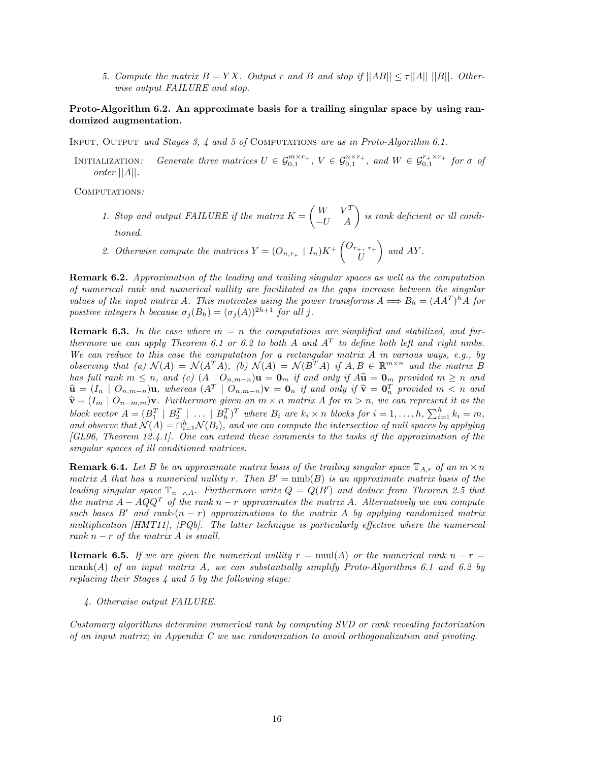5. *Compute the matrix $B = YX$. Output $r$ and $B$ and stop if $||AB|| \leq \tau ||A||\ ||B||$. Otherwise output FAILURE and stop.*

**Proto-Algorithm 6.2. An approximate basis for a trailing singular space by using randomized augmentation.**

INPUT, OUTPUT *and Stages 3, 4 and 5 of* COMPUTATIONS *are as in Proto-Algorithm 6.1.*

INITIALIZATION: *Generate three matrices $U \in \mathcal{G}_{0,1}^{m\times r_+}$, $V \in \mathcal{G}_{0,1}^{n\times r_+}$, and $W \in \mathcal{G}_{0,1}^{r_+\times r_+}$ for $\sigma$ of order $||A||$.*

COMPUTATIONS:

1. *Stop and output FAILURE if the matrix $K = \begin{pmatrix} W & V^T \\ -U & A \end{pmatrix}$ is rank deficient or ill conditioned.*
2. *Otherwise compute the matrices $Y = (O_{n,r_+} \mid I_n) K^+ \begin{pmatrix} O_{r_+,\ r_+} \\ U \end{pmatrix}$ and $AY$.*

**Remark 6.2.** *Approximation of the leading and trailing singular spaces as well as the computation of numerical rank and numerical nullity are facilitated as the gaps increase between the singular values of the input matrix $A$. This motivates using the power transforms $A \Longrightarrow B_h = (AA^T)^h A$ for positive integers $h$ because $\sigma_j(B_h) = (\sigma_j(A))^{2h+1}$ for all $j$.*

**Remark 6.3.** *In the case where $m = n$ the computations are simplified and stabilized, and furthermore we can apply Theorem 6.1 or 6.2 to both $A$ and $A^T$ to define both left and right nmbs. We can reduce to this case the computation for a rectangular matrix $A$ in various ways, e.g., by observing that (a) $\mathcal{N}(A) = \mathcal{N}(A^T A)$, (b) $\mathcal{N}(A) = \mathcal{N}(B^T A)$ if $A, B \in \mathbb{R}^{m\times n}$ and the matrix $B$ has full rank $m \leq n$, and (c) $(A \mid O_{n,m-n})\mathbf{u} = \mathbf{0}_m$ if and only if $A\widehat{\mathbf{u}} = \mathbf{0}_m$ provided $m \geq n$ and $\widehat{\mathbf{u}} = (I_n \mid O_{n,m-n})\mathbf{u}$, whereas $(A^T \mid O_{n,m-n})\mathbf{v} = \mathbf{0}_n$ if and only if $\widehat{\mathbf{v}} = \mathbf{0}_n^T$ provided $m < n$ and $\widehat{\mathbf{v}} = (I_m \mid O_{n-m,m})\mathbf{v}$. Furthermore given an $m \times n$ matrix $A$ for $m > n$, we can represent it as the block vector $A = (B_1^T \mid B_2^T \mid \ldots \mid B_h^T)^T$ where $B_i$ are $k_i \times n$ blocks for $i = 1, \ldots, h$, $\sum_{i=1}^h k_i = m$, and observe that $\mathcal{N}(A) = \cap_{i=1}^h \mathcal{N}(B_i)$, and we can compute the intersection of null spaces by applying [GL96, Theorem 12.4.1]. One can extend these comments to the tasks of the approximation of the singular spaces of ill conditioned matrices.*

**Remark 6.4.** *Let $B$ be an approximate matrix basis of the trailing singular space $\mathbb{T}_{A,r}$ of an $m \times n$ matrix $A$ that has a numerical nullity $r$. Then $B' = \text{nmb}(B)$ is an approximate matrix basis of the leading singular space $\mathbb{T}_{n-r,A}$. Furthermore write $Q = Q(B')$ and deduce from Theorem 2.5 that the matrix $A - AQQ^T$ of the rank $n - r$ approximates the matrix $A$. Alternatively we can compute such bases $B'$ and rank-$(n - r)$ approximations to the matrix $A$ by applying randomized matrix multiplication [HMT11], [PQb]. The latter technique is particularly effective where the numerical rank $n - r$ of the matrix $A$ is small.*

**Remark 6.5.** *If we are given the numerical nullity $r = \text{nnul}(A)$ or the numerical rank $n - r = \text{nrank}(A)$ of an input matrix $A$, we can substantially simplify Proto-Algorithms 6.1 and 6.2 by replacing their Stages 4 and 5 by the following stage:*

4. *Otherwise output FAILURE.*

*Customary algorithms determine numerical rank by computing SVD or rank revealing factorization of an input matrix; in Appendix C we use randomization to avoid orthogonalization and pivoting.*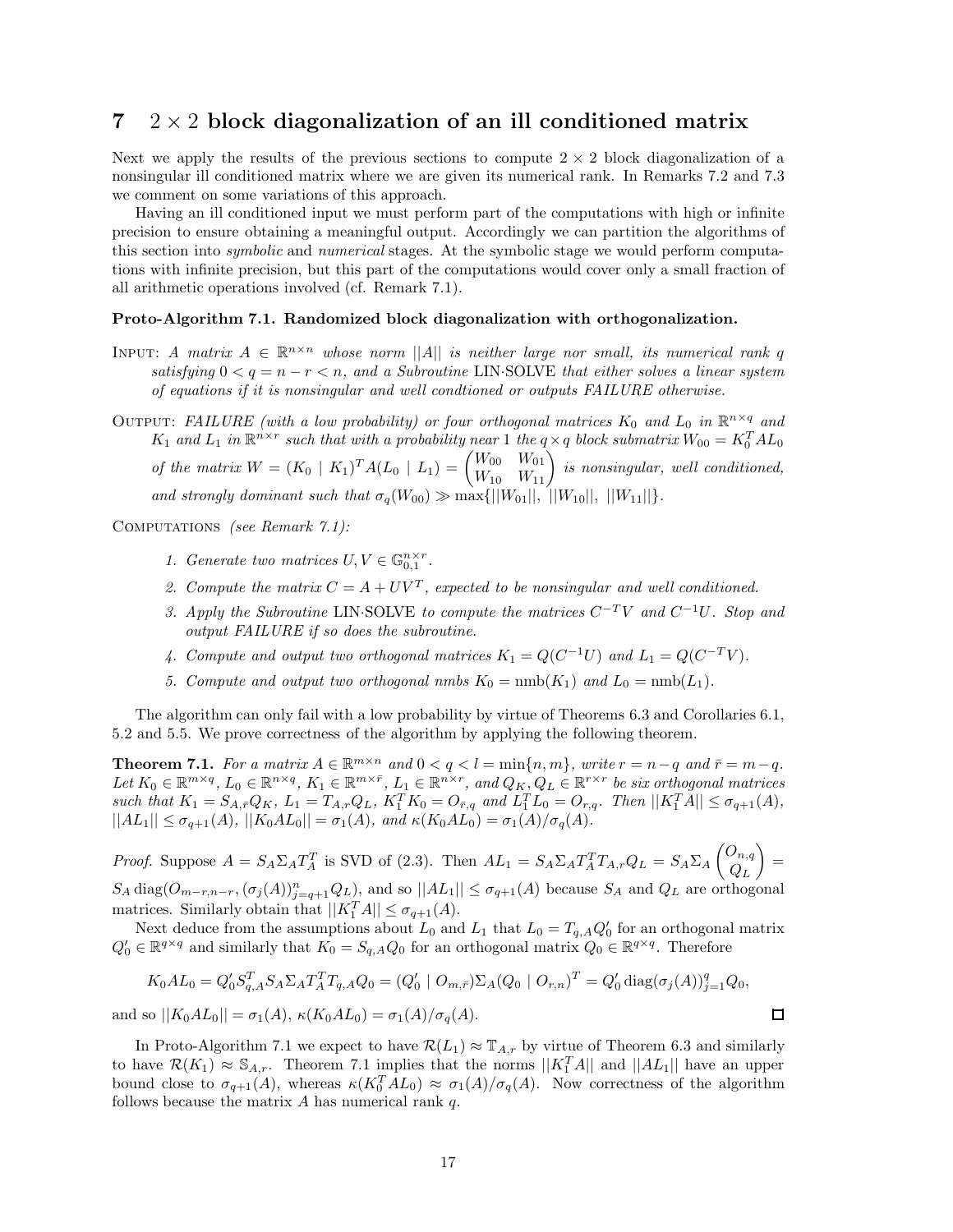## 7 $2 \times 2$ block diagonalization of an ill conditioned matrix

Next we apply the results of the previous sections to compute $2 \times 2$ block diagonalization of a nonsingular ill conditioned matrix where we are given its numerical rank. In Remarks 7.2 and 7.3 we comment on some variations of this approach.

Having an ill conditioned input we must perform part of the computations with high or infinite precision to ensure obtaining a meaningful output. Accordingly we can partition the algorithms of this section into *symbolic* and *numerical* stages. At the symbolic stage we would perform computations with infinite precision, but this part of the computations would cover only a small fraction of all arithmetic operations involved (cf. Remark 7.1).

**Proto-Algorithm 7.1. Randomized block diagonalization with orthogonalization.**

INPUT: *A matrix $A \in \mathbb{R}^{n\times n}$ whose norm $||A||$ is neither large nor small, its numerical rank $q$ satisfying $0 < q = n - r < n$, and a Subroutine* LIN·SOLVE *that either solves a linear system of equations if it is nonsingular and well condtioned or outputs FAILURE otherwise.*

OUTPUT: *FAILURE (with a low probability) or four orthogonal matrices $K_0$ and $L_0$ in $\mathbb{R}^{n\times q}$ and $K_1$ and $L_1$ in $\mathbb{R}^{n\times r}$ such that with a probability near 1 the $q \times q$ block submatrix $W_{00} = K_0^T A L_0$ of the matrix $W = (K_0 \mid K_1)^T A (L_0 \mid L_1) = \begin{pmatrix} W_{00} & W_{01} \\ W_{10} & W_{11} \end{pmatrix}$ is nonsingular, well conditioned, and strongly dominant such that $\sigma_q(W_{00}) \gg \max\{||W_{01}||,\ ||W_{10}||,\ ||W_{11}||\}$.*

COMPUTATIONS *(see Remark 7.1):*

1. *Generate two matrices $U, V \in \mathbb{G}_{0,1}^{n\times r}$.*
2. *Compute the matrix $C = A + UV^T$, expected to be nonsingular and well conditioned.*
3. *Apply the Subroutine* LIN·SOLVE *to compute the matrices $C^{-T}V$ and $C^{-1}U$. Stop and output FAILURE if so does the subroutine.*
4. *Compute and output two orthogonal matrices $K_1 = Q(C^{-1}U)$ and $L_1 = Q(C^{-T}V)$.*
5. *Compute and output two orthogonal nmbs $K_0 = \mathrm{nmb}(K_1)$ and $L_0 = \mathrm{nmb}(L_1)$.*

The algorithm can only fail with a low probability by virtue of Theorems 6.3 and Corollaries 6.1, 5.2 and 5.5. We prove correctness of the algorithm by applying the following theorem.

**Theorem 7.1.** *For a matrix $A \in \mathbb{R}^{m\times n}$ and $0 < q < l = \min\{n, m\}$, write $r = n - q$ and $\bar{r} = m - q$. Let $K_0 \in \mathbb{R}^{m\times q}$, $L_0 \in \mathbb{R}^{n\times q}$, $K_1 \in \mathbb{R}^{m\times \bar{r}}$, $L_1 \in \mathbb{R}^{n\times r}$, and $Q_K, Q_L \in \mathbb{R}^{r\times r}$ be six orthogonal matrices such that $K_1 = S_{A,\bar{r}} Q_K$, $L_1 = T_{A,r} Q_L$, $K_1^T K_0 = O_{\bar{r},q}$ and $L_1^T L_0 = O_{r,q}$. Then $||K_1^T A|| \le \sigma_{q+1}(A)$, $||AL_1|| \le \sigma_{q+1}(A)$, $||K_0 A L_0|| = \sigma_1(A)$, and $\kappa(K_0 A L_0) = \sigma_1(A)/\sigma_q(A)$.*

*Proof.* Suppose $A = S_A \Sigma_A T_A^T$ is SVD of (2.3). Then $AL_1 = S_A \Sigma_A T_A^T T_{A,r} Q_L = S_A \Sigma_A \begin{pmatrix} O_{n,q} \\ Q_L \end{pmatrix} = S_A \operatorname{diag}(O_{m-r,n-r}, (\sigma_j(A))_{j=q+1}^n Q_L)$, and so $||AL_1|| \le \sigma_{q+1}(A)$ because $S_A$ and $Q_L$ are orthogonal matrices. Similarly obtain that $||K_1^T A|| \le \sigma_{q+1}(A)$.

Next deduce from the assumptions about $L_0$ and $L_1$ that $L_0 = T_{q,A} Q_0'$ for an orthogonal matrix $Q_0' \in \mathbb{R}^{q\times q}$ and similarly that $K_0 = S_{q,A} Q_0$ for an orthogonal matrix $Q_0 \in \mathbb{R}^{q\times q}$. Therefore

$$K_0 A L_0 = Q_0' S_{q,A}^T S_A \Sigma_A T_A^T T_{q,A} Q_0 = (Q_0' \mid O_{m,\bar{r}}) \Sigma_A (Q_0 \mid O_{r,n})^T = Q_0' \operatorname{diag}(\sigma_j(A))_{j=1}^q Q_0,$$

and so $||K_0 A L_0|| = \sigma_1(A)$, $\kappa(K_0 A L_0) = \sigma_1(A)/\sigma_q(A)$. $\square$

In Proto-Algorithm 7.1 we expect to have $\mathcal{R}(L_1) \approx \mathbb{T}_{A,r}$ by virtue of Theorem 6.3 and similarly to have $\mathcal{R}(K_1) \approx \mathbb{S}_{A,r}$. Theorem 7.1 implies that the norms $||K_1^T A||$ and $||AL_1||$ have an upper bound close to $\sigma_{q+1}(A)$, whereas $\kappa(K_0^T A L_0) \approx \sigma_1(A)/\sigma_q(A)$. Now correctness of the algorithm follows because the matrix $A$ has numerical rank $q$.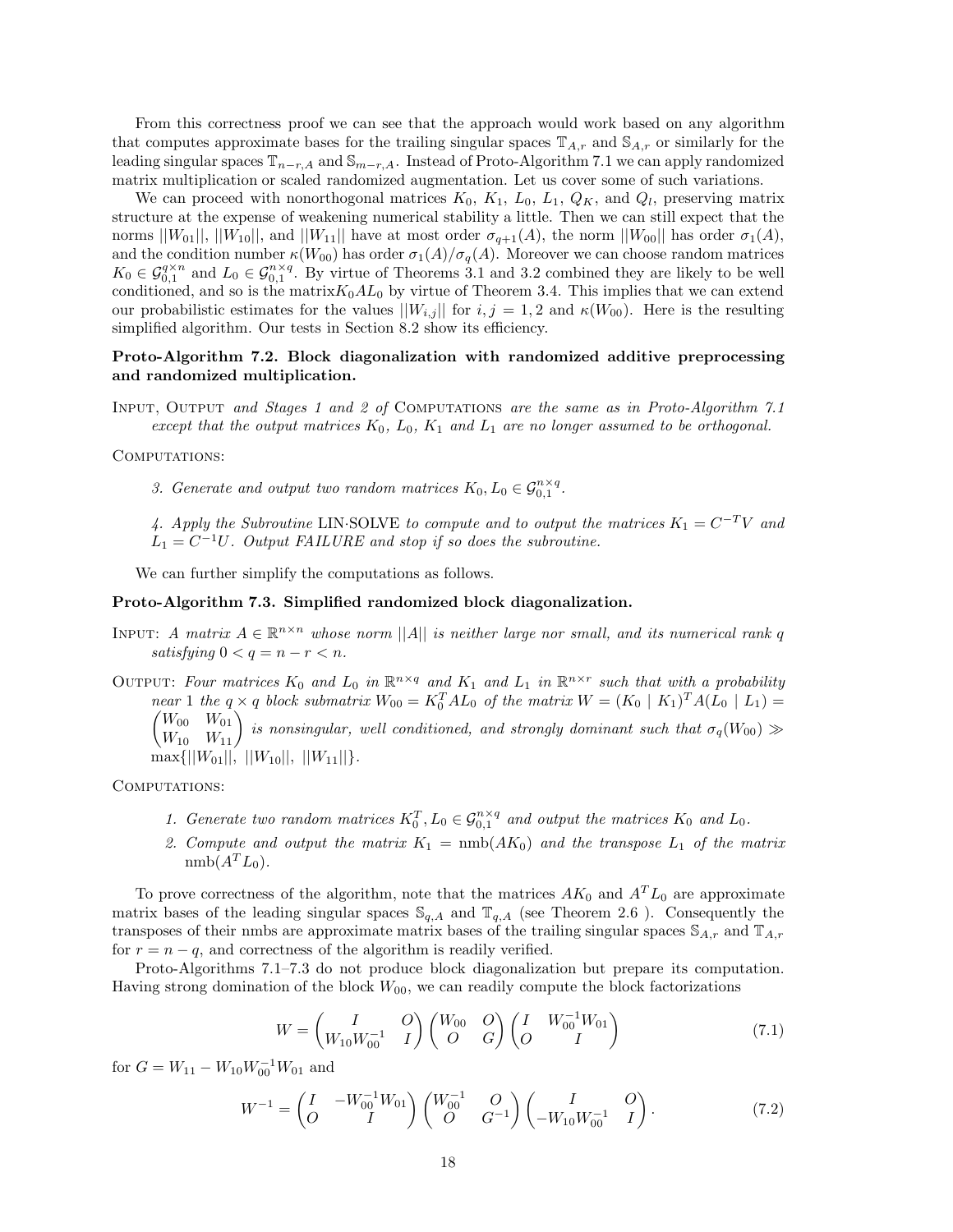From this correctness proof we can see that the approach would work based on any algorithm that computes approximate bases for the trailing singular spaces $\mathbb{T}_{A,r}$ and $\mathbb{S}_{A,r}$ or similarly for the leading singular spaces $\mathbb{T}_{n-r,A}$ and $\mathbb{S}_{m-r,A}$. Instead of Proto-Algorithm 7.1 we can apply randomized matrix multiplication or scaled randomized augmentation. Let us cover some of such variations.

We can proceed with nonorthogonal matrices $K_0$, $K_1$, $L_0$, $L_1$, $Q_K$, and $Q_l$, preserving matrix structure at the expense of weakening numerical stability a little. Then we can still expect that the norms $||W_{01}||$, $||W_{10}||$, and $||W_{11}||$ have at most order $\sigma_{q+1}(A)$, the norm $||W_{00}||$ has order $\sigma_1(A)$, and the condition number $\kappa(W_{00})$ has order $\sigma_1(A)/\sigma_q(A)$. Moreover we can choose random matrices $K_0 \in \mathcal{G}_{0,1}^{q\times n}$ and $L_0 \in \mathcal{G}_{0,1}^{n\times q}$. By virtue of Theorems 3.1 and 3.2 combined they are likely to be well conditioned, and so is the matrix$K_0 A L_0$ by virtue of Theorem 3.4. This implies that we can extend our probabilistic estimates for the values $||W_{i,j}||$ for $i, j = 1, 2$ and $\kappa(W_{00})$. Here is the resulting simplified algorithm. Our tests in Section 8.2 show its efficiency.

**Proto-Algorithm 7.2. Block diagonalization with randomized additive preprocessing and randomized multiplication.**

INPUT, OUTPUT *and Stages 1 and 2 of* COMPUTATIONS *are the same as in Proto-Algorithm 7.1 except that the output matrices $K_0$, $L_0$, $K_1$ and $L_1$ are no longer assumed to be orthogonal.*

COMPUTATIONS:

3. *Generate and output two random matrices $K_0, L_0 \in \mathcal{G}_{0,1}^{n\times q}$.*

4. *Apply the Subroutine* LIN$\cdot$SOLVE *to compute and to output the matrices $K_1 = C^{-T}V$ and $L_1 = C^{-1}U$. Output FAILURE and stop if so does the subroutine.*

We can further simplify the computations as follows.

**Proto-Algorithm 7.3. Simplified randomized block diagonalization.**

INPUT: *A matrix $A \in \mathbb{R}^{n\times n}$ whose norm $||A||$ is neither large nor small, and its numerical rank $q$ satisfying $0 < q = n - r < n$.*

OUTPUT: *Four matrices $K_0$ and $L_0$ in $\mathbb{R}^{n\times q}$ and $K_1$ and $L_1$ in $\mathbb{R}^{n\times r}$ such that with a probability near 1 the $q \times q$ block submatrix $W_{00} = K_0^T A L_0$ of the matrix $W = (K_0 \mid K_1)^T A (L_0 \mid L_1) = \begin{pmatrix} W_{00} & W_{01} \\ W_{10} & W_{11} \end{pmatrix}$ is nonsingular, well conditioned, and strongly dominant such that $\sigma_q(W_{00}) \gg \max\{||W_{01}||,\ ||W_{10}||,\ ||W_{11}||\}$.*

COMPUTATIONS:

1. *Generate two random matrices $K_0^T, L_0 \in \mathcal{G}_{0,1}^{n\times q}$ and output the matrices $K_0$ and $L_0$.*
2. *Compute and output the matrix $K_1 = \text{nmb}(AK_0)$ and the transpose $L_1$ of the matrix $\text{nmb}(A^T L_0)$.*

To prove correctness of the algorithm, note that the matrices $AK_0$ and $A^T L_0$ are approximate matrix bases of the leading singular spaces $\mathbb{S}_{q,A}$ and $\mathbb{T}_{q,A}$ (see Theorem 2.6 ). Consequently the transposes of their nmbs are approximate matrix bases of the trailing singular spaces $\mathbb{S}_{A,r}$ and $\mathbb{T}_{A,r}$ for $r = n - q$, and correctness of the algorithm is readily verified.

Proto-Algorithms 7.1–7.3 do not produce block diagonalization but prepare its computation. Having strong domination of the block $W_{00}$, we can readily compute the block factorizations

$$W = \begin{pmatrix} I & O \\ W_{10}W_{00}^{-1} & I \end{pmatrix} \begin{pmatrix} W_{00} & O \\ O & G \end{pmatrix} \begin{pmatrix} I & W_{00}^{-1}W_{01} \\ O & I \end{pmatrix} \tag{7.1}$$

for $G = W_{11} - W_{10}W_{00}^{-1}W_{01}$ and

$$W^{-1} = \begin{pmatrix} I & -W_{00}^{-1}W_{01} \\ O & I \end{pmatrix} \begin{pmatrix} W_{00}^{-1} & O \\ O & G^{-1} \end{pmatrix} \begin{pmatrix} I & O \\ -W_{10}W_{00}^{-1} & I \end{pmatrix}. \tag{7.2}$$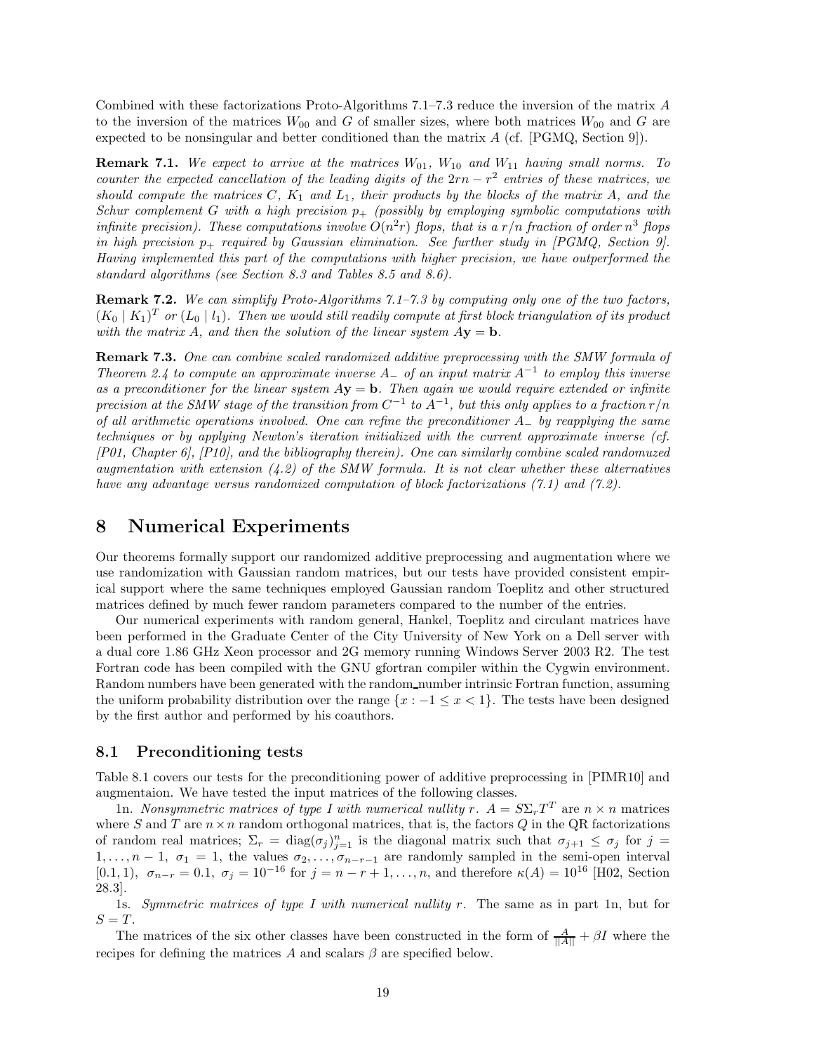Combined with these factorizations Proto-Algorithms 7.1–7.3 reduce the inversion of the matrix $A$ to the inversion of the matrices $W_{00}$ and $G$ of smaller sizes, where both matrices $W_{00}$ and $G$ are expected to be nonsingular and better conditioned than the matrix $A$ (cf. [PGMQ, Section 9]).

**Remark 7.1.** *We expect to arrive at the matrices $W_{01}$, $W_{10}$ and $W_{11}$ having small norms. To counter the expected cancellation of the leading digits of the $2rn - r^2$ entries of these matrices, we should compute the matrices $C$, $K_1$ and $L_1$, their products by the blocks of the matrix $A$, and the Schur complement $G$ with a high precision $p_+$ (possibly by employing symbolic computations with infinite precision). These computations involve $O(n^2 r)$ flops, that is a $r/n$ fraction of order $n^3$ flops in high precision $p_+$ required by Gaussian elimination. See further study in [PGMQ, Section 9]. Having implemented this part of the computations with higher precision, we have outperformed the standard algorithms (see Section 8.3 and Tables 8.5 and 8.6).*

**Remark 7.2.** *We can simplify Proto-Algorithms 7.1–7.3 by computing only one of the two factors, $(K_0 \mid K_1)^T$ or $(L_0 \mid l_1)$. Then we would still readily compute at first block triangulation of its product with the matrix $A$, and then the solution of the linear system $A\mathbf{y} = \mathbf{b}$.*

**Remark 7.3.** *One can combine scaled randomized additive preprocessing with the SMW formula of Theorem 2.4 to compute an approximate inverse $A_-$ of an input matrix $A^{-1}$ to employ this inverse as a preconditioner for the linear system $A\mathbf{y} = \mathbf{b}$. Then again we would require extended or infinite precision at the SMW stage of the transition from $C^{-1}$ to $A^{-1}$, but this only applies to a fraction $r/n$ of all arithmetic operations involved. One can refine the preconditioner $A_-$ by reapplying the same techniques or by applying Newton's iteration initialized with the current approximate inverse (cf. [P01, Chapter 6], [P10], and the bibliography therein). One can similarly combine scaled randomuzed augmentation with extension (4.2) of the SMW formula. It is not clear whether these alternatives have any advantage versus randomized computation of block factorizations (7.1) and (7.2).*

# 8 Numerical Experiments

Our theorems formally support our randomized additive preprocessing and augmentation where we use randomization with Gaussian random matrices, but our tests have provided consistent empirical support where the same techniques employed Gaussian random Toeplitz and other structured matrices defined by much fewer random parameters compared to the number of the entries.

Our numerical experiments with random general, Hankel, Toeplitz and circulant matrices have been performed in the Graduate Center of the City University of New York on a Dell server with a dual core 1.86 GHz Xeon processor and 2G memory running Windows Server 2003 R2. The test Fortran code has been compiled with the GNU gfortran compiler within the Cygwin environment. Random numbers have been generated with the random_number intrinsic Fortran function, assuming the uniform probability distribution over the range $\{x : -1 \leq x < 1\}$. The tests have been designed by the first author and performed by his coauthors.

## 8.1 Preconditioning tests

Table 8.1 covers our tests for the preconditioning power of additive preprocessing in [PIMR10] and augmentaion. We have tested the input matrices of the following classes.

1n. *Nonsymmetric matrices of type I with numerical nullity $r$.* $A = S\Sigma_r T^T$ are $n \times n$ matrices where $S$ and $T$ are $n \times n$ random orthogonal matrices, that is, the factors $Q$ in the QR factorizations of random real matrices; $\Sigma_r = \operatorname{diag}(\sigma_j)_{j=1}^n$ is the diagonal matrix such that $\sigma_{j+1} \leq \sigma_j$ for $j = 1, \ldots, n-1$, $\sigma_1 = 1$, the values $\sigma_2, \ldots, \sigma_{n-r-1}$ are randomly sampled in the semi-open interval $[0.1, 1)$, $\sigma_{n-r} = 0.1$, $\sigma_j = 10^{-16}$ for $j = n-r+1, \ldots, n$, and therefore $\kappa(A) = 10^{16}$ [H02, Section 28.3].

1s. *Symmetric matrices of type I with numerical nullity $r$.* The same as in part 1n, but for $S = T$.

The matrices of the six other classes have been constructed in the form of $\frac{A}{||A||} + \beta I$ where the recipes for defining the matrices $A$ and scalars $\beta$ are specified below.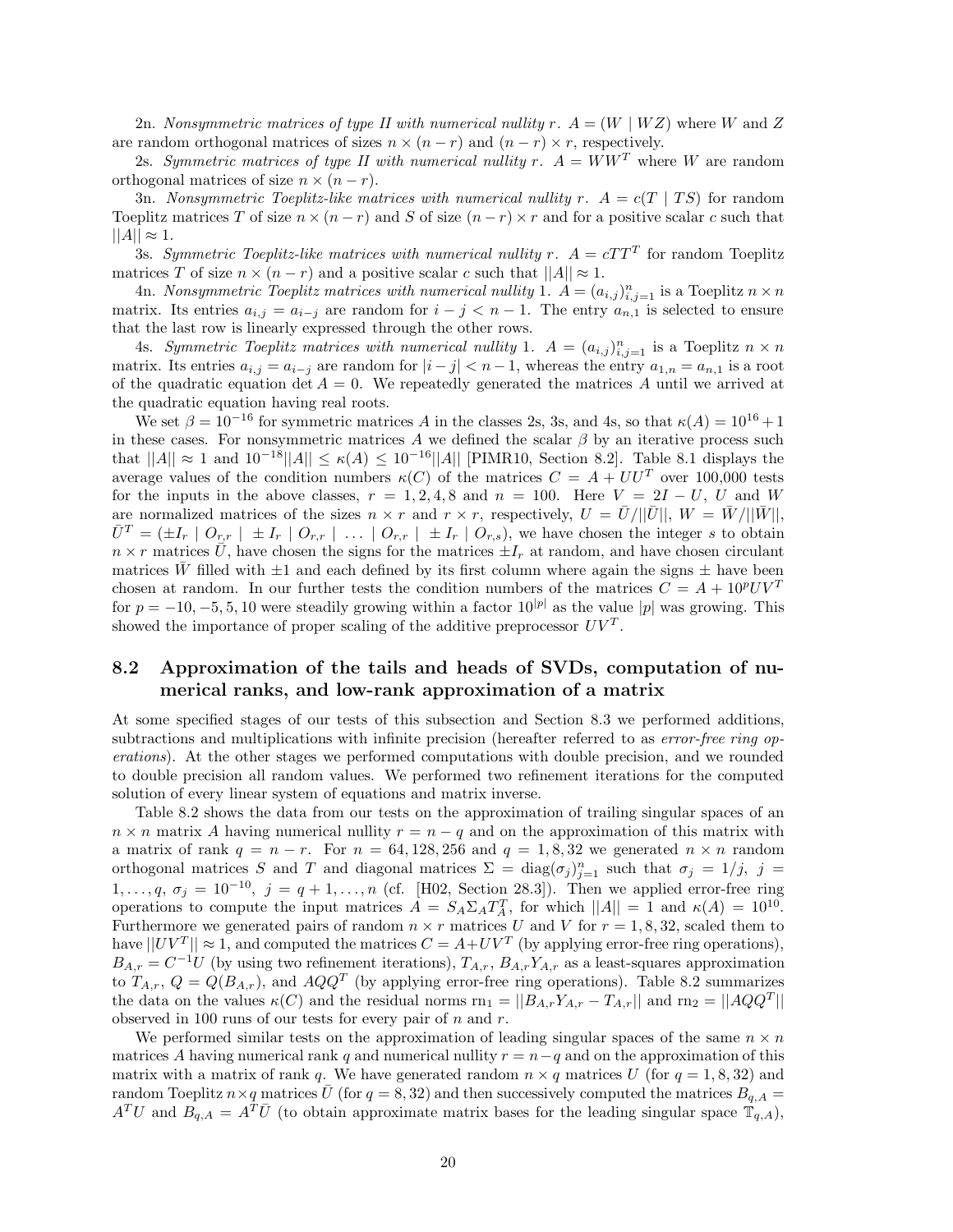2n. *Nonsymmetric matrices of type II with numerical nullity* $r$. $A = (W \mid WZ)$ where $W$ and $Z$ are random orthogonal matrices of sizes $n \times (n-r)$ and $(n-r) \times r$, respectively.

2s. *Symmetric matrices of type II with numerical nullity* $r$. $A = WW^T$ where $W$ are random orthogonal matrices of size $n \times (n-r)$.

3n. *Nonsymmetric Toeplitz-like matrices with numerical nullity* $r$. $A = c(T \mid TS)$ for random Toeplitz matrices $T$ of size $n \times (n-r)$ and $S$ of size $(n-r) \times r$ and for a positive scalar $c$ such that $||A|| \approx 1$.

3s. *Symmetric Toeplitz-like matrices with numerical nullity* $r$. $A = cTT^T$ for random Toeplitz matrices $T$ of size $n \times (n-r)$ and a positive scalar $c$ such that $||A|| \approx 1$.

4n. *Nonsymmetric Toeplitz matrices with numerical nullity* 1. $A = (a_{i,j})_{i,j=1}^n$ is a Toeplitz $n \times n$ matrix. Its entries $a_{i,j} = a_{i-j}$ are random for $i - j < n - 1$. The entry $a_{n,1}$ is selected to ensure that the last row is linearly expressed through the other rows.

4s. *Symmetric Toeplitz matrices with numerical nullity* 1. $A = (a_{i,j})_{i,j=1}^n$ is a Toeplitz $n \times n$ matrix. Its entries $a_{i,j} = a_{i-j}$ are random for $|i-j| < n-1$, whereas the entry $a_{1,n} = a_{n,1}$ is a root of the quadratic equation $\det A = 0$. We repeatedly generated the matrices $A$ until we arrived at the quadratic equation having real roots.

We set $\beta = 10^{-16}$ for symmetric matrices $A$ in the classes 2s, 3s, and 4s, so that $\kappa(A) = 10^{16} + 1$ in these cases. For nonsymmetric matrices $A$ we defined the scalar $\beta$ by an iterative process such that $||A|| \approx 1$ and $10^{-18}||A|| \leq \kappa(A) \leq 10^{-16}||A||$ [PIMR10, Section 8.2]. Table 8.1 displays the average values of the condition numbers $\kappa(C)$ of the matrices $C = A + UU^T$ over 100,000 tests for the inputs in the above classes, $r = 1, 2, 4, 8$ and $n = 100$. Here $V = 2I - U$, $U$ and $W$ are normalized matrices of the sizes $n \times r$ and $r \times r$, respectively, $U = \bar{U}/||\bar{U}||$, $W = \bar{W}/||\bar{W}||$, $\bar{U}^T = (\pm I_r \mid O_{r,r} \mid \pm I_r \mid O_{r,r} \mid \ldots \mid O_{r,r} \mid \pm I_r \mid O_{r,s})$, we have chosen the integer $s$ to obtain $n \times r$ matrices $\bar{U}$, have chosen the signs for the matrices $\pm I_r$ at random, and have chosen circulant matrices $\bar{W}$ filled with $\pm 1$ and each defined by its first column where again the signs $\pm$ have been chosen at random. In our further tests the condition numbers of the matrices $C = A + 10^p UV^T$ for $p = -10, -5, 5, 10$ were steadily growing within a factor $10^{|p|}$ as the value $|p|$ was growing. This showed the importance of proper scaling of the additive preprocessor $UV^T$.

## 8.2 Approximation of the tails and heads of SVDs, computation of numerical ranks, and low-rank approximation of a matrix

At some specified stages of our tests of this subsection and Section 8.3 we performed additions, subtractions and multiplications with infinite precision (hereafter referred to as *error-free ring operations*). At the other stages we performed computations with double precision, and we rounded to double precision all random values. We performed two refinement iterations for the computed solution of every linear system of equations and matrix inverse.

Table 8.2 shows the data from our tests on the approximation of trailing singular spaces of an $n \times n$ matrix $A$ having numerical nullity $r = n - q$ and on the approximation of this matrix with a matrix of rank $q = n - r$. For $n = 64, 128, 256$ and $q = 1, 8, 32$ we generated $n \times n$ random orthogonal matrices $S$ and $T$ and diagonal matrices $\Sigma = \text{diag}(\sigma_j)_{j=1}^n$ such that $\sigma_j = 1/j$, $j = 1, \ldots, q$, $\sigma_j = 10^{-10}$, $j = q+1, \ldots, n$ (cf. [H02, Section 28.3]). Then we applied error-free ring operations to compute the input matrices $A = S_A \Sigma_A T_A^T$, for which $||A|| = 1$ and $\kappa(A) = 10^{10}$. Furthermore we generated pairs of random $n \times r$ matrices $U$ and $V$ for $r = 1, 8, 32$, scaled them to have $||UV^T|| \approx 1$, and computed the matrices $C = A + UV^T$ (by applying error-free ring operations), $B_{A,r} = C^{-1}U$ (by using two refinement iterations), $T_{A,r}$, $B_{A,r}Y_{A,r}$ as a least-squares approximation to $T_{A,r}$, $Q = Q(B_{A,r})$, and $AQQ^T$ (by applying error-free ring operations). Table 8.2 summarizes the data on the values $\kappa(C)$ and the residual norms $\text{rn}_1 = ||B_{A,r}Y_{A,r} - T_{A,r}||$ and $\text{rn}_2 = ||AQQ^T||$ observed in 100 runs of our tests for every pair of $n$ and $r$.

We performed similar tests on the approximation of leading singular spaces of the same $n \times n$ matrices $A$ having numerical rank $q$ and numerical nullity $r = n - q$ and on the approximation of this matrix with a matrix of rank $q$. We have generated random $n \times q$ matrices $U$ (for $q = 1, 8, 32$) and random Toeplitz $n \times q$ matrices $\bar{U}$ (for $q = 8, 32$) and then successively computed the matrices $B_{q,A} = A^T U$ and $B_{q,A} = A^T \bar{U}$ (to obtain approximate matrix bases for the leading singular space $\mathbb{T}_{q,A}$),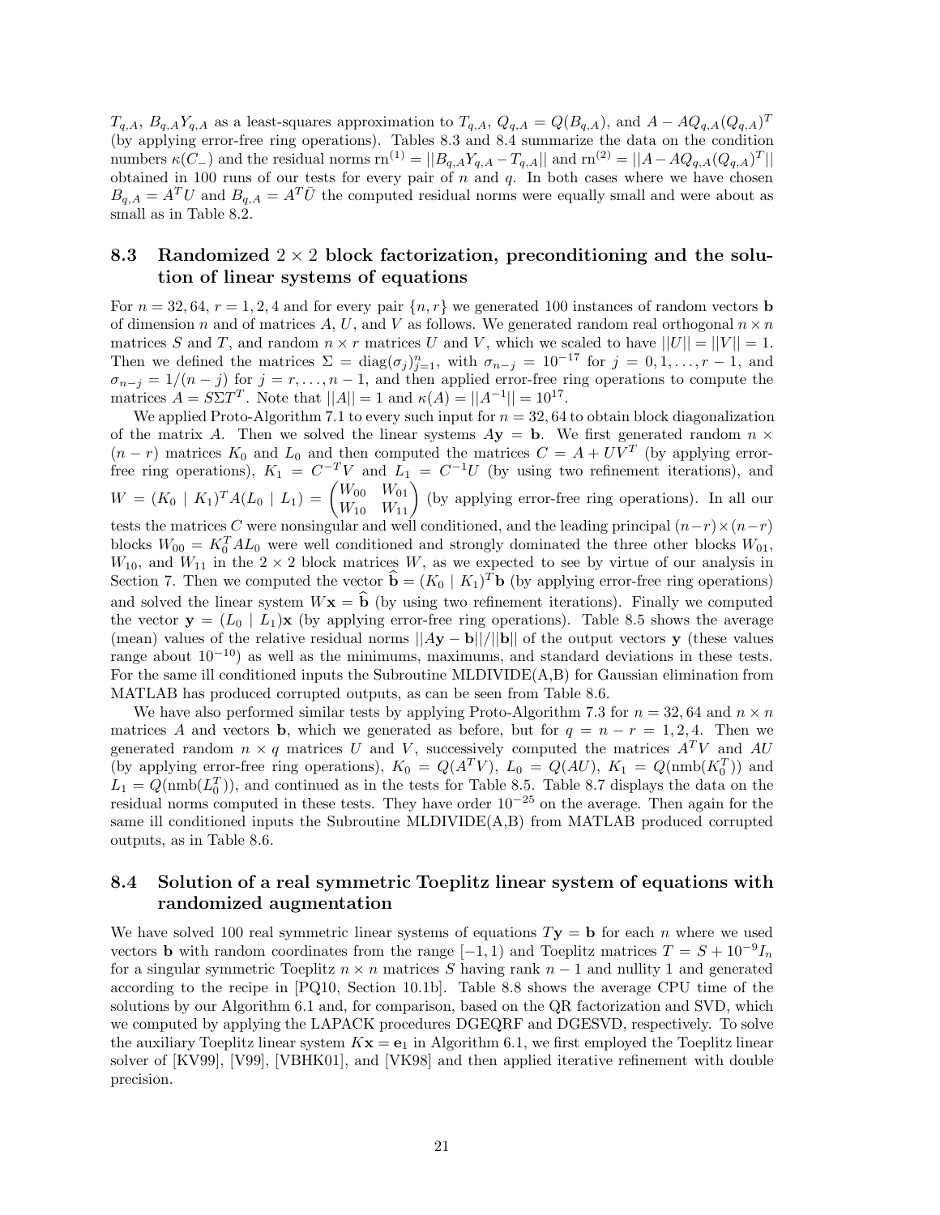$T_{q,A}$, $B_{q,A}Y_{q,A}$ as a least-squares approximation to $T_{q,A}$, $Q_{q,A} = Q(B_{q,A})$, and $A - AQ_{q,A}(Q_{q,A})^T$ (by applying error-free ring operations). Tables 8.3 and 8.4 summarize the data on the condition numbers $\kappa(C_-)$ and the residual norms $\text{rn}^{(1)} = ||B_{q,A}Y_{q,A} - T_{q,A}||$ and $\text{rn}^{(2)} = ||A - AQ_{q,A}(Q_{q,A})^T||$ obtained in 100 runs of our tests for every pair of $n$ and $q$. In both cases where we have chosen $B_{q,A} = A^TU$ and $B_{q,A} = A^T\bar{U}$ the computed residual norms were equally small and were about as small as in Table 8.2.

### 8.3 Randomized $2 \times 2$ block factorization, preconditioning and the solution of linear systems of equations

For $n = 32, 64$, $r = 1, 2, 4$ and for every pair $\{n, r\}$ we generated 100 instances of random vectors $\mathbf{b}$ of dimension $n$ and of matrices $A$, $U$, and $V$ as follows. We generated random real orthogonal $n \times n$ matrices $S$ and $T$, and random $n \times r$ matrices $U$ and $V$, which we scaled to have $||U|| = ||V|| = 1$. Then we defined the matrices $\Sigma = \text{diag}(\sigma_j)_{j=1}^n$, with $\sigma_{n-j} = 10^{-17}$ for $j = 0, 1, \ldots, r-1$, and $\sigma_{n-j} = 1/(n-j)$ for $j = r, \ldots, n-1$, and then applied error-free ring operations to compute the matrices $A = S\Sigma T^T$. Note that $||A|| = 1$ and $\kappa(A) = ||A^{-1}|| = 10^{17}$.

We applied Proto-Algorithm 7.1 to every such input for $n = 32, 64$ to obtain block diagonalization of the matrix $A$. Then we solved the linear systems $A\mathbf{y} = \mathbf{b}$. We first generated random $n \times (n-r)$ matrices $K_0$ and $L_0$ and then computed the matrices $C = A + UV^T$ (by applying error-free ring operations), $K_1 = C^{-T}V$ and $L_1 = C^{-1}U$ (by using two refinement iterations), and $W = (K_0 \mid K_1)^T A (L_0 \mid L_1) = \begin{pmatrix} W_{00} & W_{01} \\ W_{10} & W_{11} \end{pmatrix}$ (by applying error-free ring operations). In all our tests the matrices $C$ were nonsingular and well conditioned, and the leading principal $(n-r) \times (n-r)$ blocks $W_{00} = K_0^T A L_0$ were well conditioned and strongly dominated the three other blocks $W_{01}$, $W_{10}$, and $W_{11}$ in the $2 \times 2$ block matrices $W$, as we expected to see by virtue of our analysis in Section 7. Then we computed the vector $\widehat{\mathbf{b}} = (K_0 \mid K_1)^T \mathbf{b}$ (by applying error-free ring operations) and solved the linear system $W\mathbf{x} = \widehat{\mathbf{b}}$ (by using two refinement iterations). Finally we computed the vector $\mathbf{y} = (L_0 \mid L_1)\mathbf{x}$ (by applying error-free ring operations). Table 8.5 shows the average (mean) values of the relative residual norms $||A\mathbf{y} - \mathbf{b}||/||\mathbf{b}||$ of the output vectors $\mathbf{y}$ (these values range about $10^{-10}$) as well as the minimums, maximums, and standard deviations in these tests. For the same ill conditioned inputs the Subroutine MLDIVIDE(A,B) for Gaussian elimination from MATLAB has produced corrupted outputs, as can be seen from Table 8.6.

We have also performed similar tests by applying Proto-Algorithm 7.3 for $n = 32, 64$ and $n \times n$ matrices $A$ and vectors $\mathbf{b}$, which we generated as before, but for $q = n - r = 1, 2, 4$. Then we generated random $n \times q$ matrices $U$ and $V$, successively computed the matrices $A^TV$ and $AU$ (by applying error-free ring operations), $K_0 = Q(A^TV)$, $L_0 = Q(AU)$, $K_1 = Q(\text{nmb}(K_0^T))$ and $L_1 = Q(\text{nmb}(L_0^T))$, and continued as in the tests for Table 8.5. Table 8.7 displays the data on the residual norms computed in these tests. They have order $10^{-25}$ on the average. Then again for the same ill conditioned inputs the Subroutine MLDIVIDE(A,B) from MATLAB produced corrupted outputs, as in Table 8.6.

### 8.4 Solution of a real symmetric Toeplitz linear system of equations with randomized augmentation

We have solved 100 real symmetric linear systems of equations $T\mathbf{y} = \mathbf{b}$ for each $n$ where we used vectors $\mathbf{b}$ with random coordinates from the range $[-1, 1)$ and Toeplitz matrices $T = S + 10^{-9}I_n$ for a singular symmetric Toeplitz $n \times n$ matrices $S$ having rank $n-1$ and nullity 1 and generated according to the recipe in [PQ10, Section 10.1b]. Table 8.8 shows the average CPU time of the solutions by our Algorithm 6.1 and, for comparison, based on the QR factorization and SVD, which we computed by applying the LAPACK procedures DGEQRF and DGESVD, respectively. To solve the auxiliary Toeplitz linear system $K\mathbf{x} = \mathbf{e}_1$ in Algorithm 6.1, we first employed the Toeplitz linear solver of [KV99], [V99], [VBHK01], and [VK98] and then applied iterative refinement with double precision.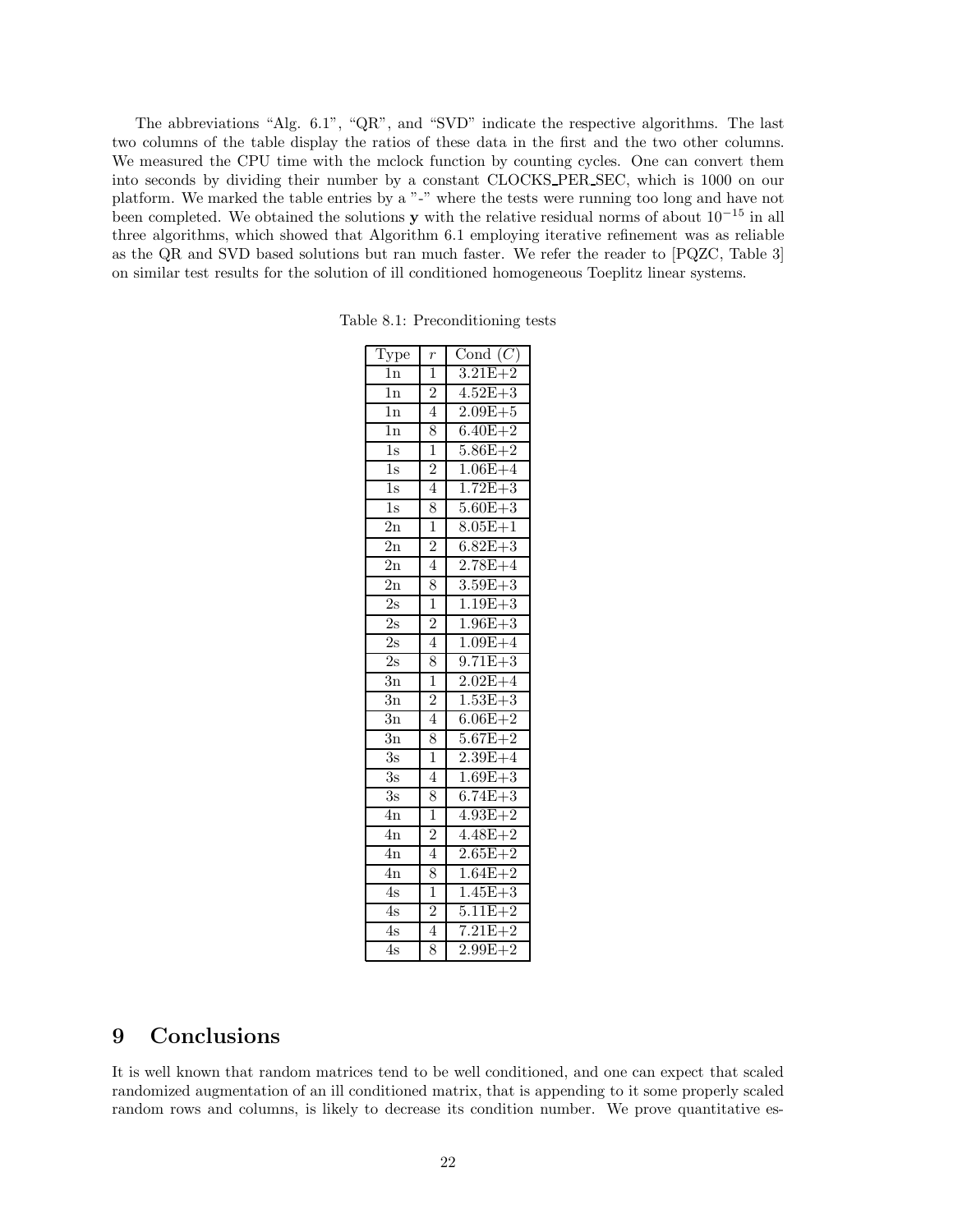The abbreviations "Alg. 6.1", "QR", and "SVD" indicate the respective algorithms. The last two columns of the table display the ratios of these data in the first and the two other columns. We measured the CPU time with the mclock function by counting cycles. One can convert them into seconds by dividing their number by a constant CLOCKS_PER_SEC, which is 1000 on our platform. We marked the table entries by a "-" where the tests were running too long and have not been completed. We obtained the solutions $\mathbf{y}$ with the relative residual norms of about $10^{-15}$ in all three algorithms, which showed that Algorithm 6.1 employing iterative refinement was as reliable as the QR and SVD based solutions but ran much faster. We refer the reader to [PQZC, Table 3] on similar test results for the solution of ill conditioned homogeneous Toeplitz linear systems.

Table 8.1: Preconditioning tests

| Type | $r$ | Cond $(C)$ |
|---|---|---|
| 1n | 1 | 3.21E+2 |
| 1n | 2 | 4.52E+3 |
| 1n | 4 | 2.09E+5 |
| 1n | 8 | 6.40E+2 |
| 1s | 1 | 5.86E+2 |
| 1s | 2 | 1.06E+4 |
| 1s | 4 | 1.72E+3 |
| 1s | 8 | 5.60E+3 |
| 2n | 1 | 8.05E+1 |
| 2n | 2 | 6.82E+3 |
| 2n | 4 | 2.78E+4 |
| 2n | 8 | 3.59E+3 |
| 2s | 1 | 1.19E+3 |
| 2s | 2 | 1.96E+3 |
| 2s | 4 | 1.09E+4 |
| 2s | 8 | 9.71E+3 |
| 3n | 1 | 2.02E+4 |
| 3n | 2 | 1.53E+3 |
| 3n | 4 | 6.06E+2 |
| 3n | 8 | 5.67E+2 |
| 3s | 1 | 2.39E+4 |
| 3s | 4 | 1.69E+3 |
| 3s | 8 | 6.74E+3 |
| 4n | 1 | 4.93E+2 |
| 4n | 2 | 4.48E+2 |
| 4n | 4 | 2.65E+2 |
| 4n | 8 | 1.64E+2 |
| 4s | 1 | 1.45E+3 |
| 4s | 2 | 5.11E+2 |
| 4s | 4 | 7.21E+2 |
| 4s | 8 | 2.99E+2 |

# 9 Conclusions

It is well known that random matrices tend to be well conditioned, and one can expect that scaled randomized augmentation of an ill conditioned matrix, that is appending to it some properly scaled random rows and columns, is likely to decrease its condition number. We prove quantitative es-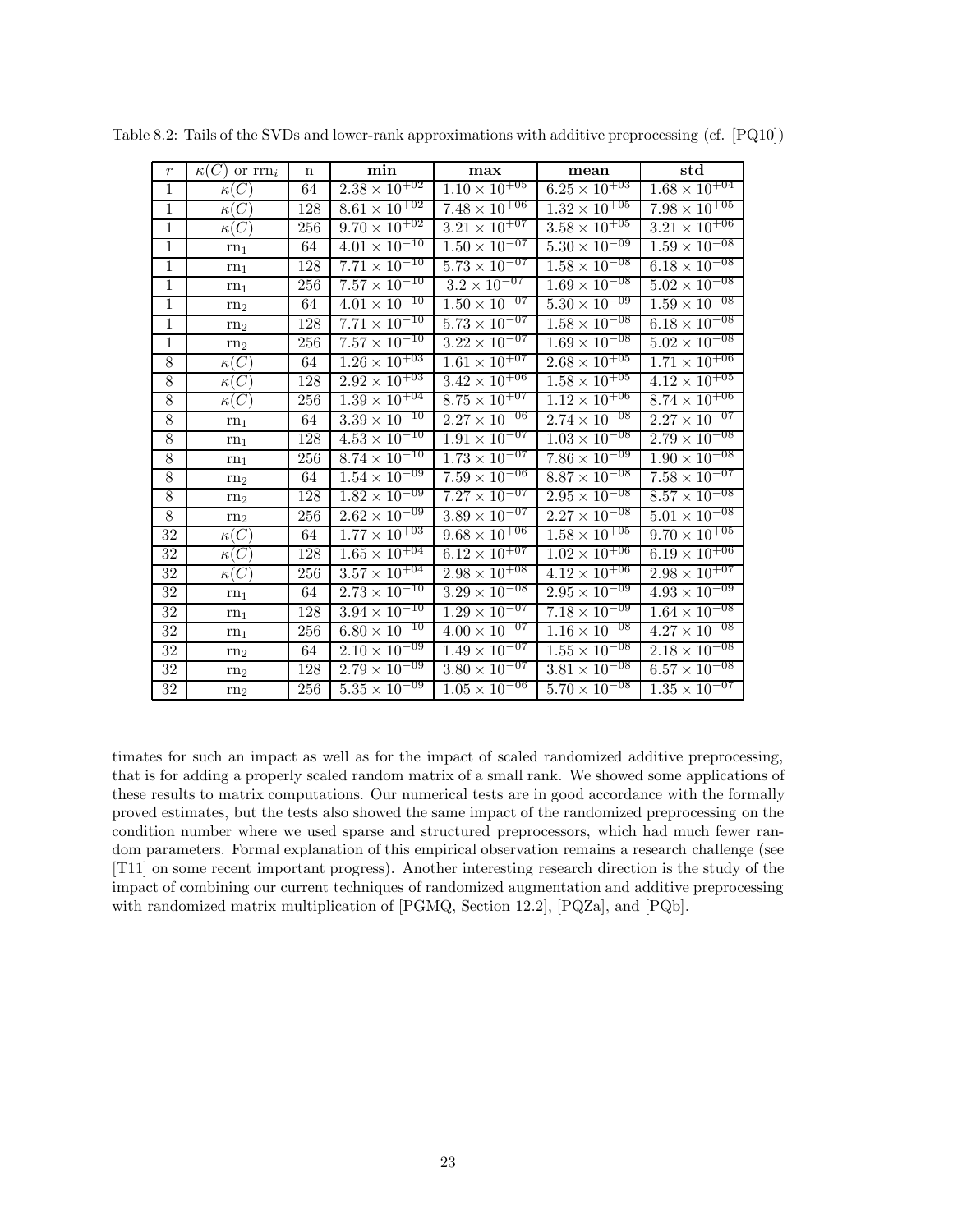Table 8.2: Tails of the SVDs and lower-rank approximations with additive preprocessing (cf. [PQ10])

| $r$ | $\kappa(C)$ or $\mathrm{rrn}_i$ | n | **min** | **max** | **mean** | **std** |
|---|---|---|---|---|---|---|
| 1 | $\kappa(C)$ | 64 | $2.38 \times 10^{+02}$ | $1.10 \times 10^{+05}$ | $6.25 \times 10^{+03}$ | $1.68 \times 10^{+04}$ |
| 1 | $\kappa(C)$ | 128 | $8.61 \times 10^{+02}$ | $7.48 \times 10^{+06}$ | $1.32 \times 10^{+05}$ | $7.98 \times 10^{+05}$ |
| 1 | $\kappa(C)$ | 256 | $9.70 \times 10^{+02}$ | $3.21 \times 10^{+07}$ | $3.58 \times 10^{+05}$ | $3.21 \times 10^{+06}$ |
| 1 | $\mathrm{rn}_1$ | 64 | $4.01 \times 10^{-10}$ | $1.50 \times 10^{-07}$ | $5.30 \times 10^{-09}$ | $1.59 \times 10^{-08}$ |
| 1 | $\mathrm{rn}_1$ | 128 | $7.71 \times 10^{-10}$ | $5.73 \times 10^{-07}$ | $1.58 \times 10^{-08}$ | $6.18 \times 10^{-08}$ |
| 1 | $\mathrm{rn}_1$ | 256 | $7.57 \times 10^{-10}$ | $3.2 \times 10^{-07}$ | $1.69 \times 10^{-08}$ | $5.02 \times 10^{-08}$ |
| 1 | $\mathrm{rn}_2$ | 64 | $4.01 \times 10^{-10}$ | $1.50 \times 10^{-07}$ | $5.30 \times 10^{-09}$ | $1.59 \times 10^{-08}$ |
| 1 | $\mathrm{rn}_2$ | 128 | $7.71 \times 10^{-10}$ | $5.73 \times 10^{-07}$ | $1.58 \times 10^{-08}$ | $6.18 \times 10^{-08}$ |
| 1 | $\mathrm{rn}_2$ | 256 | $7.57 \times 10^{-10}$ | $3.22 \times 10^{-07}$ | $1.69 \times 10^{-08}$ | $5.02 \times 10^{-08}$ |
| 8 | $\kappa(C)$ | 64 | $1.26 \times 10^{+03}$ | $1.61 \times 10^{+07}$ | $2.68 \times 10^{+05}$ | $1.71 \times 10^{+06}$ |
| 8 | $\kappa(C)$ | 128 | $2.92 \times 10^{+03}$ | $3.42 \times 10^{+06}$ | $1.58 \times 10^{+05}$ | $4.12 \times 10^{+05}$ |
| 8 | $\kappa(C)$ | 256 | $1.39 \times 10^{+04}$ | $8.75 \times 10^{+07}$ | $1.12 \times 10^{+06}$ | $8.74 \times 10^{+06}$ |
| 8 | $\mathrm{rn}_1$ | 64 | $3.39 \times 10^{-10}$ | $2.27 \times 10^{-06}$ | $2.74 \times 10^{-08}$ | $2.27 \times 10^{-07}$ |
| 8 | $\mathrm{rn}_1$ | 128 | $4.53 \times 10^{-10}$ | $1.91 \times 10^{-07}$ | $1.03 \times 10^{-08}$ | $2.79 \times 10^{-08}$ |
| 8 | $\mathrm{rn}_1$ | 256 | $8.74 \times 10^{-10}$ | $1.73 \times 10^{-07}$ | $7.86 \times 10^{-09}$ | $1.90 \times 10^{-08}$ |
| 8 | $\mathrm{rn}_2$ | 64 | $1.54 \times 10^{-09}$ | $7.59 \times 10^{-06}$ | $8.87 \times 10^{-08}$ | $7.58 \times 10^{-07}$ |
| 8 | $\mathrm{rn}_2$ | 128 | $1.82 \times 10^{-09}$ | $7.27 \times 10^{-07}$ | $2.95 \times 10^{-08}$ | $8.57 \times 10^{-08}$ |
| 8 | $\mathrm{rn}_2$ | 256 | $2.62 \times 10^{-09}$ | $3.89 \times 10^{-07}$ | $2.27 \times 10^{-08}$ | $5.01 \times 10^{-08}$ |
| 32 | $\kappa(C)$ | 64 | $1.77 \times 10^{+03}$ | $9.68 \times 10^{+06}$ | $1.58 \times 10^{+05}$ | $9.70 \times 10^{+05}$ |
| 32 | $\kappa(C)$ | 128 | $1.65 \times 10^{+04}$ | $6.12 \times 10^{+07}$ | $1.02 \times 10^{+06}$ | $6.19 \times 10^{+06}$ |
| 32 | $\kappa(C)$ | 256 | $3.57 \times 10^{+04}$ | $2.98 \times 10^{+08}$ | $4.12 \times 10^{+06}$ | $2.98 \times 10^{+07}$ |
| 32 | $\mathrm{rn}_1$ | 64 | $2.73 \times 10^{-10}$ | $3.29 \times 10^{-08}$ | $2.95 \times 10^{-09}$ | $4.93 \times 10^{-09}$ |
| 32 | $\mathrm{rn}_1$ | 128 | $3.94 \times 10^{-10}$ | $1.29 \times 10^{-07}$ | $7.18 \times 10^{-09}$ | $1.64 \times 10^{-08}$ |
| 32 | $\mathrm{rn}_1$ | 256 | $6.80 \times 10^{-10}$ | $4.00 \times 10^{-07}$ | $1.16 \times 10^{-08}$ | $4.27 \times 10^{-08}$ |
| 32 | $\mathrm{rn}_2$ | 64 | $2.10 \times 10^{-09}$ | $1.49 \times 10^{-07}$ | $1.55 \times 10^{-08}$ | $2.18 \times 10^{-08}$ |
| 32 | $\mathrm{rn}_2$ | 128 | $2.79 \times 10^{-09}$ | $3.80 \times 10^{-07}$ | $3.81 \times 10^{-08}$ | $6.57 \times 10^{-08}$ |
| 32 | $\mathrm{rn}_2$ | 256 | $5.35 \times 10^{-09}$ | $1.05 \times 10^{-06}$ | $5.70 \times 10^{-08}$ | $1.35 \times 10^{-07}$ |

timates for such an impact as well as for the impact of scaled randomized additive preprocessing, that is for adding a properly scaled random matrix of a small rank. We showed some applications of these results to matrix computations. Our numerical tests are in good accordance with the formally proved estimates, but the tests also showed the same impact of the randomized preprocessing on the condition number where we used sparse and structured preprocessors, which had much fewer random parameters. Formal explanation of this empirical observation remains a research challenge (see [T11] on some recent important progress). Another interesting research direction is the study of the impact of combining our current techniques of randomized augmentation and additive preprocessing with randomized matrix multiplication of [PGMQ, Section 12.2], [PQZa], and [PQb].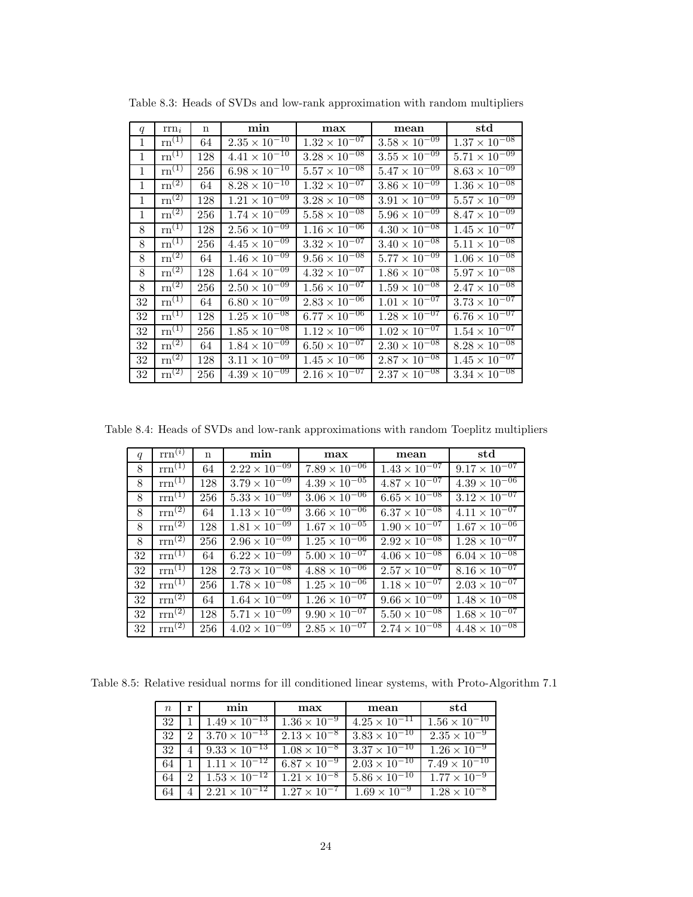Table 8.3: Heads of SVDs and low-rank approximation with random multipliers

| $q$ | $\mathrm{rrn}_i$ | n | **min** | **max** | **mean** | **std** |
|---|---|---|---|---|---|---|
| 1 | $\mathrm{rn}^{(1)}$ | 64 | $2.35 \times 10^{-10}$ | $1.32 \times 10^{-07}$ | $3.58 \times 10^{-09}$ | $1.37 \times 10^{-08}$ |
| 1 | $\mathrm{rn}^{(1)}$ | 128 | $4.41 \times 10^{-10}$ | $3.28 \times 10^{-08}$ | $3.55 \times 10^{-09}$ | $5.71 \times 10^{-09}$ |
| 1 | $\mathrm{rn}^{(1)}$ | 256 | $6.98 \times 10^{-10}$ | $5.57 \times 10^{-08}$ | $5.47 \times 10^{-09}$ | $8.63 \times 10^{-09}$ |
| 1 | $\mathrm{rn}^{(2)}$ | 64 | $8.28 \times 10^{-10}$ | $1.32 \times 10^{-07}$ | $3.86 \times 10^{-09}$ | $1.36 \times 10^{-08}$ |
| 1 | $\mathrm{rn}^{(2)}$ | 128 | $1.21 \times 10^{-09}$ | $3.28 \times 10^{-08}$ | $3.91 \times 10^{-09}$ | $5.57 \times 10^{-09}$ |
| 1 | $\mathrm{rn}^{(2)}$ | 256 | $1.74 \times 10^{-09}$ | $5.58 \times 10^{-08}$ | $5.96 \times 10^{-09}$ | $8.47 \times 10^{-09}$ |
| 8 | $\mathrm{rn}^{(1)}$ | 128 | $2.56 \times 10^{-09}$ | $1.16 \times 10^{-06}$ | $4.30 \times 10^{-08}$ | $1.45 \times 10^{-07}$ |
| 8 | $\mathrm{rn}^{(1)}$ | 256 | $4.45 \times 10^{-09}$ | $3.32 \times 10^{-07}$ | $3.40 \times 10^{-08}$ | $5.11 \times 10^{-08}$ |
| 8 | $\mathrm{rn}^{(2)}$ | 64 | $1.46 \times 10^{-09}$ | $9.56 \times 10^{-08}$ | $5.77 \times 10^{-09}$ | $1.06 \times 10^{-08}$ |
| 8 | $\mathrm{rn}^{(2)}$ | 128 | $1.64 \times 10^{-09}$ | $4.32 \times 10^{-07}$ | $1.86 \times 10^{-08}$ | $5.97 \times 10^{-08}$ |
| 8 | $\mathrm{rn}^{(2)}$ | 256 | $2.50 \times 10^{-09}$ | $1.56 \times 10^{-07}$ | $1.59 \times 10^{-08}$ | $2.47 \times 10^{-08}$ |
| 32 | $\mathrm{rn}^{(1)}$ | 64 | $6.80 \times 10^{-09}$ | $2.83 \times 10^{-06}$ | $1.01 \times 10^{-07}$ | $3.73 \times 10^{-07}$ |
| 32 | $\mathrm{rn}^{(1)}$ | 128 | $1.25 \times 10^{-08}$ | $6.77 \times 10^{-06}$ | $1.28 \times 10^{-07}$ | $6.76 \times 10^{-07}$ |
| 32 | $\mathrm{rn}^{(1)}$ | 256 | $1.85 \times 10^{-08}$ | $1.12 \times 10^{-06}$ | $1.02 \times 10^{-07}$ | $1.54 \times 10^{-07}$ |
| 32 | $\mathrm{rn}^{(2)}$ | 64 | $1.84 \times 10^{-09}$ | $6.50 \times 10^{-07}$ | $2.30 \times 10^{-08}$ | $8.28 \times 10^{-08}$ |
| 32 | $\mathrm{rn}^{(2)}$ | 128 | $3.11 \times 10^{-09}$ | $1.45 \times 10^{-06}$ | $2.87 \times 10^{-08}$ | $1.45 \times 10^{-07}$ |
| 32 | $\mathrm{rn}^{(2)}$ | 256 | $4.39 \times 10^{-09}$ | $2.16 \times 10^{-07}$ | $2.37 \times 10^{-08}$ | $3.34 \times 10^{-08}$ |

Table 8.4: Heads of SVDs and low-rank approximations with random Toeplitz multipliers

| $q$ | $\mathrm{rrn}^{(i)}$ | n | **min** | **max** | **mean** | **std** |
|---|---|---|---|---|---|---|
| 8 | $\mathrm{rrn}^{(1)}$ | 64 | $2.22 \times 10^{-09}$ | $7.89 \times 10^{-06}$ | $1.43 \times 10^{-07}$ | $9.17 \times 10^{-07}$ |
| 8 | $\mathrm{rrn}^{(1)}$ | 128 | $3.79 \times 10^{-09}$ | $4.39 \times 10^{-05}$ | $4.87 \times 10^{-07}$ | $4.39 \times 10^{-06}$ |
| 8 | $\mathrm{rrn}^{(1)}$ | 256 | $5.33 \times 10^{-09}$ | $3.06 \times 10^{-06}$ | $6.65 \times 10^{-08}$ | $3.12 \times 10^{-07}$ |
| 8 | $\mathrm{rrn}^{(2)}$ | 64 | $1.13 \times 10^{-09}$ | $3.66 \times 10^{-06}$ | $6.37 \times 10^{-08}$ | $4.11 \times 10^{-07}$ |
| 8 | $\mathrm{rrn}^{(2)}$ | 128 | $1.81 \times 10^{-09}$ | $1.67 \times 10^{-05}$ | $1.90 \times 10^{-07}$ | $1.67 \times 10^{-06}$ |
| 8 | $\mathrm{rrn}^{(2)}$ | 256 | $2.96 \times 10^{-09}$ | $1.25 \times 10^{-06}$ | $2.92 \times 10^{-08}$ | $1.28 \times 10^{-07}$ |
| 32 | $\mathrm{rrn}^{(1)}$ | 64 | $6.22 \times 10^{-09}$ | $5.00 \times 10^{-07}$ | $4.06 \times 10^{-08}$ | $6.04 \times 10^{-08}$ |
| 32 | $\mathrm{rrn}^{(1)}$ | 128 | $2.73 \times 10^{-08}$ | $4.88 \times 10^{-06}$ | $2.57 \times 10^{-07}$ | $8.16 \times 10^{-07}$ |
| 32 | $\mathrm{rrn}^{(1)}$ | 256 | $1.78 \times 10^{-08}$ | $1.25 \times 10^{-06}$ | $1.18 \times 10^{-07}$ | $2.03 \times 10^{-07}$ |
| 32 | $\mathrm{rrn}^{(2)}$ | 64 | $1.64 \times 10^{-09}$ | $1.26 \times 10^{-07}$ | $9.66 \times 10^{-09}$ | $1.48 \times 10^{-08}$ |
| 32 | $\mathrm{rrn}^{(2)}$ | 128 | $5.71 \times 10^{-09}$ | $9.90 \times 10^{-07}$ | $5.50 \times 10^{-08}$ | $1.68 \times 10^{-07}$ |
| 32 | $\mathrm{rrn}^{(2)}$ | 256 | $4.02 \times 10^{-09}$ | $2.85 \times 10^{-07}$ | $2.74 \times 10^{-08}$ | $4.48 \times 10^{-08}$ |

Table 8.5: Relative residual norms for ill conditioned linear systems, with Proto-Algorithm 7.1

| $n$ | **r** | **min** | **max** | **mean** | **std** |
|---|---|---|---|---|---|
| 32 | 1 | $1.49 \times 10^{-13}$ | $1.36 \times 10^{-9}$ | $4.25 \times 10^{-11}$ | $1.56 \times 10^{-10}$ |
| 32 | 2 | $3.70 \times 10^{-13}$ | $2.13 \times 10^{-8}$ | $3.83 \times 10^{-10}$ | $2.35 \times 10^{-9}$ |
| 32 | 4 | $9.33 \times 10^{-13}$ | $1.08 \times 10^{-8}$ | $3.37 \times 10^{-10}$ | $1.26 \times 10^{-9}$ |
| 64 | 1 | $1.11 \times 10^{-12}$ | $6.87 \times 10^{-9}$ | $2.03 \times 10^{-10}$ | $7.49 \times 10^{-10}$ |
| 64 | 2 | $1.53 \times 10^{-12}$ | $1.21 \times 10^{-8}$ | $5.86 \times 10^{-10}$ | $1.77 \times 10^{-9}$ |
| 64 | 4 | $2.21 \times 10^{-12}$ | $1.27 \times 10^{-7}$ | $1.69 \times 10^{-9}$ | $1.28 \times 10^{-8}$ |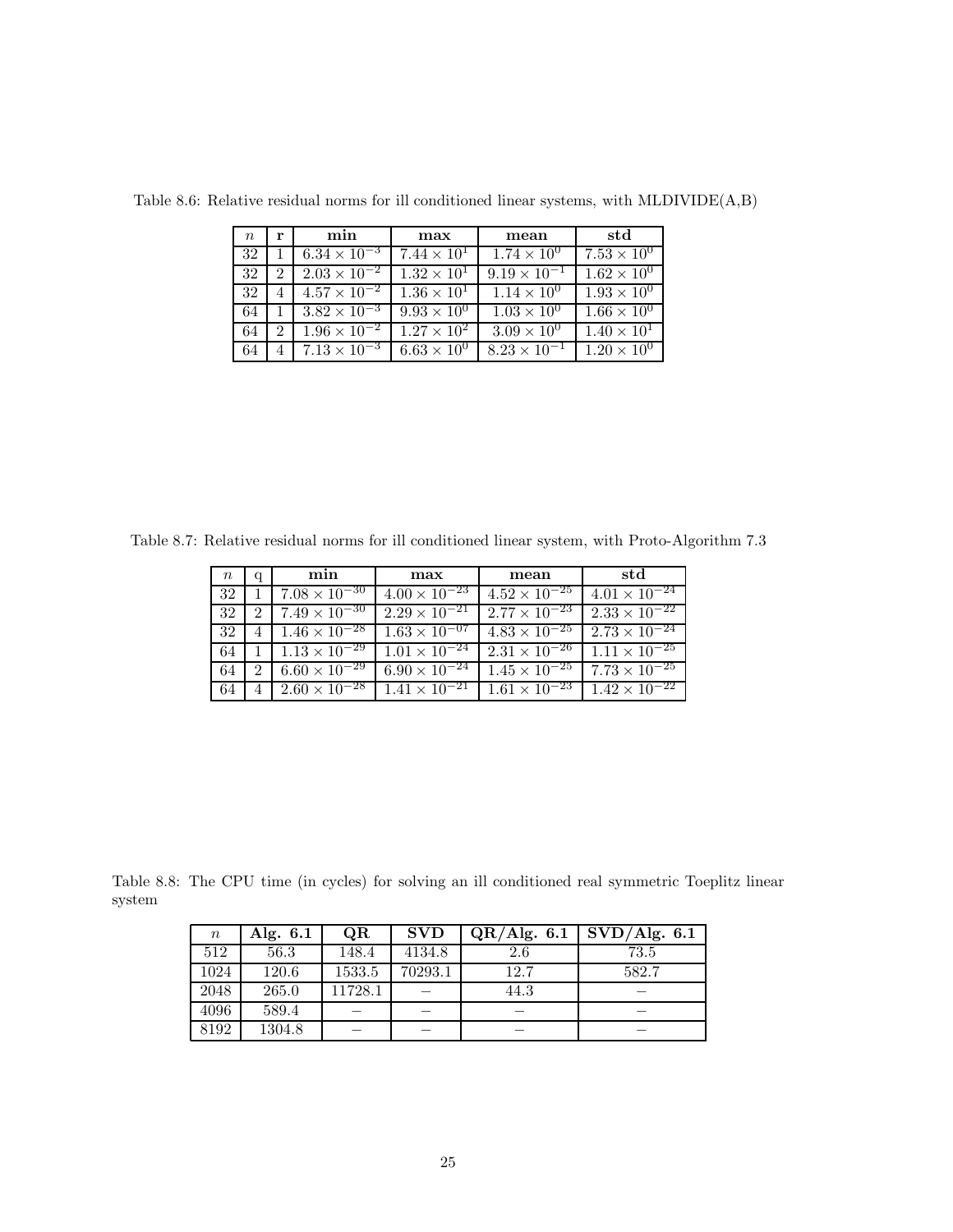Table 8.6: Relative residual norms for ill conditioned linear systems, with MLDIVIDE(A,B)

| $n$ | r | min | max | mean | std |
|---|---|---|---|---|---|
| 32 | 1 | $6.34 \times 10^{-3}$ | $7.44 \times 10^{1}$ | $1.74 \times 10^{0}$ | $7.53 \times 10^{0}$ |
| 32 | 2 | $2.03 \times 10^{-2}$ | $1.32 \times 10^{1}$ | $9.19 \times 10^{-1}$ | $1.62 \times 10^{0}$ |
| 32 | 4 | $4.57 \times 10^{-2}$ | $1.36 \times 10^{1}$ | $1.14 \times 10^{0}$ | $1.93 \times 10^{0}$ |
| 64 | 1 | $3.82 \times 10^{-3}$ | $9.93 \times 10^{0}$ | $1.03 \times 10^{0}$ | $1.66 \times 10^{0}$ |
| 64 | 2 | $1.96 \times 10^{-2}$ | $1.27 \times 10^{2}$ | $3.09 \times 10^{0}$ | $1.40 \times 10^{1}$ |
| 64 | 4 | $7.13 \times 10^{-3}$ | $6.63 \times 10^{0}$ | $8.23 \times 10^{-1}$ | $1.20 \times 10^{0}$ |

Table 8.7: Relative residual norms for ill conditioned linear system, with Proto-Algorithm 7.3

| $n$ | q | min | max | mean | std |
|---|---|---|---|---|---|
| 32 | 1 | $7.08 \times 10^{-30}$ | $4.00 \times 10^{-23}$ | $4.52 \times 10^{-25}$ | $4.01 \times 10^{-24}$ |
| 32 | 2 | $7.49 \times 10^{-30}$ | $2.29 \times 10^{-21}$ | $2.77 \times 10^{-23}$ | $2.33 \times 10^{-22}$ |
| 32 | 4 | $1.46 \times 10^{-28}$ | $1.63 \times 10^{-07}$ | $4.83 \times 10^{-25}$ | $2.73 \times 10^{-24}$ |
| 64 | 1 | $1.13 \times 10^{-29}$ | $1.01 \times 10^{-24}$ | $2.31 \times 10^{-26}$ | $1.11 \times 10^{-25}$ |
| 64 | 2 | $6.60 \times 10^{-29}$ | $6.90 \times 10^{-24}$ | $1.45 \times 10^{-25}$ | $7.73 \times 10^{-25}$ |
| 64 | 4 | $2.60 \times 10^{-28}$ | $1.41 \times 10^{-21}$ | $1.61 \times 10^{-23}$ | $1.42 \times 10^{-22}$ |

Table 8.8: The CPU time (in cycles) for solving an ill conditioned real symmetric Toeplitz linear system

| $n$ | Alg. 6.1 | QR | SVD | QR/Alg. 6.1 | SVD/Alg. 6.1 |
|---|---|---|---|---|---|
| 512 | 56.3 | 148.4 | 4134.8 | 2.6 | 73.5 |
| 1024 | 120.6 | 1533.5 | 70293.1 | 12.7 | 582.7 |
| 2048 | 265.0 | 11728.1 | − | 44.3 | − |
| 4096 | 589.4 | − | − | − | − |
| 8192 | 1304.8 | − | − | − | − |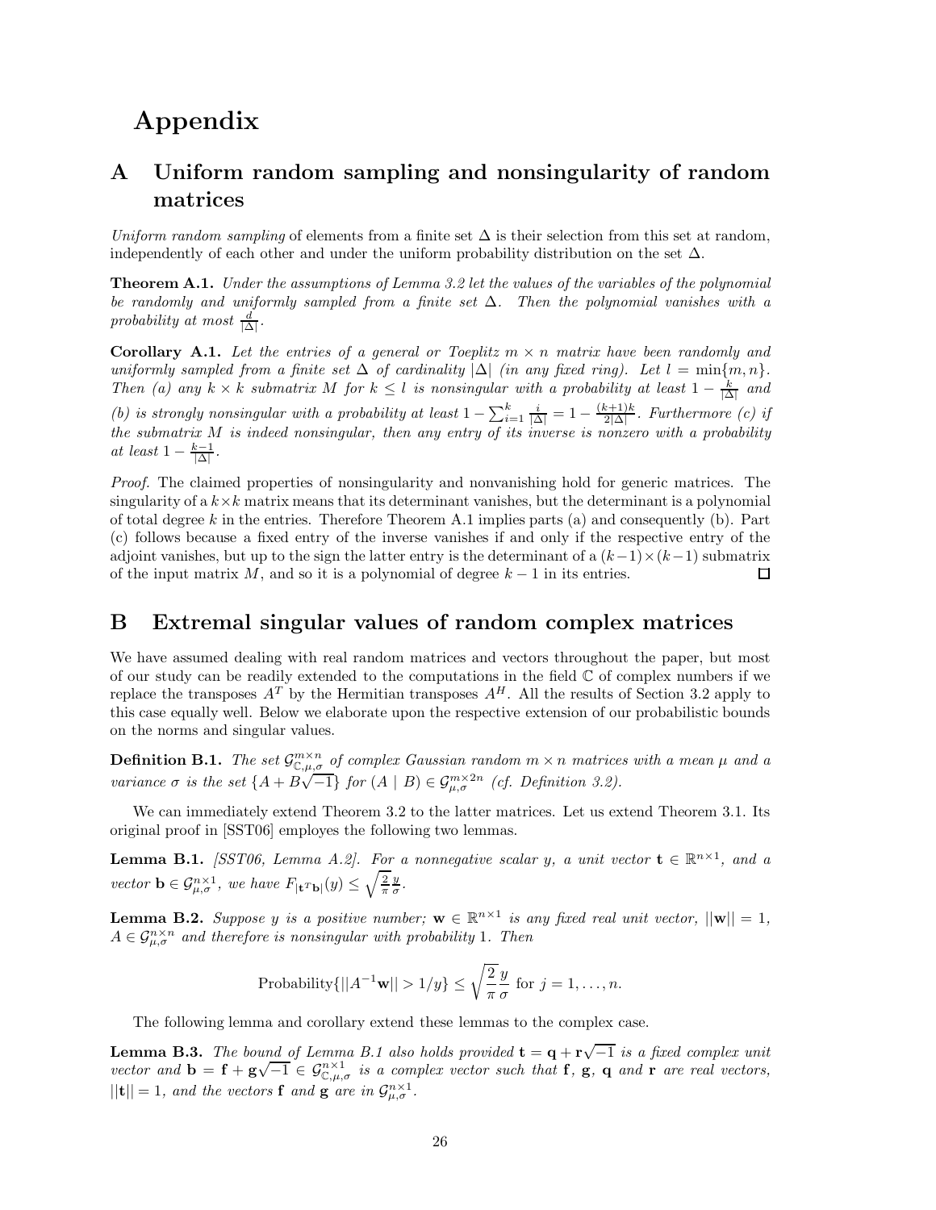# Appendix

## A Uniform random sampling and nonsingularity of random matrices

*Uniform random sampling* of elements from a finite set $\Delta$ is their selection from this set at random, independently of each other and under the uniform probability distribution on the set $\Delta$.

**Theorem A.1.** *Under the assumptions of Lemma 3.2 let the values of the variables of the polynomial be randomly and uniformly sampled from a finite set $\Delta$. Then the polynomial vanishes with a probability at most $\frac{d}{|\Delta|}$.*

**Corollary A.1.** *Let the entries of a general or Toeplitz $m \times n$ matrix have been randomly and uniformly sampled from a finite set $\Delta$ of cardinality $|\Delta|$ (in any fixed ring). Let $l = \min\{m, n\}$. Then (a) any $k \times k$ submatrix $M$ for $k \leq l$ is nonsingular with a probability at least $1 - \frac{k}{|\Delta|}$ and (b) is strongly nonsingular with a probability at least $1 - \sum_{i=1}^{k} \frac{i}{|\Delta|} = 1 - \frac{(k+1)k}{2|\Delta|}$. Furthermore (c) if the submatrix $M$ is indeed nonsingular, then any entry of its inverse is nonzero with a probability at least $1 - \frac{k-1}{|\Delta|}$.*

*Proof.* The claimed properties of nonsingularity and nonvanishing hold for generic matrices. The singularity of a $k \times k$ matrix means that its determinant vanishes, but the determinant is a polynomial of total degree $k$ in the entries. Therefore Theorem A.1 implies parts (a) and consequently (b). Part (c) follows because a fixed entry of the inverse vanishes if and only if the respective entry of the adjoint vanishes, but up to the sign the latter entry is the determinant of a $(k-1) \times (k-1)$ submatrix of the input matrix $M$, and so it is a polynomial of degree $k - 1$ in its entries. $\square$

## B Extremal singular values of random complex matrices

We have assumed dealing with real random matrices and vectors throughout the paper, but most of our study can be readily extended to the computations in the field $\mathbb{C}$ of complex numbers if we replace the transposes $A^T$ by the Hermitian transposes $A^H$. All the results of Section 3.2 apply to this case equally well. Below we elaborate upon the respective extension of our probabilistic bounds on the norms and singular values.

**Definition B.1.** *The set $\mathcal{G}^{m\times n}_{\mathbb{C},\mu,\sigma}$ of complex Gaussian random $m \times n$ matrices with a mean $\mu$ and a variance $\sigma$ is the set $\{A + B\sqrt{-1}\}$ for $(A \mid B) \in \mathcal{G}^{m\times 2n}_{\mu,\sigma}$ (cf. Definition 3.2).*

We can immediately extend Theorem 3.2 to the latter matrices. Let us extend Theorem 3.1. Its original proof in [SST06] employes the following two lemmas.

**Lemma B.1.** *[SST06, Lemma A.2]. For a nonnegative scalar $y$, a unit vector $\mathbf{t} \in \mathbb{R}^{n\times 1}$, and a vector $\mathbf{b} \in \mathcal{G}^{n\times 1}_{\mu,\sigma}$, we have $F_{|\mathbf{t}^T\mathbf{b}|}(y) \leq \sqrt{\frac{2}{\pi}}\frac{y}{\sigma}$.*

**Lemma B.2.** *Suppose $y$ is a positive number; $\mathbf{w} \in \mathbb{R}^{n\times 1}$ is any fixed real unit vector, $||\mathbf{w}|| = 1$, $A \in \mathcal{G}^{n\times n}_{\mu,\sigma}$ and therefore is nonsingular with probability 1. Then*

$$\text{Probability}\{||A^{-1}\mathbf{w}|| > 1/y\} \leq \sqrt{\frac{2}{\pi}}\frac{y}{\sigma} \text{ for } j = 1, \ldots, n.$$

The following lemma and corollary extend these lemmas to the complex case.

**Lemma B.3.** *The bound of Lemma B.1 also holds provided $\mathbf{t} = \mathbf{q} + \mathbf{r}\sqrt{-1}$ is a fixed complex unit vector and $\mathbf{b} = \mathbf{f} + \mathbf{g}\sqrt{-1} \in \mathcal{G}^{n\times 1}_{\mathbb{C},\mu,\sigma}$ is a complex vector such that $\mathbf{f}$, $\mathbf{g}$, $\mathbf{q}$ and $\mathbf{r}$ are real vectors, $||\mathbf{t}|| = 1$, and the vectors $\mathbf{f}$ and $\mathbf{g}$ are in $\mathcal{G}^{n\times 1}_{\mu,\sigma}$.*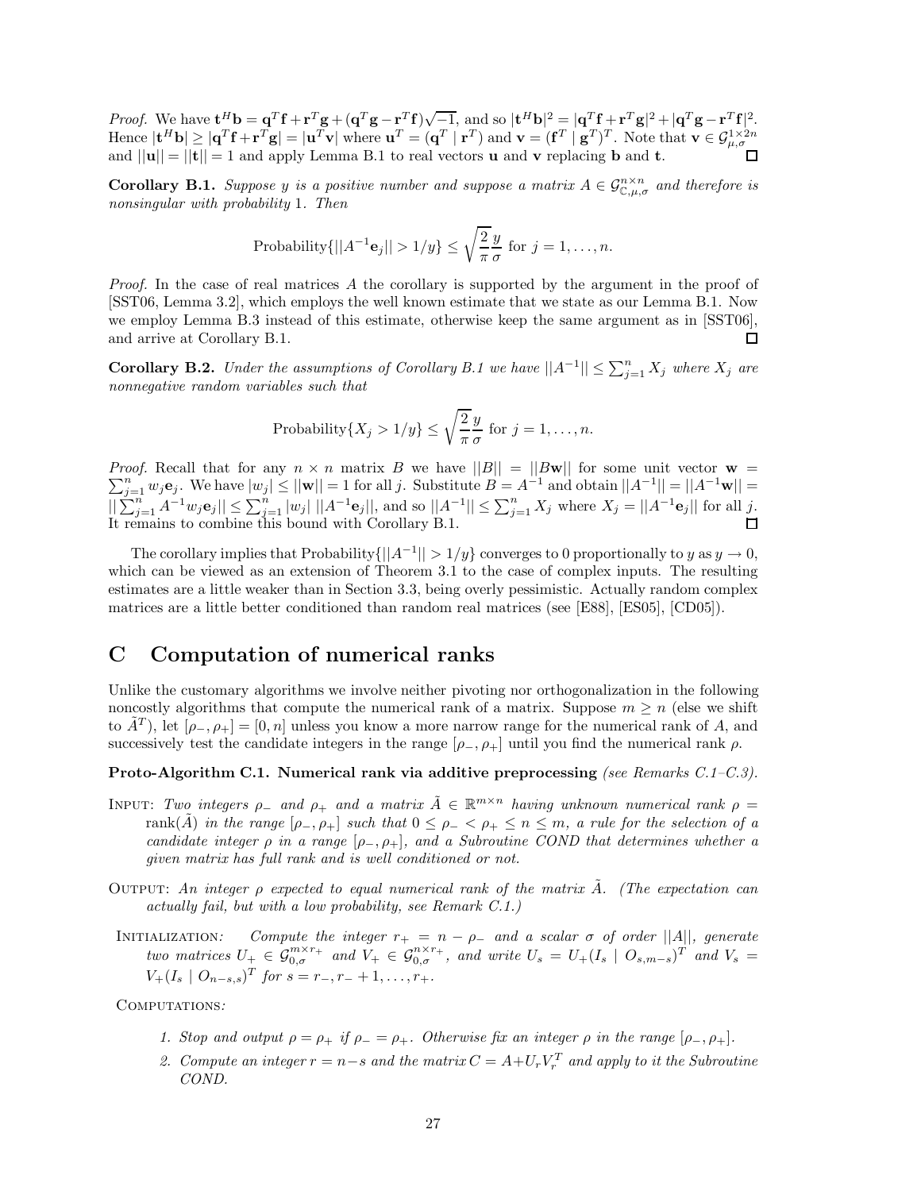*Proof.* We have $\mathbf{t}^H\mathbf{b} = \mathbf{q}^T\mathbf{f} + \mathbf{r}^T\mathbf{g} + (\mathbf{q}^T\mathbf{g} - \mathbf{r}^T\mathbf{f})\sqrt{-1}$, and so $|\mathbf{t}^H\mathbf{b}|^2 = |\mathbf{q}^T\mathbf{f} + \mathbf{r}^T\mathbf{g}|^2 + |\mathbf{q}^T\mathbf{g} - \mathbf{r}^T\mathbf{f}|^2$. Hence $|\mathbf{t}^H\mathbf{b}| \geq |\mathbf{q}^T\mathbf{f} + \mathbf{r}^T\mathbf{g}| = |\mathbf{u}^T\mathbf{v}|$ where $\mathbf{u}^T = (\mathbf{q}^T \mid \mathbf{r}^T)$ and $\mathbf{v} = (\mathbf{f}^T \mid \mathbf{g}^T)^T$. Note that $\mathbf{v} \in \mathcal{G}_{\mu,\sigma}^{1\times 2n}$ and $||\mathbf{u}|| = ||\mathbf{t}|| = 1$ and apply Lemma B.1 to real vectors $\mathbf{u}$ and $\mathbf{v}$ replacing $\mathbf{b}$ and $\mathbf{t}$. □

**Corollary B.1.** *Suppose $y$ is a positive number and suppose a matrix $A \in \mathcal{G}_{\mathbb{C},\mu,\sigma}^{n\times n}$ and therefore is nonsingular with probability 1. Then*

$$\text{Probability}\{||A^{-1}\mathbf{e}_j|| > 1/y\} \leq \sqrt{\frac{2}{\pi}}\frac{y}{\sigma} \text{ for } j = 1,\ldots,n.$$

*Proof.* In the case of real matrices $A$ the corollary is supported by the argument in the proof of [SST06, Lemma 3.2], which employs the well known estimate that we state as our Lemma B.1. Now we employ Lemma B.3 instead of this estimate, otherwise keep the same argument as in [SST06], and arrive at Corollary B.1. □

**Corollary B.2.** *Under the assumptions of Corollary B.1 we have $||A^{-1}|| \leq \sum_{j=1}^n X_j$ where $X_j$ are nonnegative random variables such that*

$$\text{Probability}\{X_j > 1/y\} \leq \sqrt{\frac{2}{\pi}}\frac{y}{\sigma} \text{ for } j = 1,\ldots,n.$$

*Proof.* Recall that for any $n \times n$ matrix $B$ we have $||B|| = ||B\mathbf{w}||$ for some unit vector $\mathbf{w} = \sum_{j=1}^n w_j\mathbf{e}_j$. We have $|w_j| \leq ||\mathbf{w}|| = 1$ for all $j$. Substitute $B = A^{-1}$ and obtain $||A^{-1}|| = ||A^{-1}\mathbf{w}|| = ||\sum_{j=1}^n A^{-1}w_j\mathbf{e}_j|| \leq \sum_{j=1}^n |w_j|\ ||A^{-1}\mathbf{e}_j||$, and so $||A^{-1}|| \leq \sum_{j=1}^n X_j$ where $X_j = ||A^{-1}\mathbf{e}_j||$ for all $j$. It remains to combine this bound with Corollary B.1. □

The corollary implies that Probability$\{||A^{-1}|| > 1/y\}$ converges to 0 proportionally to $y$ as $y \to 0$, which can be viewed as an extension of Theorem 3.1 to the case of complex inputs. The resulting estimates are a little weaker than in Section 3.3, being overly pessimistic. Actually random complex matrices are a little better conditioned than random real matrices (see [E88], [ES05], [CD05]).

# C Computation of numerical ranks

Unlike the customary algorithms we involve neither pivoting nor orthogonalization in the following noncostly algorithms that compute the numerical rank of a matrix. Suppose $m \geq n$ (else we shift to $\tilde{A}^T$), let $[\rho_-, \rho_+] = [0, n]$ unless you know a more narrow range for the numerical rank of $A$, and successively test the candidate integers in the range $[\rho_-, \rho_+]$ until you find the numerical rank $\rho$.

**Proto-Algorithm C.1. Numerical rank via additive preprocessing** *(see Remarks C.1–C.3).*

INPUT: *Two integers $\rho_-$ and $\rho_+$ and a matrix $\tilde{A} \in \mathbb{R}^{m\times n}$ having unknown numerical rank $\rho = \text{rank}(\tilde{A})$ in the range $[\rho_-, \rho_+]$ such that $0 \leq \rho_- < \rho_+ \leq n \leq m$, a rule for the selection of a candidate integer $\rho$ in a range $[\rho_-, \rho_+]$, and a Subroutine COND that determines whether a given matrix has full rank and is well conditioned or not.*

OUTPUT: *An integer $\rho$ expected to equal numerical rank of the matrix $\tilde{A}$. (The expectation can actually fail, but with a low probability, see Remark C.1.)*

INITIALIZATION: *Compute the integer $r_+ = n - \rho_-$ and a scalar $\sigma$ of order $||A||$, generate two matrices $U_+ \in \mathcal{G}_{0,\sigma}^{m\times r_+}$ and $V_+ \in \mathcal{G}_{0,\sigma}^{n\times r_+}$, and write $U_s = U_+(I_s \mid O_{s,m-s})^T$ and $V_s = V_+(I_s \mid O_{n-s,s})^T$ for $s = r_-, r_- + 1, \ldots, r_+$.*

COMPUTATIONS:

1. *Stop and output $\rho = \rho_+$ if $\rho_- = \rho_+$. Otherwise fix an integer $\rho$ in the range $[\rho_-, \rho_+]$.*
2. *Compute an integer $r = n - s$ and the matrix $C = A + U_rV_r^T$ and apply to it the Subroutine COND.*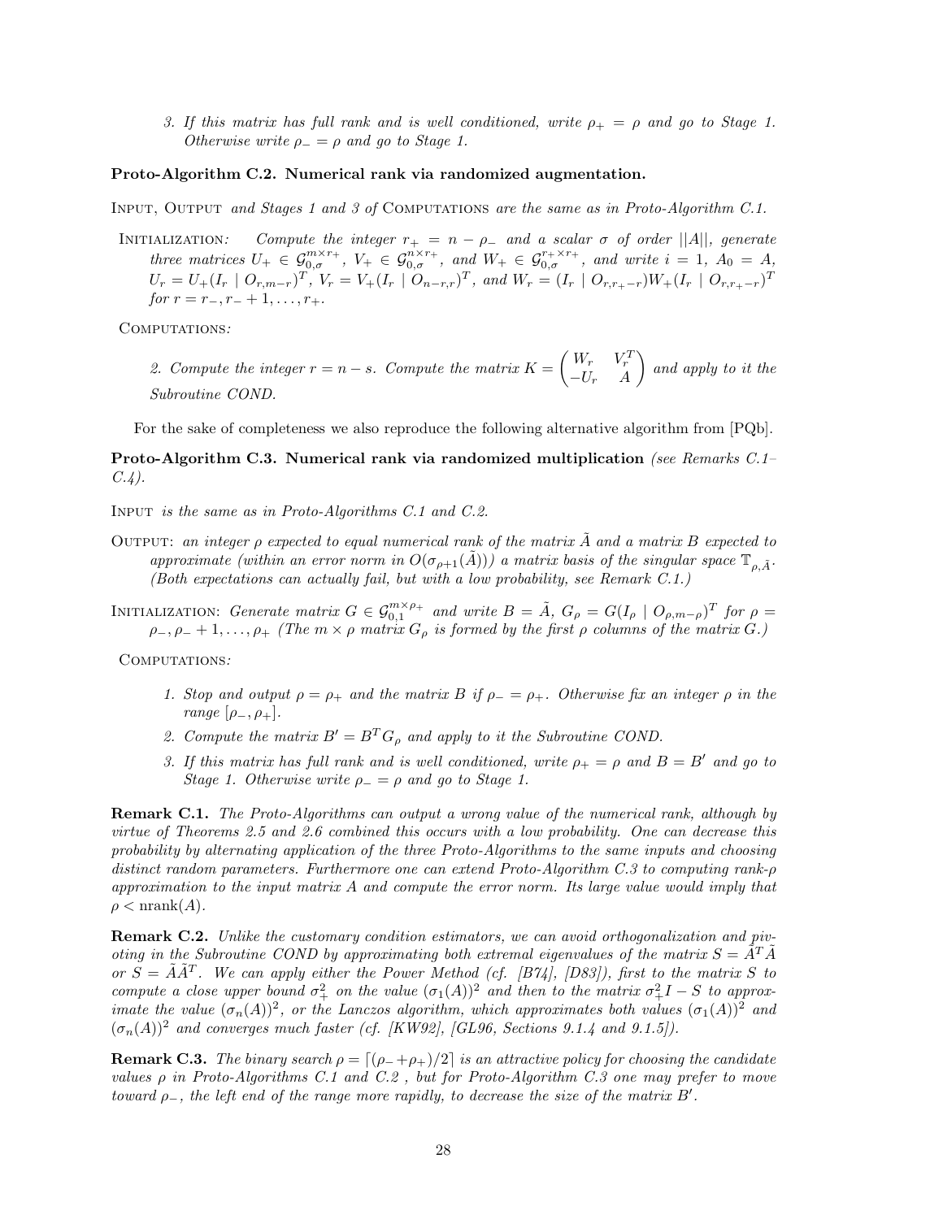3. *If this matrix has full rank and is well conditioned, write $\rho_+ = \rho$ and go to Stage 1. Otherwise write $\rho_- = \rho$ and go to Stage 1.*

**Proto-Algorithm C.2. Numerical rank via randomized augmentation.**

INPUT, OUTPUT *and Stages 1 and 3 of* COMPUTATIONS *are the same as in Proto-Algorithm C.1.*

INITIALIZATION*: Compute the integer $r_+ = n - \rho_-$ and a scalar $\sigma$ of order $||A||$, generate three matrices $U_+ \in \mathcal{G}_{0,\sigma}^{m\times r_+}$, $V_+ \in \mathcal{G}_{0,\sigma}^{n\times r_+}$, and $W_+ \in \mathcal{G}_{0,\sigma}^{r_+\times r_+}$, and write $i = 1$, $A_0 = A$, $U_r = U_+(I_r \mid O_{r,m-r})^T$, $V_r = V_+(I_r \mid O_{n-r,r})^T$, and $W_r = (I_r \mid O_{r,r_+-r})W_+(I_r \mid O_{r,r_+-r})^T$ for $r = r_-, r_- + 1, \ldots, r_+$.*

COMPUTATIONS*:*

2. *Compute the integer $r = n - s$. Compute the matrix $K = \begin{pmatrix} W_r & V_r^T \\ -U_r & A \end{pmatrix}$ and apply to it the Subroutine COND.*

For the sake of completeness we also reproduce the following alternative algorithm from [PQb].

**Proto-Algorithm C.3. Numerical rank via randomized multiplication** *(see Remarks C.1–C.4).*

INPUT *is the same as in Proto-Algorithms C.1 and C.2.*

OUTPUT: *an integer $\rho$ expected to equal numerical rank of the matrix $\tilde{A}$ and a matrix $B$ expected to approximate (within an error norm in $O(\sigma_{\rho+1}(\tilde{A}))$) a matrix basis of the singular space $\mathbb{T}_{\rho,\tilde{A}}$. (Both expectations can actually fail, but with a low probability, see Remark C.1.)*

INITIALIZATION: *Generate matrix $G \in \mathcal{G}_{0,1}^{m\times\rho_+}$ and write $B = \tilde{A}$, $G_\rho = G(I_\rho \mid O_{\rho,m-\rho})^T$ for $\rho = \rho_-, \rho_- + 1, \ldots, \rho_+$ (The $m \times \rho$ matrix $G_\rho$ is formed by the first $\rho$ columns of the matrix $G$.)*

COMPUTATIONS*:*

1. *Stop and output $\rho = \rho_+$ and the matrix $B$ if $\rho_- = \rho_+$. Otherwise fix an integer $\rho$ in the range $[\rho_-, \rho_+]$.*
2. *Compute the matrix $B' = B^T G_\rho$ and apply to it the Subroutine COND.*
3. *If this matrix has full rank and is well conditioned, write $\rho_+ = \rho$ and $B = B'$ and go to Stage 1. Otherwise write $\rho_- = \rho$ and go to Stage 1.*

**Remark C.1.** *The Proto-Algorithms can output a wrong value of the numerical rank, although by virtue of Theorems 2.5 and 2.6 combined this occurs with a low probability. One can decrease this probability by alternating application of the three Proto-Algorithms to the same inputs and choosing distinct random parameters. Furthermore one can extend Proto-Algorithm C.3 to computing rank-$\rho$ approximation to the input matrix $A$ and compute the error norm. Its large value would imply that $\rho < \text{nrank}(A)$.*

**Remark C.2.** *Unlike the customary condition estimators, we can avoid orthogonalization and pivoting in the Subroutine COND by approximating both extremal eigenvalues of the matrix $S = \tilde{A}^T\tilde{A}$ or $S = \tilde{A}\tilde{A}^T$. We can apply either the Power Method (cf. [B74], [D83]), first to the matrix $S$ to compute a close upper bound $\sigma_+^2$ on the value $(\sigma_1(A))^2$ and then to the matrix $\sigma_+^2 I - S$ to approximate the value $(\sigma_n(A))^2$, or the Lanczos algorithm, which approximates both values $(\sigma_1(A))^2$ and $(\sigma_n(A))^2$ and converges much faster (cf. [KW92], [GL96, Sections 9.1.4 and 9.1.5]).*

**Remark C.3.** *The binary search $\rho = \lceil(\rho_- + \rho_+)/2\rceil$ is an attractive policy for choosing the candidate values $\rho$ in Proto-Algorithms C.1 and C.2 , but for Proto-Algorithm C.3 one may prefer to move toward $\rho_-$, the left end of the range more rapidly, to decrease the size of the matrix $B'$.*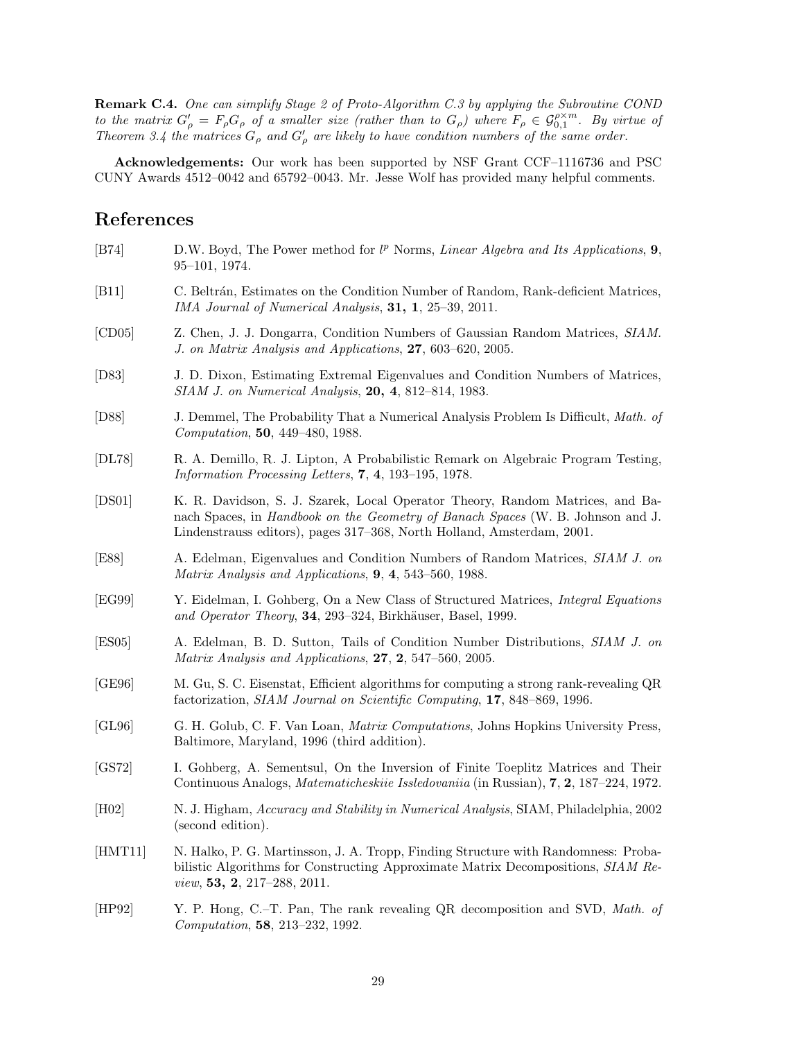**Remark C.4.** *One can simplify Stage 2 of Proto-Algorithm C.3 by applying the Subroutine COND to the matrix $G'_\rho = F_\rho G_\rho$ of a smaller size (rather than to $G_\rho$) where $F_\rho \in \mathcal{G}_{0,1}^{\rho \times m}$. By virtue of Theorem 3.4 the matrices $G_\rho$ and $G'_\rho$ are likely to have condition numbers of the same order.*

**Acknowledgements:** Our work has been supported by NSF Grant CCF–1116736 and PSC CUNY Awards 4512–0042 and 65792–0043. Mr. Jesse Wolf has provided many helpful comments.

# References

[B74] D.W. Boyd, The Power method for $l^p$ Norms, *Linear Algebra and Its Applications*, **9**, 95–101, 1974.

[B11] C. Beltrán, Estimates on the Condition Number of Random, Rank-deficient Matrices, *IMA Journal of Numerical Analysis*, **31, 1**, 25–39, 2011.

[CD05] Z. Chen, J. J. Dongarra, Condition Numbers of Gaussian Random Matrices, *SIAM. J. on Matrix Analysis and Applications*, **27**, 603–620, 2005.

[D83] J. D. Dixon, Estimating Extremal Eigenvalues and Condition Numbers of Matrices, *SIAM J. on Numerical Analysis*, **20, 4**, 812–814, 1983.

[D88] J. Demmel, The Probability That a Numerical Analysis Problem Is Difficult, *Math. of Computation*, **50**, 449–480, 1988.

[DL78] R. A. Demillo, R. J. Lipton, A Probabilistic Remark on Algebraic Program Testing, *Information Processing Letters*, **7, 4**, 193–195, 1978.

[DS01] K. R. Davidson, S. J. Szarek, Local Operator Theory, Random Matrices, and Banach Spaces, in *Handbook on the Geometry of Banach Spaces* (W. B. Johnson and J. Lindenstrauss editors), pages 317–368, North Holland, Amsterdam, 2001.

[E88] A. Edelman, Eigenvalues and Condition Numbers of Random Matrices, *SIAM J. on Matrix Analysis and Applications*, **9**, **4**, 543–560, 1988.

[EG99] Y. Eidelman, I. Gohberg, On a New Class of Structured Matrices, *Integral Equations and Operator Theory*, **34**, 293–324, Birkhäuser, Basel, 1999.

[ES05] A. Edelman, B. D. Sutton, Tails of Condition Number Distributions, *SIAM J. on Matrix Analysis and Applications*, **27**, **2**, 547–560, 2005.

[GE96] M. Gu, S. C. Eisenstat, Efficient algorithms for computing a strong rank-revealing QR factorization, *SIAM Journal on Scientific Computing*, **17**, 848–869, 1996.

[GL96] G. H. Golub, C. F. Van Loan, *Matrix Computations*, Johns Hopkins University Press, Baltimore, Maryland, 1996 (third addition).

[GS72] I. Gohberg, A. Sementsul, On the Inversion of Finite Toeplitz Matrices and Their Continuous Analogs, *Matematicheskiie Issledovaniia* (in Russian), **7**, **2**, 187–224, 1972.

[H02] N. J. Higham, *Accuracy and Stability in Numerical Analysis*, SIAM, Philadelphia, 2002 (second edition).

[HMT11] N. Halko, P. G. Martinsson, J. A. Tropp, Finding Structure with Randomness: Probabilistic Algorithms for Constructing Approximate Matrix Decompositions, *SIAM Review*, **53, 2**, 217–288, 2011.

[HP92] Y. P. Hong, C.–T. Pan, The rank revealing QR decomposition and SVD, *Math. of Computation*, **58**, 213–232, 1992.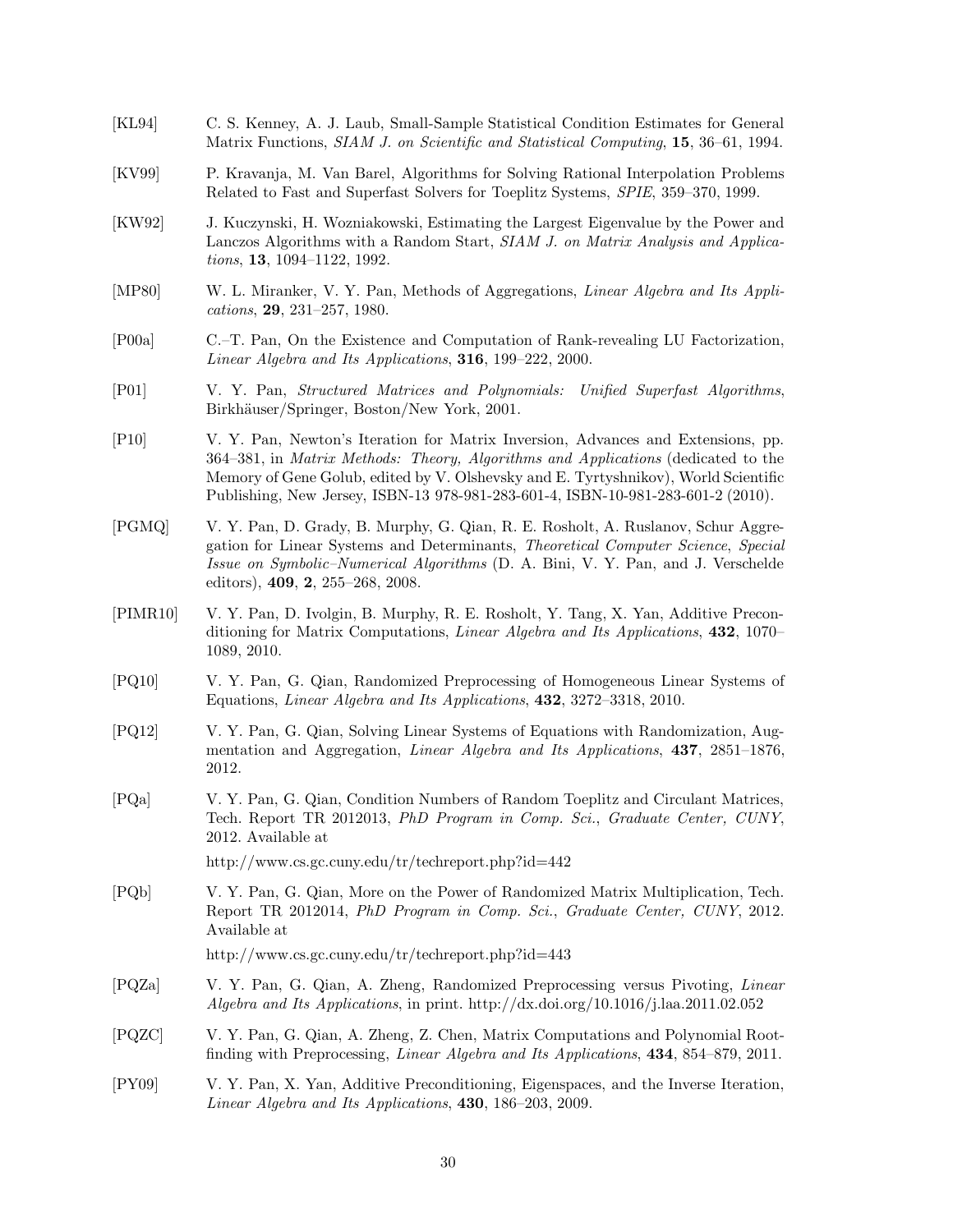[KL94] C. S. Kenney, A. J. Laub, Small-Sample Statistical Condition Estimates for General Matrix Functions, *SIAM J. on Scientific and Statistical Computing*, **15**, 36–61, 1994.

[KV99] P. Kravanja, M. Van Barel, Algorithms for Solving Rational Interpolation Problems Related to Fast and Superfast Solvers for Toeplitz Systems, *SPIE*, 359–370, 1999.

[KW92] J. Kuczynski, H. Wozniakowski, Estimating the Largest Eigenvalue by the Power and Lanczos Algorithms with a Random Start, *SIAM J. on Matrix Analysis and Applications*, **13**, 1094–1122, 1992.

[MP80] W. L. Miranker, V. Y. Pan, Methods of Aggregations, *Linear Algebra and Its Applications*, **29**, 231–257, 1980.

[P00a] C.–T. Pan, On the Existence and Computation of Rank-revealing LU Factorization, *Linear Algebra and Its Applications*, **316**, 199–222, 2000.

[P01] V. Y. Pan, *Structured Matrices and Polynomials: Unified Superfast Algorithms*, Birkhäuser/Springer, Boston/New York, 2001.

[P10] V. Y. Pan, Newton's Iteration for Matrix Inversion, Advances and Extensions, pp. 364–381, in *Matrix Methods: Theory, Algorithms and Applications* (dedicated to the Memory of Gene Golub, edited by V. Olshevsky and E. Tyrtyshnikov), World Scientific Publishing, New Jersey, ISBN-13 978-981-283-601-4, ISBN-10-981-283-601-2 (2010).

[PGMQ] V. Y. Pan, D. Grady, B. Murphy, G. Qian, R. E. Rosholt, A. Ruslanov, Schur Aggregation for Linear Systems and Determinants, *Theoretical Computer Science*, *Special Issue on Symbolic–Numerical Algorithms* (D. A. Bini, V. Y. Pan, and J. Verschelde editors), **409**, **2**, 255–268, 2008.

[PIMR10] V. Y. Pan, D. Ivolgin, B. Murphy, R. E. Rosholt, Y. Tang, X. Yan, Additive Preconditioning for Matrix Computations, *Linear Algebra and Its Applications*, **432**, 1070–1089, 2010.

[PQ10] V. Y. Pan, G. Qian, Randomized Preprocessing of Homogeneous Linear Systems of Equations, *Linear Algebra and Its Applications*, **432**, 3272–3318, 2010.

[PQ12] V. Y. Pan, G. Qian, Solving Linear Systems of Equations with Randomization, Augmentation and Aggregation, *Linear Algebra and Its Applications*, **437**, 2851–1876, 2012.

[PQa] V. Y. Pan, G. Qian, Condition Numbers of Random Toeplitz and Circulant Matrices, Tech. Report TR 2012013, *PhD Program in Comp. Sci.*, *Graduate Center, CUNY*, 2012. Available at

http://www.cs.gc.cuny.edu/tr/techreport.php?id=442

[PQb] V. Y. Pan, G. Qian, More on the Power of Randomized Matrix Multiplication, Tech. Report TR 2012014, *PhD Program in Comp. Sci.*, *Graduate Center, CUNY*, 2012. Available at

http://www.cs.gc.cuny.edu/tr/techreport.php?id=443

[PQZa] V. Y. Pan, G. Qian, A. Zheng, Randomized Preprocessing versus Pivoting, *Linear Algebra and Its Applications*, in print. http://dx.doi.org/10.1016/j.laa.2011.02.052

[PQZC] V. Y. Pan, G. Qian, A. Zheng, Z. Chen, Matrix Computations and Polynomial Root-finding with Preprocessing, *Linear Algebra and Its Applications*, **434**, 854–879, 2011.

[PY09] V. Y. Pan, X. Yan, Additive Preconditioning, Eigenspaces, and the Inverse Iteration, *Linear Algebra and Its Applications*, **430**, 186–203, 2009.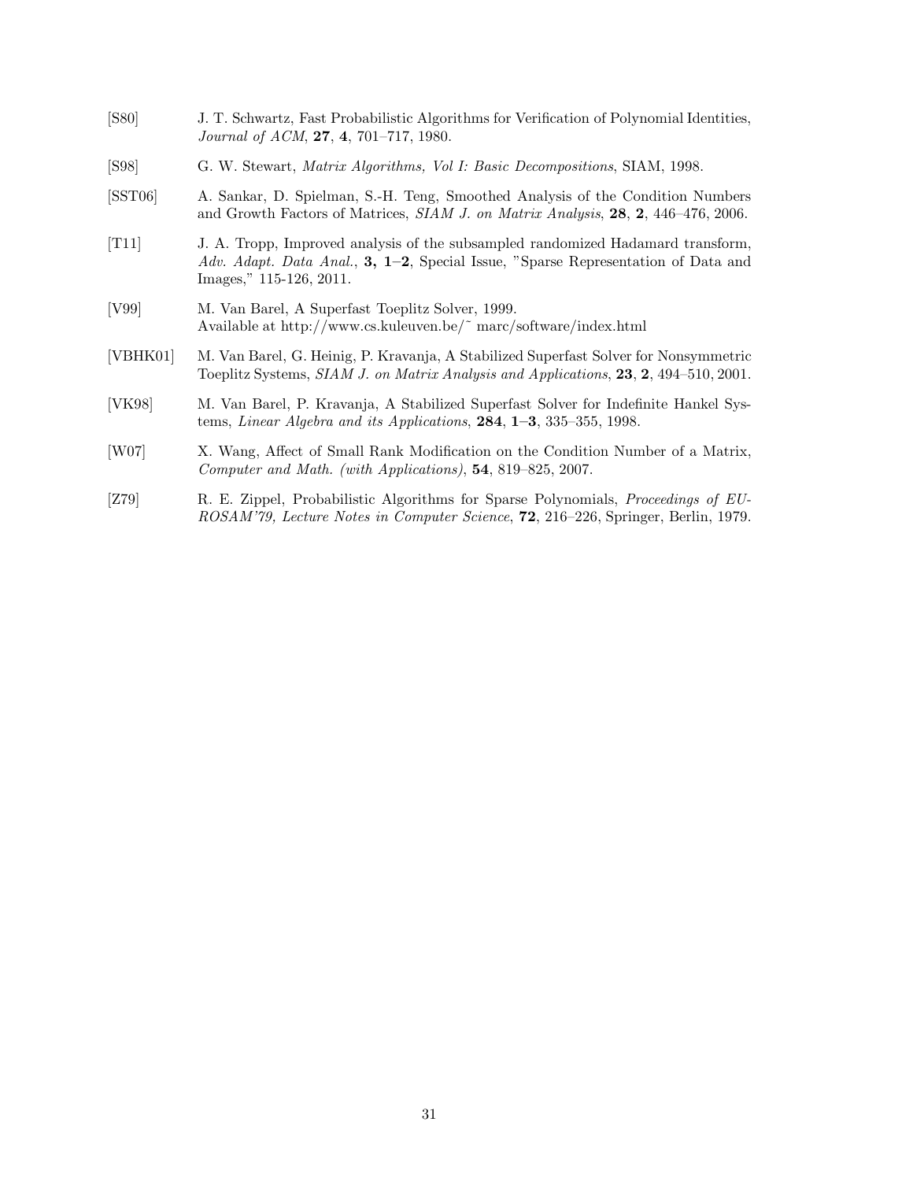[S80] J. T. Schwartz, Fast Probabilistic Algorithms for Verification of Polynomial Identities, *Journal of ACM*, **27**, **4**, 701–717, 1980.

[S98] G. W. Stewart, *Matrix Algorithms, Vol I: Basic Decompositions*, SIAM, 1998.

[SST06] A. Sankar, D. Spielman, S.-H. Teng, Smoothed Analysis of the Condition Numbers and Growth Factors of Matrices, *SIAM J. on Matrix Analysis*, **28**, **2**, 446–476, 2006.

[T11] J. A. Tropp, Improved analysis of the subsampled randomized Hadamard transform, *Adv. Adapt. Data Anal.*, **3, 1–2**, Special Issue, "Sparse Representation of Data and Images," 115-126, 2011.

[V99] M. Van Barel, A Superfast Toeplitz Solver, 1999.
Available at http://www.cs.kuleuven.be/˜ marc/software/index.html

[VBHK01] M. Van Barel, G. Heinig, P. Kravanja, A Stabilized Superfast Solver for Nonsymmetric Toeplitz Systems, *SIAM J. on Matrix Analysis and Applications*, **23**, **2**, 494–510, 2001.

[VK98] M. Van Barel, P. Kravanja, A Stabilized Superfast Solver for Indefinite Hankel Systems, *Linear Algebra and its Applications*, **284**, **1–3**, 335–355, 1998.

[W07] X. Wang, Affect of Small Rank Modification on the Condition Number of a Matrix, *Computer and Math. (with Applications)*, **54**, 819–825, 2007.

[Z79] R. E. Zippel, Probabilistic Algorithms for Sparse Polynomials, *Proceedings of EUROSAM'79, Lecture Notes in Computer Science*, **72**, 216–226, Springer, Berlin, 1979.